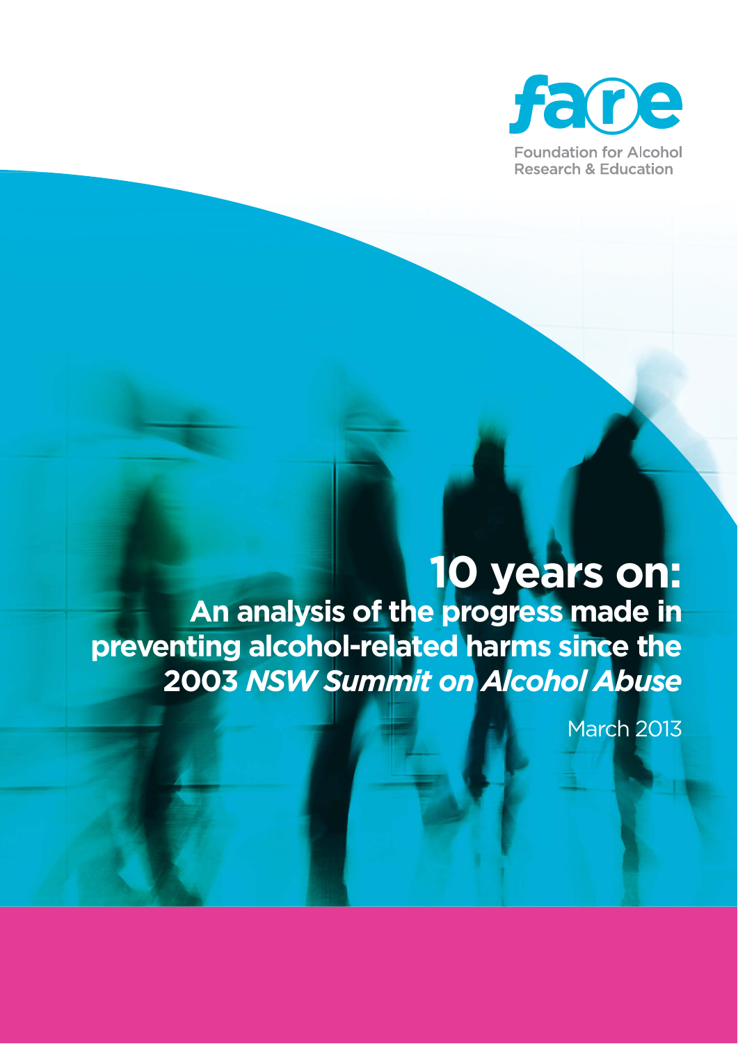fare

Foundation for Alcohol Research & Education

# 10 years on:

## An analysis of the progress made in preventing alcohol-related harms since the 2003 *NSW Summit on Alcohol Abuse*

March 2013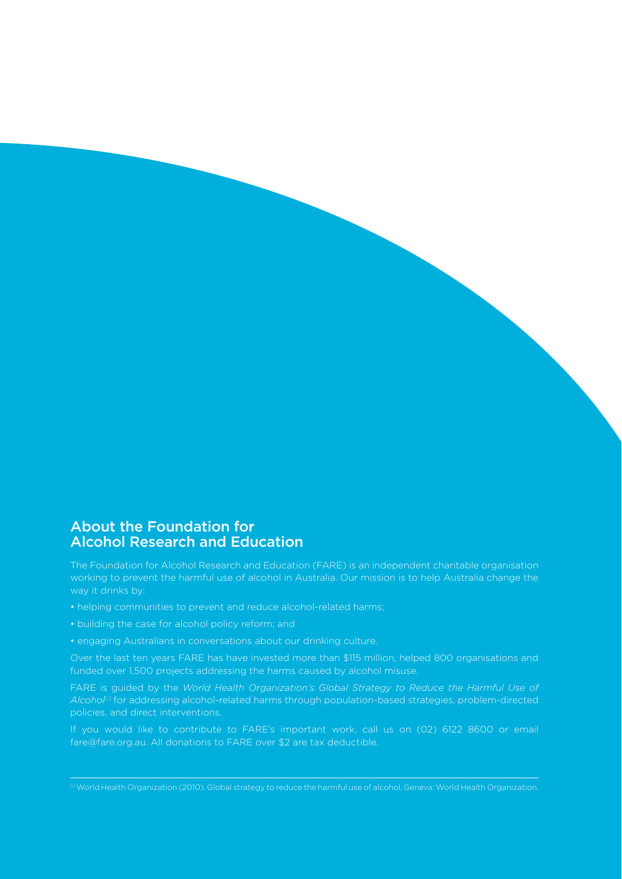## About the Foundation for Alcohol Research and Education

The Foundation for Alcohol Research and Education (FARE) is an independent charitable organisation working to prevent the harmful use of alcohol in Australia. Our mission is to help Australia change the way it drinks by:

- helping communities to prevent and reduce alcohol-related harms;
- building the case for alcohol policy reform; and
- engaging Australians in conversations about our drinking culture.

Over the last ten years FARE has have invested more than $115 million, helped 800 organisations and funded over 1,500 projects addressing the harms caused by alcohol misuse.

FARE is guided by the *World Health Organization's Global Strategy to Reduce the Harmful Use of Alcohol*[1] for addressing alcohol-related harms through population-based strategies, problem-directed policies, and direct interventions.

If you would like to contribute to FARE's important work, call us on (02) 6122 8600 or email fare@fare.org.au. All donations to FARE over $2 are tax deductible.

---

[1] World Health Organization (2010). Global strategy to reduce the harmful use of alcohol. Geneva: World Health Organization.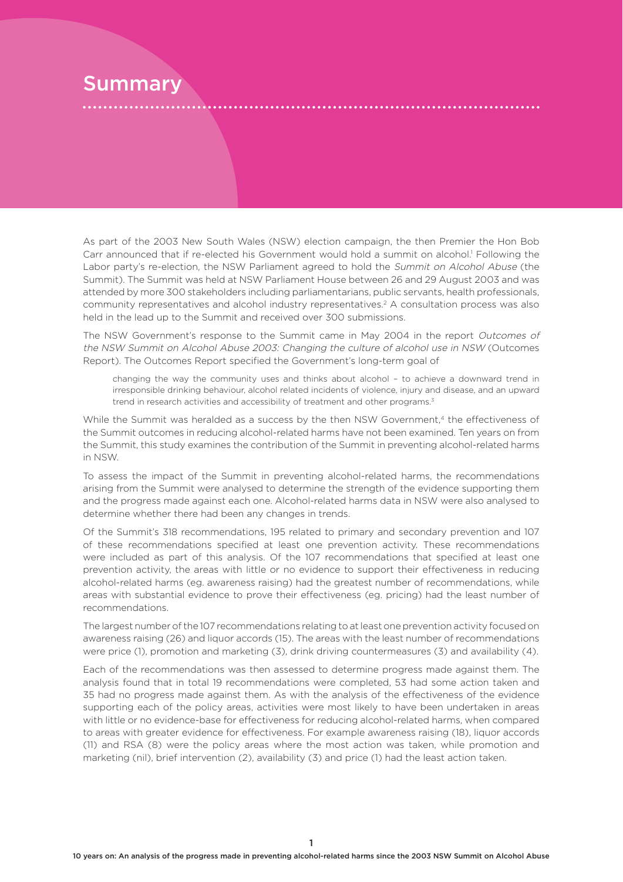# Summary

As part of the 2003 New South Wales (NSW) election campaign, the then Premier the Hon Bob Carr announced that if re-elected his Government would hold a summit on alcohol.[1] Following the Labor party's re-election, the NSW Parliament agreed to hold the *Summit on Alcohol Abuse* (the Summit). The Summit was held at NSW Parliament House between 26 and 29 August 2003 and was attended by more 300 stakeholders including parliamentarians, public servants, health professionals, community representatives and alcohol industry representatives.[2] A consultation process was also held in the lead up to the Summit and received over 300 submissions.

The NSW Government's response to the Summit came in May 2004 in the report *Outcomes of the NSW Summit on Alcohol Abuse 2003: Changing the culture of alcohol use in NSW* (Outcomes Report). The Outcomes Report specified the Government's long-term goal of

> changing the way the community uses and thinks about alcohol – to achieve a downward trend in irresponsible drinking behaviour, alcohol related incidents of violence, injury and disease, and an upward trend in research activities and accessibility of treatment and other programs.[3]

While the Summit was heralded as a success by the then NSW Government,[4] the effectiveness of the Summit outcomes in reducing alcohol-related harms have not been examined. Ten years on from the Summit, this study examines the contribution of the Summit in preventing alcohol-related harms in NSW.

To assess the impact of the Summit in preventing alcohol-related harms, the recommendations arising from the Summit were analysed to determine the strength of the evidence supporting them and the progress made against each one. Alcohol-related harms data in NSW were also analysed to determine whether there had been any changes in trends.

Of the Summit's 318 recommendations, 195 related to primary and secondary prevention and 107 of these recommendations specified at least one prevention activity. These recommendations were included as part of this analysis. Of the 107 recommendations that specified at least one prevention activity, the areas with little or no evidence to support their effectiveness in reducing alcohol-related harms (eg. awareness raising) had the greatest number of recommendations, while areas with substantial evidence to prove their effectiveness (eg. pricing) had the least number of recommendations.

The largest number of the 107 recommendations relating to at least one prevention activity focused on awareness raising (26) and liquor accords (15). The areas with the least number of recommendations were price (1), promotion and marketing (3), drink driving countermeasures (3) and availability (4).

Each of the recommendations was then assessed to determine progress made against them. The analysis found that in total 19 recommendations were completed, 53 had some action taken and 35 had no progress made against them. As with the analysis of the effectiveness of the evidence supporting each of the policy areas, activities were most likely to have been undertaken in areas with little or no evidence-base for effectiveness for reducing alcohol-related harms, when compared to areas with greater evidence for effectiveness. For example awareness raising (18), liquor accords (11) and RSA (8) were the policy areas where the most action was taken, while promotion and marketing (nil), brief intervention (2), availability (3) and price (1) had the least action taken.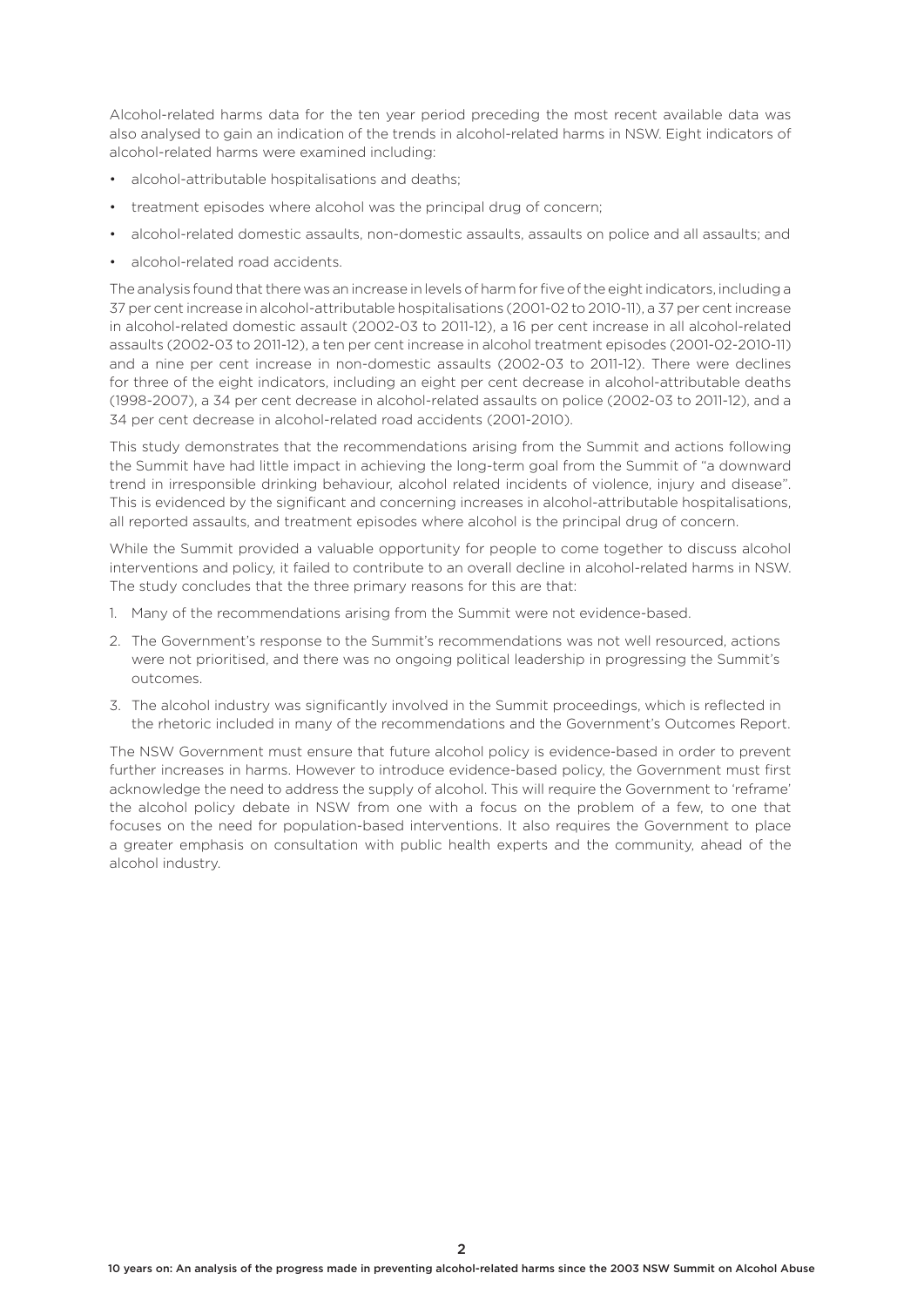Alcohol-related harms data for the ten year period preceding the most recent available data was also analysed to gain an indication of the trends in alcohol-related harms in NSW. Eight indicators of alcohol-related harms were examined including:

- alcohol-attributable hospitalisations and deaths;
- treatment episodes where alcohol was the principal drug of concern;
- alcohol-related domestic assaults, non-domestic assaults, assaults on police and all assaults; and
- alcohol-related road accidents.

The analysis found that there was an increase in levels of harm for five of the eight indicators, including a 37 per cent increase in alcohol-attributable hospitalisations (2001-02 to 2010-11), a 37 per cent increase in alcohol-related domestic assault (2002-03 to 2011-12), a 16 per cent increase in all alcohol-related assaults (2002-03 to 2011-12), a ten per cent increase in alcohol treatment episodes (2001-02-2010-11) and a nine per cent increase in non-domestic assaults (2002-03 to 2011-12). There were declines for three of the eight indicators, including an eight per cent decrease in alcohol-attributable deaths (1998-2007), a 34 per cent decrease in alcohol-related assaults on police (2002-03 to 2011-12), and a 34 per cent decrease in alcohol-related road accidents (2001-2010).

This study demonstrates that the recommendations arising from the Summit and actions following the Summit have had little impact in achieving the long-term goal from the Summit of "a downward trend in irresponsible drinking behaviour, alcohol related incidents of violence, injury and disease". This is evidenced by the significant and concerning increases in alcohol-attributable hospitalisations, all reported assaults, and treatment episodes where alcohol is the principal drug of concern.

While the Summit provided a valuable opportunity for people to come together to discuss alcohol interventions and policy, it failed to contribute to an overall decline in alcohol-related harms in NSW. The study concludes that the three primary reasons for this are that:

1. Many of the recommendations arising from the Summit were not evidence-based.
2. The Government's response to the Summit's recommendations was not well resourced, actions were not prioritised, and there was no ongoing political leadership in progressing the Summit's outcomes.
3. The alcohol industry was significantly involved in the Summit proceedings, which is reflected in the rhetoric included in many of the recommendations and the Government's Outcomes Report.

The NSW Government must ensure that future alcohol policy is evidence-based in order to prevent further increases in harms. However to introduce evidence-based policy, the Government must first acknowledge the need to address the supply of alcohol. This will require the Government to 'reframe' the alcohol policy debate in NSW from one with a focus on the problem of a few, to one that focuses on the need for population-based interventions. It also requires the Government to place a greater emphasis on consultation with public health experts and the community, ahead of the alcohol industry.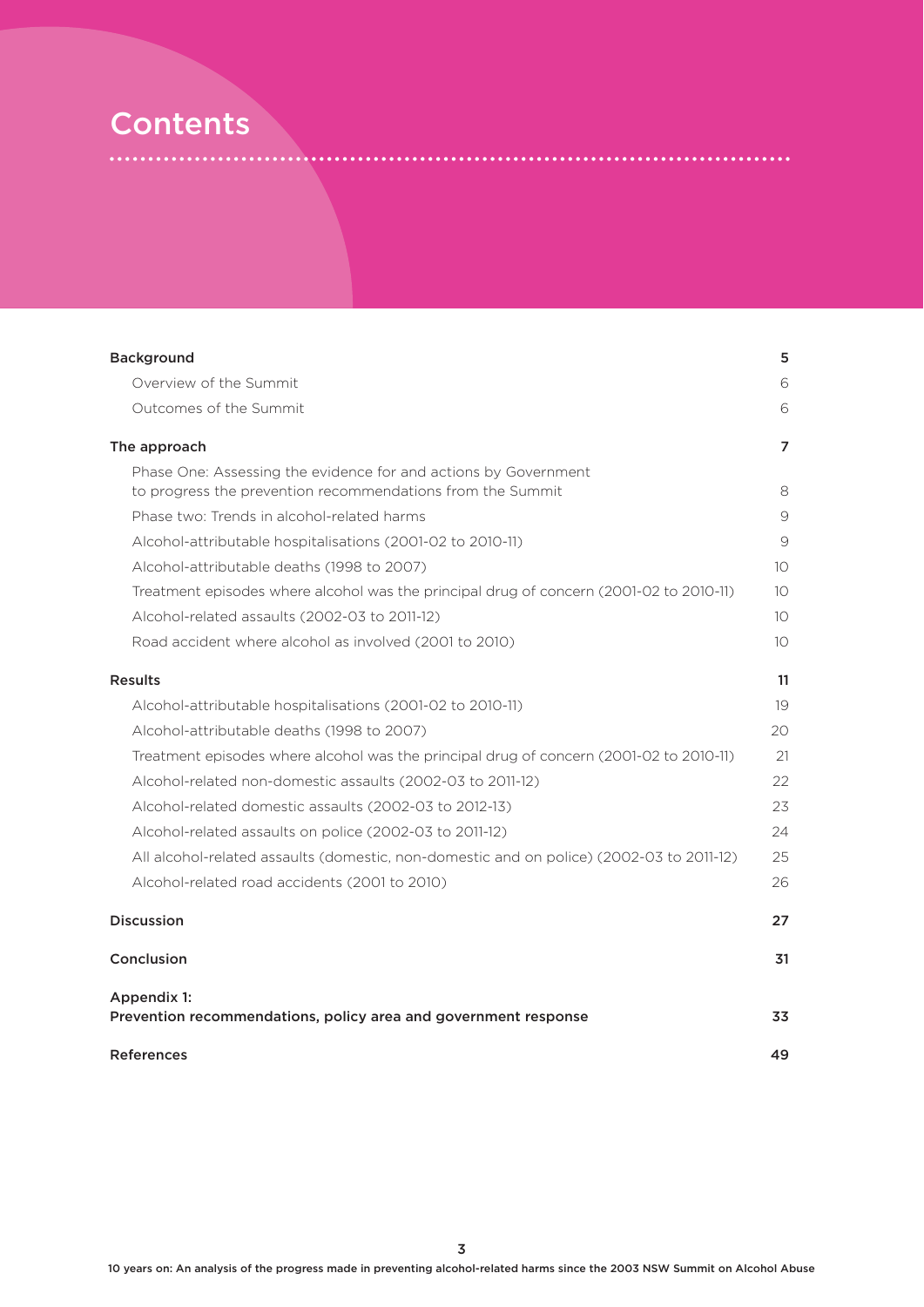# Contents

| | |
|---|---|
| **Background** | **5** |
| Overview of the Summit | 6 |
| Outcomes of the Summit | 6 |
| **The approach** | **7** |
| Phase One: Assessing the evidence for and actions by Government to progress the prevention recommendations from the Summit | 8 |
| Phase two: Trends in alcohol-related harms | 9 |
| Alcohol-attributable hospitalisations (2001-02 to 2010-11) | 9 |
| Alcohol-attributable deaths (1998 to 2007) | 10 |
| Treatment episodes where alcohol was the principal drug of concern (2001-02 to 2010-11) | 10 |
| Alcohol-related assaults (2002-03 to 2011-12) | 10 |
| Road accident where alcohol as involved (2001 to 2010) | 10 |
| **Results** | **11** |
| Alcohol-attributable hospitalisations (2001-02 to 2010-11) | 19 |
| Alcohol-attributable deaths (1998 to 2007) | 20 |
| Treatment episodes where alcohol was the principal drug of concern (2001-02 to 2010-11) | 21 |
| Alcohol-related non-domestic assaults (2002-03 to 2011-12) | 22 |
| Alcohol-related domestic assaults (2002-03 to 2012-13) | 23 |
| Alcohol-related assaults on police (2002-03 to 2011-12) | 24 |
| All alcohol-related assaults (domestic, non-domestic and on police) (2002-03 to 2011-12) | 25 |
| Alcohol-related road accidents (2001 to 2010) | 26 |
| **Discussion** | **27** |
| **Conclusion** | **31** |
| **Appendix 1: Prevention recommendations, policy area and government response** | **33** |
| **References** | **49** |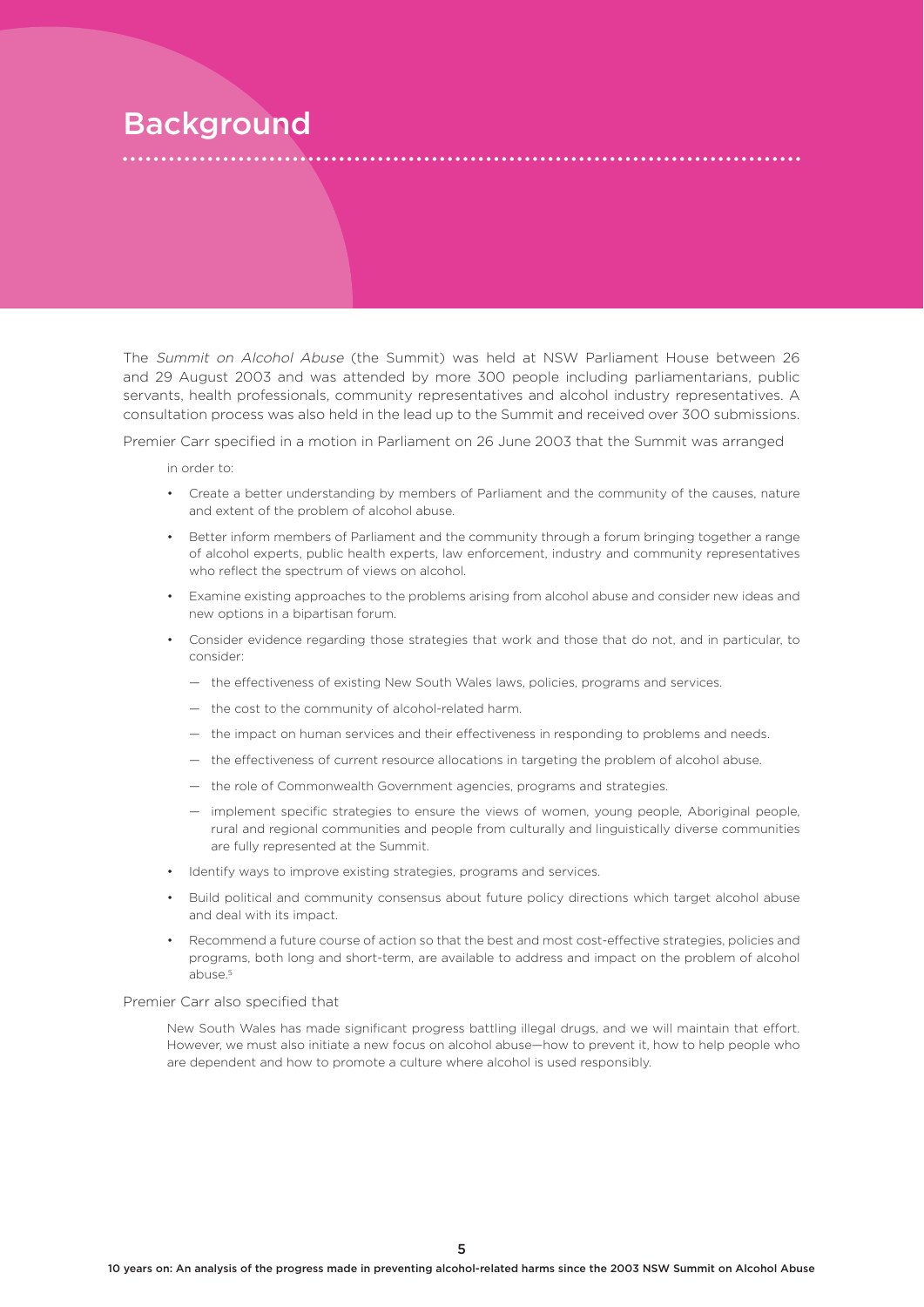# Background

The *Summit on Alcohol Abuse* (the Summit) was held at NSW Parliament House between 26 and 29 August 2003 and was attended by more 300 people including parliamentarians, public servants, health professionals, community representatives and alcohol industry representatives. A consultation process was also held in the lead up to the Summit and received over 300 submissions.

Premier Carr specified in a motion in Parliament on 26 June 2003 that the Summit was arranged

in order to:

- Create a better understanding by members of Parliament and the community of the causes, nature and extent of the problem of alcohol abuse.
- Better inform members of Parliament and the community through a forum bringing together a range of alcohol experts, public health experts, law enforcement, industry and community representatives who reflect the spectrum of views on alcohol.
- Examine existing approaches to the problems arising from alcohol abuse and consider new ideas and new options in a bipartisan forum.
- Consider evidence regarding those strategies that work and those that do not, and in particular, to consider:
  - the effectiveness of existing New South Wales laws, policies, programs and services.
  - the cost to the community of alcohol-related harm.
  - the impact on human services and their effectiveness in responding to problems and needs.
  - the effectiveness of current resource allocations in targeting the problem of alcohol abuse.
  - the role of Commonwealth Government agencies, programs and strategies.
  - implement specific strategies to ensure the views of women, young people, Aboriginal people, rural and regional communities and people from culturally and linguistically diverse communities are fully represented at the Summit.
- Identify ways to improve existing strategies, programs and services.
- Build political and community consensus about future policy directions which target alcohol abuse and deal with its impact.
- Recommend a future course of action so that the best and most cost-effective strategies, policies and programs, both long and short-term, are available to address and impact on the problem of alcohol abuse.[5]

Premier Carr also specified that

> New South Wales has made significant progress battling illegal drugs, and we will maintain that effort. However, we must also initiate a new focus on alcohol abuse—how to prevent it, how to help people who are dependent and how to promote a culture where alcohol is used responsibly.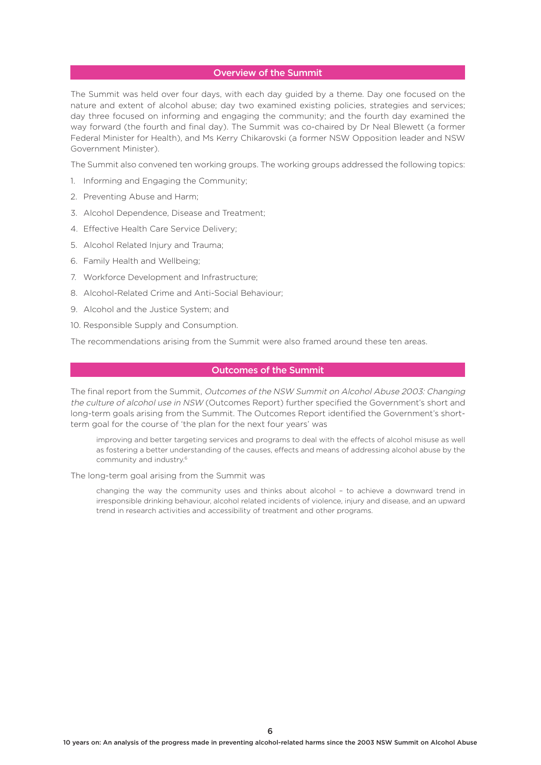## Overview of the Summit

The Summit was held over four days, with each day guided by a theme. Day one focused on the nature and extent of alcohol abuse; day two examined existing policies, strategies and services; day three focused on informing and engaging the community; and the fourth day examined the way forward (the fourth and final day). The Summit was co-chaired by Dr Neal Blewett (a former Federal Minister for Health), and Ms Kerry Chikarovski (a former NSW Opposition leader and NSW Government Minister).

The Summit also convened ten working groups. The working groups addressed the following topics:

1. Informing and Engaging the Community;
2. Preventing Abuse and Harm;
3. Alcohol Dependence, Disease and Treatment;
4. Effective Health Care Service Delivery;
5. Alcohol Related Injury and Trauma;
6. Family Health and Wellbeing;
7. Workforce Development and Infrastructure;
8. Alcohol-Related Crime and Anti-Social Behaviour;
9. Alcohol and the Justice System; and
10. Responsible Supply and Consumption.

The recommendations arising from the Summit were also framed around these ten areas.

## Outcomes of the Summit

The final report from the Summit, *Outcomes of the NSW Summit on Alcohol Abuse 2003: Changing the culture of alcohol use in NSW* (Outcomes Report) further specified the Government's short and long-term goals arising from the Summit. The Outcomes Report identified the Government's short-term goal for the course of 'the plan for the next four years' was

> improving and better targeting services and programs to deal with the effects of alcohol misuse as well as fostering a better understanding of the causes, effects and means of addressing alcohol abuse by the community and industry.[6]

The long-term goal arising from the Summit was

> changing the way the community uses and thinks about alcohol – to achieve a downward trend in irresponsible drinking behaviour, alcohol related incidents of violence, injury and disease, and an upward trend in research activities and accessibility of treatment and other programs.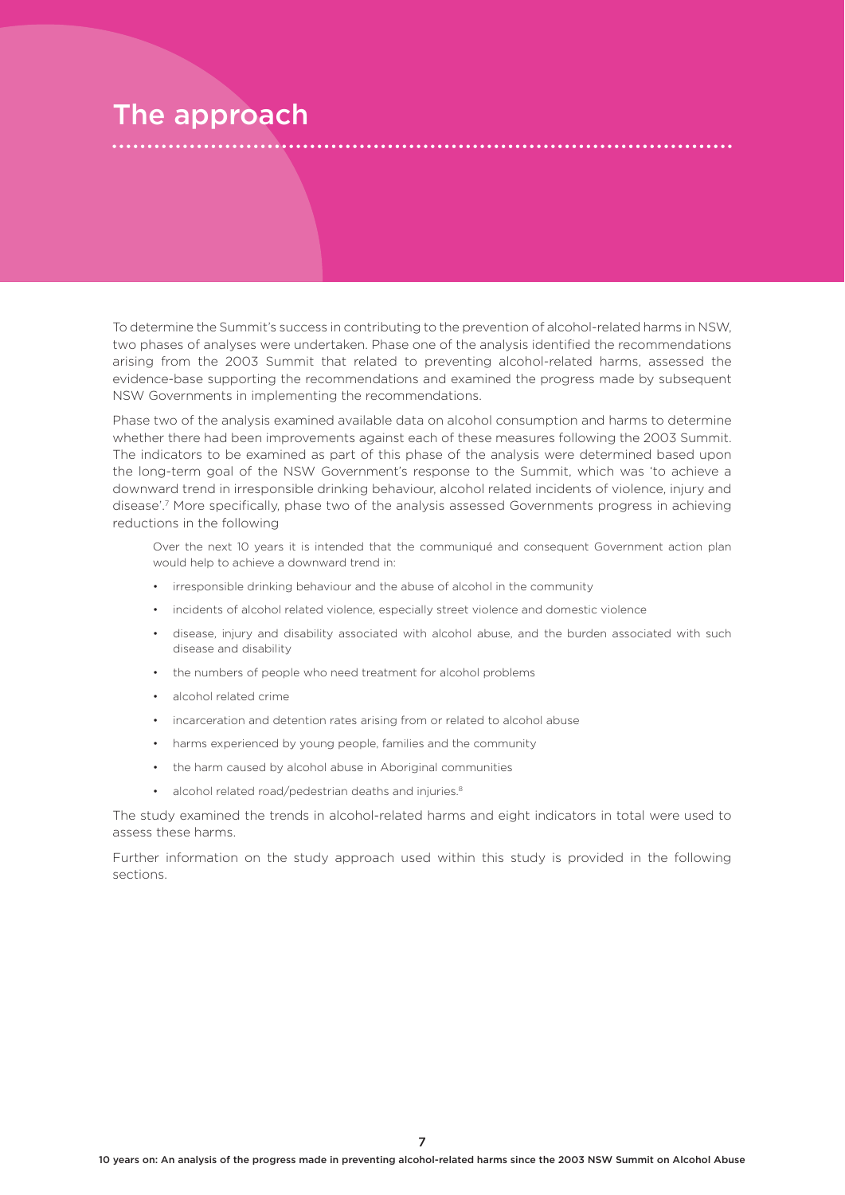# The approach

To determine the Summit's success in contributing to the prevention of alcohol-related harms in NSW, two phases of analyses were undertaken. Phase one of the analysis identified the recommendations arising from the 2003 Summit that related to preventing alcohol-related harms, assessed the evidence-base supporting the recommendations and examined the progress made by subsequent NSW Governments in implementing the recommendations.

Phase two of the analysis examined available data on alcohol consumption and harms to determine whether there had been improvements against each of these measures following the 2003 Summit. The indicators to be examined as part of this phase of the analysis were determined based upon the long-term goal of the NSW Government's response to the Summit, which was 'to achieve a downward trend in irresponsible drinking behaviour, alcohol related incidents of violence, injury and disease'.[7] More specifically, phase two of the analysis assessed Governments progress in achieving reductions in the following

> Over the next 10 years it is intended that the communiqué and consequent Government action plan would help to achieve a downward trend in:
>
> - irresponsible drinking behaviour and the abuse of alcohol in the community
> - incidents of alcohol related violence, especially street violence and domestic violence
> - disease, injury and disability associated with alcohol abuse, and the burden associated with such disease and disability
> - the numbers of people who need treatment for alcohol problems
> - alcohol related crime
> - incarceration and detention rates arising from or related to alcohol abuse
> - harms experienced by young people, families and the community
> - the harm caused by alcohol abuse in Aboriginal communities
> - alcohol related road/pedestrian deaths and injuries.[8]

The study examined the trends in alcohol-related harms and eight indicators in total were used to assess these harms.

Further information on the study approach used within this study is provided in the following sections.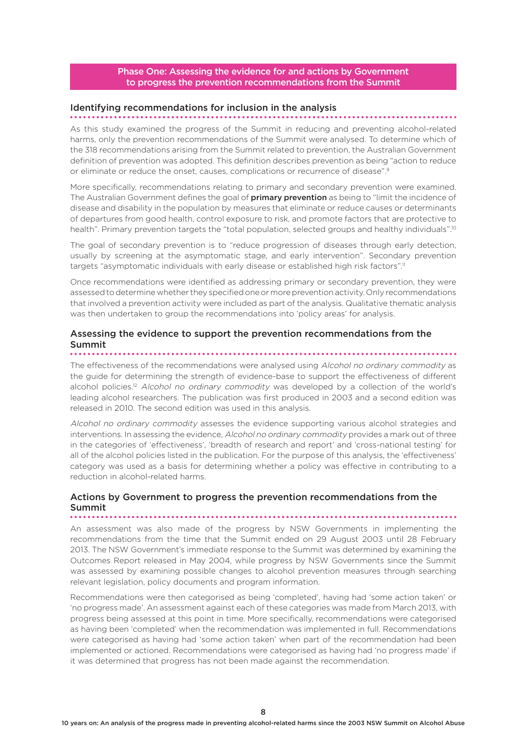## Phase One: Assessing the evidence for and actions by Government to progress the prevention recommendations from the Summit

### Identifying recommendations for inclusion in the analysis

As this study examined the progress of the Summit in reducing and preventing alcohol-related harms, only the prevention recommendations of the Summit were analysed. To determine which of the 318 recommendations arising from the Summit related to prevention, the Australian Government definition of prevention was adopted. This definition describes prevention as being "action to reduce or eliminate or reduce the onset, causes, complications or recurrence of disease".[9]

More specifically, recommendations relating to primary and secondary prevention were examined. The Australian Government defines the goal of **primary prevention** as being to "limit the incidence of disease and disability in the population by measures that eliminate or reduce causes or determinants of departures from good health, control exposure to risk, and promote factors that are protective to health". Primary prevention targets the "total population, selected groups and healthy individuals".[10]

The goal of secondary prevention is to "reduce progression of diseases through early detection, usually by screening at the asymptomatic stage, and early intervention". Secondary prevention targets "asymptomatic individuals with early disease or established high risk factors".[11]

Once recommendations were identified as addressing primary or secondary prevention, they were assessed to determine whether they specified one or more prevention activity. Only recommendations that involved a prevention activity were included as part of the analysis. Qualitative thematic analysis was then undertaken to group the recommendations into 'policy areas' for analysis.

### Assessing the evidence to support the prevention recommendations from the Summit

The effectiveness of the recommendations were analysed using *Alcohol no ordinary commodity* as the guide for determining the strength of evidence-base to support the effectiveness of different alcohol policies.[12] *Alcohol no ordinary commodity* was developed by a collection of the world's leading alcohol researchers. The publication was first produced in 2003 and a second edition was released in 2010. The second edition was used in this analysis.

*Alcohol no ordinary commodity* assesses the evidence supporting various alcohol strategies and interventions. In assessing the evidence, *Alcohol no ordinary commodity* provides a mark out of three in the categories of 'effectiveness', 'breadth of research and report' and 'cross-national testing' for all of the alcohol policies listed in the publication. For the purpose of this analysis, the 'effectiveness' category was used as a basis for determining whether a policy was effective in contributing to a reduction in alcohol-related harms.

### Actions by Government to progress the prevention recommendations from the Summit

An assessment was also made of the progress by NSW Governments in implementing the recommendations from the time that the Summit ended on 29 August 2003 until 28 February 2013. The NSW Government's immediate response to the Summit was determined by examining the Outcomes Report released in May 2004, while progress by NSW Governments since the Summit was assessed by examining possible changes to alcohol prevention measures through searching relevant legislation, policy documents and program information.

Recommendations were then categorised as being 'completed', having had 'some action taken' or 'no progress made'. An assessment against each of these categories was made from March 2013, with progress being assessed at this point in time. More specifically, recommendations were categorised as having been 'completed' when the recommendation was implemented in full. Recommendations were categorised as having had 'some action taken' when part of the recommendation had been implemented or actioned. Recommendations were categorised as having had 'no progress made' if it was determined that progress has not been made against the recommendation.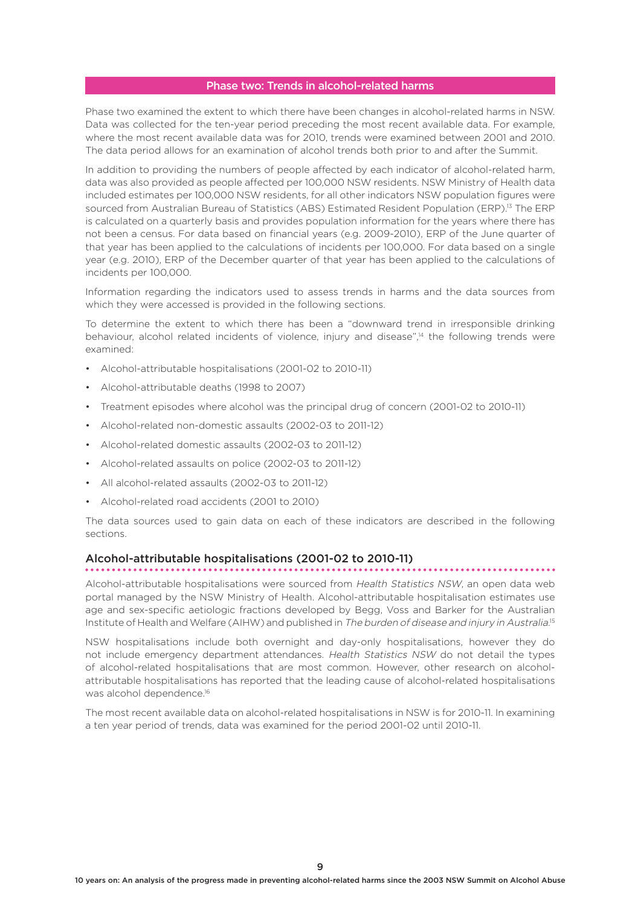## Phase two: Trends in alcohol-related harms

Phase two examined the extent to which there have been changes in alcohol-related harms in NSW. Data was collected for the ten-year period preceding the most recent available data. For example, where the most recent available data was for 2010, trends were examined between 2001 and 2010. The data period allows for an examination of alcohol trends both prior to and after the Summit.

In addition to providing the numbers of people affected by each indicator of alcohol-related harm, data was also provided as people affected per 100,000 NSW residents. NSW Ministry of Health data included estimates per 100,000 NSW residents, for all other indicators NSW population figures were sourced from Australian Bureau of Statistics (ABS) Estimated Resident Population (ERP).[13] The ERP is calculated on a quarterly basis and provides population information for the years where there has not been a census. For data based on financial years (e.g. 2009-2010), ERP of the June quarter of that year has been applied to the calculations of incidents per 100,000. For data based on a single year (e.g. 2010), ERP of the December quarter of that year has been applied to the calculations of incidents per 100,000.

Information regarding the indicators used to assess trends in harms and the data sources from which they were accessed is provided in the following sections.

To determine the extent to which there has been a "downward trend in irresponsible drinking behaviour, alcohol related incidents of violence, injury and disease",[14] the following trends were examined:

- Alcohol-attributable hospitalisations (2001-02 to 2010-11)
- Alcohol-attributable deaths (1998 to 2007)
- Treatment episodes where alcohol was the principal drug of concern (2001-02 to 2010-11)
- Alcohol-related non-domestic assaults (2002-03 to 2011-12)
- Alcohol-related domestic assaults (2002-03 to 2011-12)
- Alcohol-related assaults on police (2002-03 to 2011-12)
- All alcohol-related assaults (2002-03 to 2011-12)
- Alcohol-related road accidents (2001 to 2010)

The data sources used to gain data on each of these indicators are described in the following sections.

### Alcohol-attributable hospitalisations (2001-02 to 2010-11)

Alcohol-attributable hospitalisations were sourced from *Health Statistics NSW*, an open data web portal managed by the NSW Ministry of Health. Alcohol-attributable hospitalisation estimates use age and sex-specific aetiologic fractions developed by Begg, Voss and Barker for the Australian Institute of Health and Welfare (AIHW) and published in *The burden of disease and injury in Australia*.[15]

NSW hospitalisations include both overnight and day-only hospitalisations, however they do not include emergency department attendances. *Health Statistics NSW* do not detail the types of alcohol-related hospitalisations that are most common. However, other research on alcohol-attributable hospitalisations has reported that the leading cause of alcohol-related hospitalisations was alcohol dependence.[16]

The most recent available data on alcohol-related hospitalisations in NSW is for 2010-11. In examining a ten year period of trends, data was examined for the period 2001-02 until 2010-11.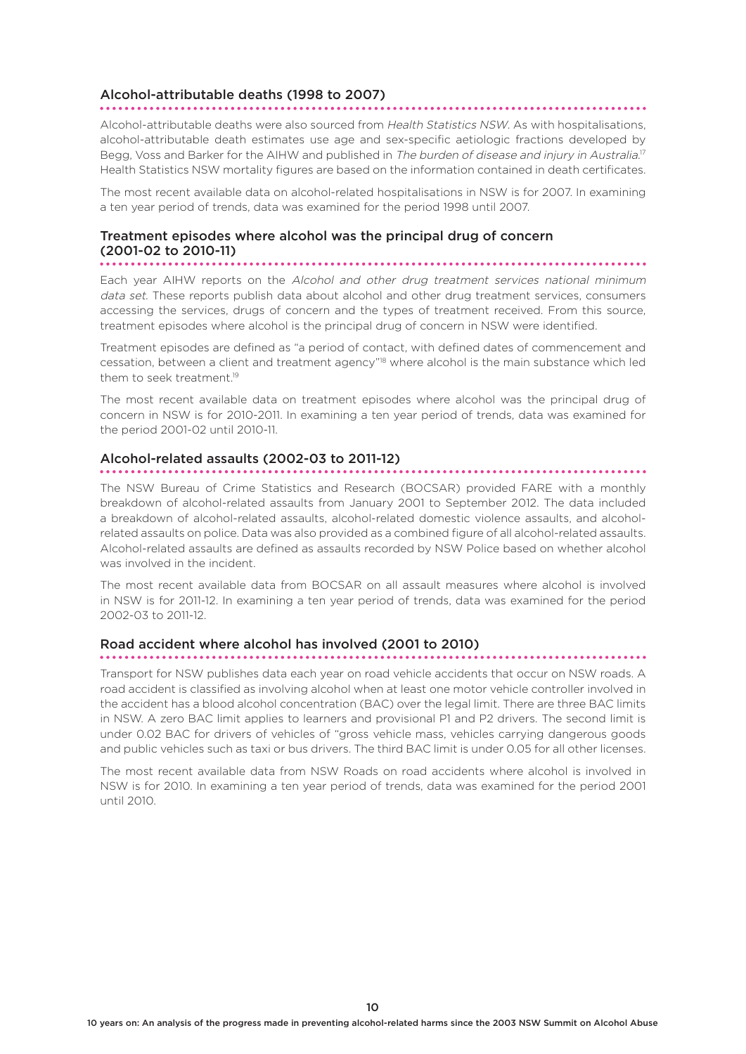## Alcohol-attributable deaths (1998 to 2007)

Alcohol-attributable deaths were also sourced from *Health Statistics NSW*. As with hospitalisations, alcohol-attributable death estimates use age and sex-specific aetiologic fractions developed by Begg, Voss and Barker for the AIHW and published in *The burden of disease and injury in Australia*.[17] Health Statistics NSW mortality figures are based on the information contained in death certificates.

The most recent available data on alcohol-related hospitalisations in NSW is for 2007. In examining a ten year period of trends, data was examined for the period 1998 until 2007.

## Treatment episodes where alcohol was the principal drug of concern (2001-02 to 2010-11)

Each year AIHW reports on the *Alcohol and other drug treatment services national minimum data set*. These reports publish data about alcohol and other drug treatment services, consumers accessing the services, drugs of concern and the types of treatment received. From this source, treatment episodes where alcohol is the principal drug of concern in NSW were identified.

Treatment episodes are defined as "a period of contact, with defined dates of commencement and cessation, between a client and treatment agency"[18] where alcohol is the main substance which led them to seek treatment.[19]

The most recent available data on treatment episodes where alcohol was the principal drug of concern in NSW is for 2010-2011. In examining a ten year period of trends, data was examined for the period 2001-02 until 2010-11.

## Alcohol-related assaults (2002-03 to 2011-12)

The NSW Bureau of Crime Statistics and Research (BOCSAR) provided FARE with a monthly breakdown of alcohol-related assaults from January 2001 to September 2012. The data included a breakdown of alcohol-related assaults, alcohol-related domestic violence assaults, and alcohol-related assaults on police. Data was also provided as a combined figure of all alcohol-related assaults. Alcohol-related assaults are defined as assaults recorded by NSW Police based on whether alcohol was involved in the incident.

The most recent available data from BOCSAR on all assault measures where alcohol is involved in NSW is for 2011-12. In examining a ten year period of trends, data was examined for the period 2002-03 to 2011-12.

## Road accident where alcohol has involved (2001 to 2010)

Transport for NSW publishes data each year on road vehicle accidents that occur on NSW roads. A road accident is classified as involving alcohol when at least one motor vehicle controller involved in the accident has a blood alcohol concentration (BAC) over the legal limit. There are three BAC limits in NSW. A zero BAC limit applies to learners and provisional P1 and P2 drivers. The second limit is under 0.02 BAC for drivers of vehicles of "gross vehicle mass, vehicles carrying dangerous goods and public vehicles such as taxi or bus drivers. The third BAC limit is under 0.05 for all other licenses.

The most recent available data from NSW Roads on road accidents where alcohol is involved in NSW is for 2010. In examining a ten year period of trends, data was examined for the period 2001 until 2010.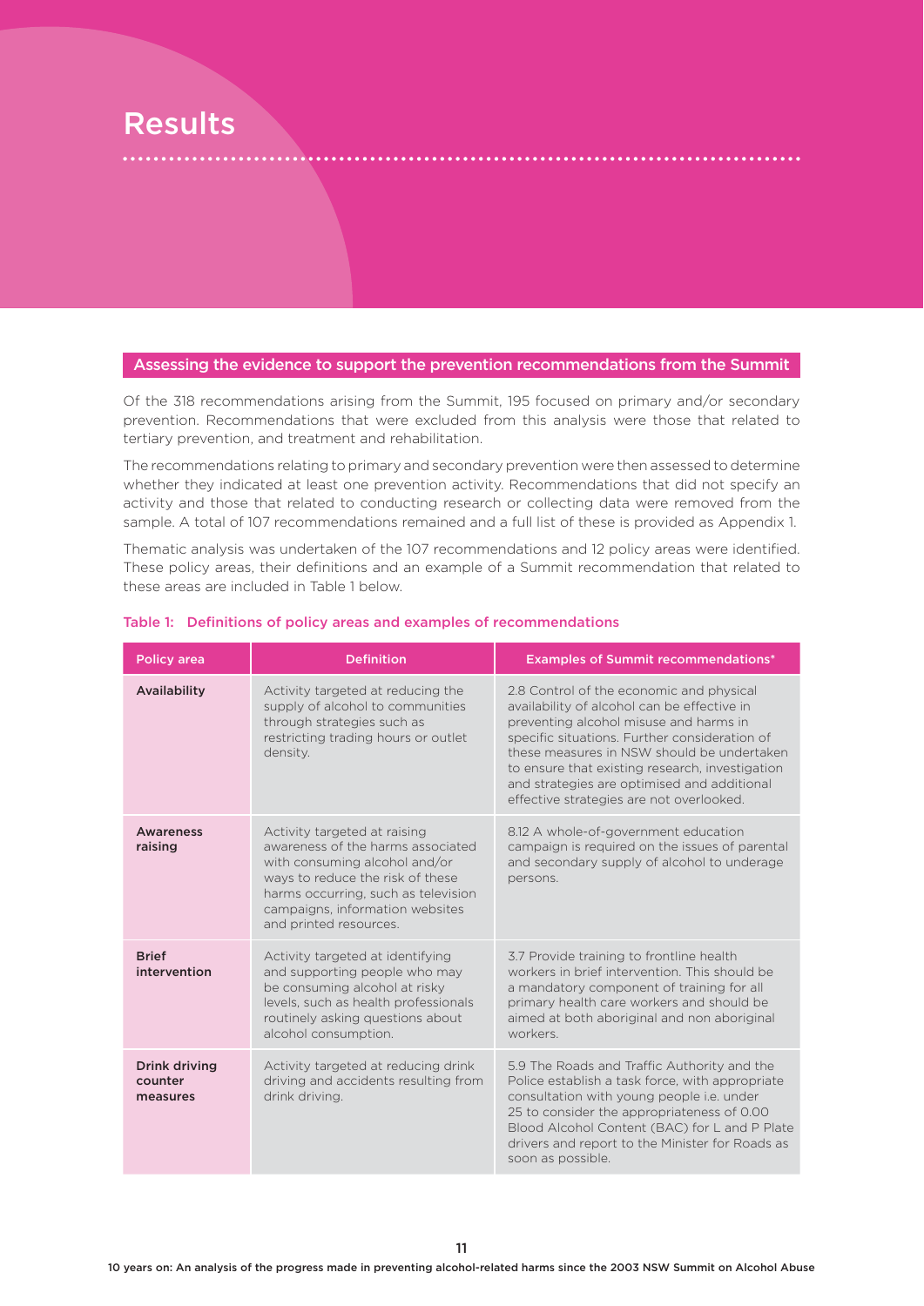# Results

## Assessing the evidence to support the prevention recommendations from the Summit

Of the 318 recommendations arising from the Summit, 195 focused on primary and/or secondary prevention. Recommendations that were excluded from this analysis were those that related to tertiary prevention, and treatment and rehabilitation.

The recommendations relating to primary and secondary prevention were then assessed to determine whether they indicated at least one prevention activity. Recommendations that did not specify an activity and those that related to conducting research or collecting data were removed from the sample. A total of 107 recommendations remained and a full list of these is provided as Appendix 1.

Thematic analysis was undertaken of the 107 recommendations and 12 policy areas were identified. These policy areas, their definitions and an example of a Summit recommendation that related to these areas are included in Table 1 below.

**Table 1: Definitions of policy areas and examples of recommendations**

| Policy area | Definition | Examples of Summit recommendations* |
|---|---|---|
| **Availability** | Activity targeted at reducing the supply of alcohol to communities through strategies such as restricting trading hours or outlet density. | 2.8 Control of the economic and physical availability of alcohol can be effective in preventing alcohol misuse and harms in specific situations. Further consideration of these measures in NSW should be undertaken to ensure that existing research, investigation and strategies are optimised and additional effective strategies are not overlooked. |
| **Awareness raising** | Activity targeted at raising awareness of the harms associated with consuming alcohol and/or ways to reduce the risk of these harms occurring, such as television campaigns, information websites and printed resources. | 8.12 A whole-of-government education campaign is required on the issues of parental and secondary supply of alcohol to underage persons. |
| **Brief intervention** | Activity targeted at identifying and supporting people who may be consuming alcohol at risky levels, such as health professionals routinely asking questions about alcohol consumption. | 3.7 Provide training to frontline health workers in brief intervention. This should be a mandatory component of training for all primary health care workers and should be aimed at both aboriginal and non aboriginal workers. |
| **Drink driving counter measures** | Activity targeted at reducing drink driving and accidents resulting from drink driving. | 5.9 The Roads and Traffic Authority and the Police establish a task force, with appropriate consultation with young people i.e. under 25 to consider the appropriateness of 0.00 Blood Alcohol Content (BAC) for L and P Plate drivers and report to the Minister for Roads as soon as possible. |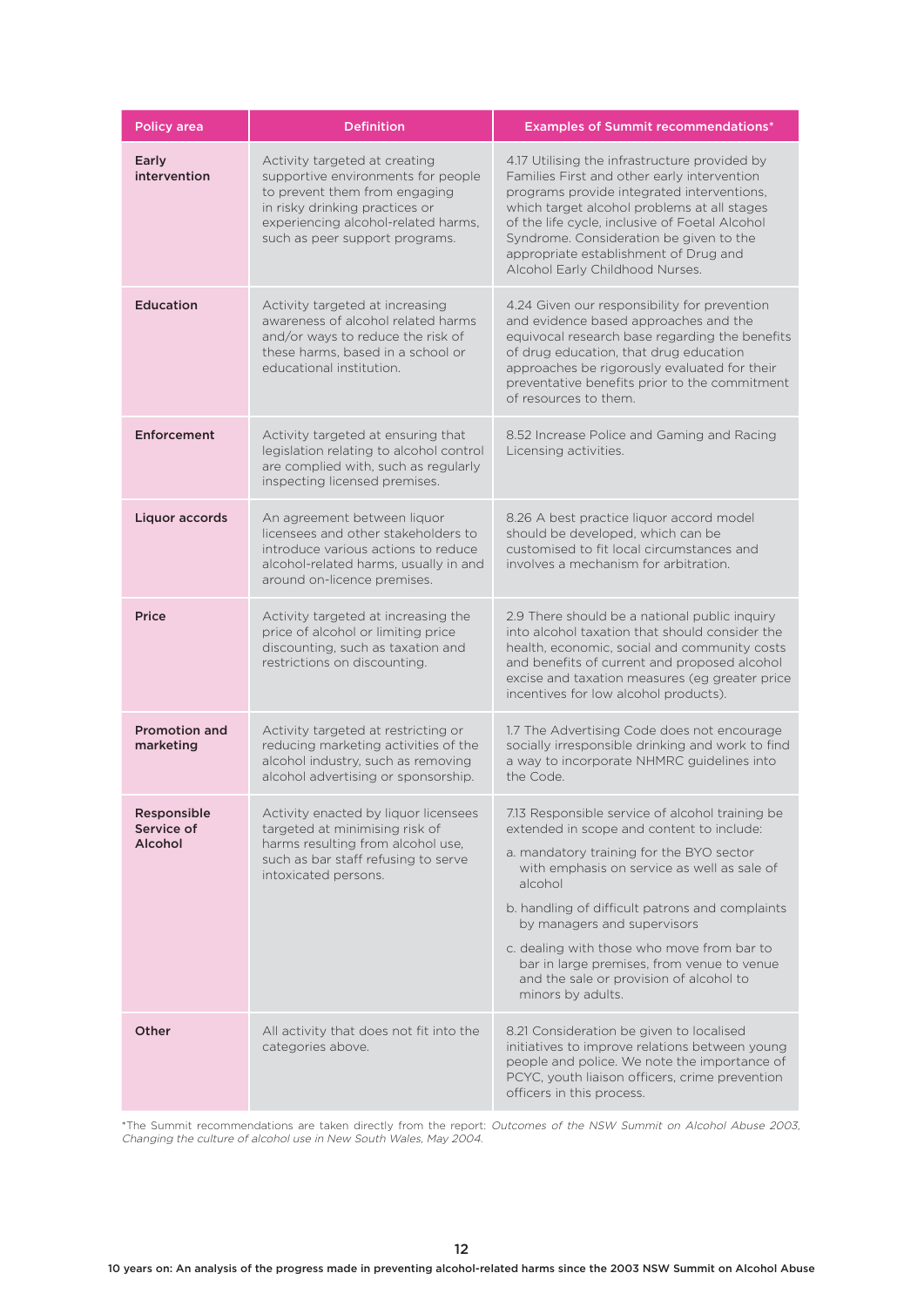| Policy area | Definition | Examples of Summit recommendations* |
| --- | --- | --- |
| **Early intervention** | Activity targeted at creating supportive environments for people to prevent them from engaging in risky drinking practices or experiencing alcohol-related harms, such as peer support programs. | 4.17 Utilising the infrastructure provided by Families First and other early intervention programs provide integrated interventions, which target alcohol problems at all stages of the life cycle, inclusive of Foetal Alcohol Syndrome. Consideration be given to the appropriate establishment of Drug and Alcohol Early Childhood Nurses. |
| **Education** | Activity targeted at increasing awareness of alcohol related harms and/or ways to reduce the risk of these harms, based in a school or educational institution. | 4.24 Given our responsibility for prevention and evidence based approaches and the equivocal research base regarding the benefits of drug education, that drug education approaches be rigorously evaluated for their preventative benefits prior to the commitment of resources to them. |
| **Enforcement** | Activity targeted at ensuring that legislation relating to alcohol control are complied with, such as regularly inspecting licensed premises. | 8.52 Increase Police and Gaming and Racing Licensing activities. |
| **Liquor accords** | An agreement between liquor licensees and other stakeholders to introduce various actions to reduce alcohol-related harms, usually in and around on-licence premises. | 8.26 A best practice liquor accord model should be developed, which can be customised to fit local circumstances and involves a mechanism for arbitration. |
| **Price** | Activity targeted at increasing the price of alcohol or limiting price discounting, such as taxation and restrictions on discounting. | 2.9 There should be a national public inquiry into alcohol taxation that should consider the health, economic, social and community costs and benefits of current and proposed alcohol excise and taxation measures (eg greater price incentives for low alcohol products). |
| **Promotion and marketing** | Activity targeted at restricting or reducing marketing activities of the alcohol industry, such as removing alcohol advertising or sponsorship. | 1.7 The Advertising Code does not encourage socially irresponsible drinking and work to find a way to incorporate NHMRC guidelines into the Code. |
| **Responsible Service of Alcohol** | Activity enacted by liquor licensees targeted at minimising risk of harms resulting from alcohol use, such as bar staff refusing to serve intoxicated persons. | 7.13 Responsible service of alcohol training be extended in scope and content to include: a. mandatory training for the BYO sector with emphasis on service as well as sale of alcohol b. handling of difficult patrons and complaints by managers and supervisors c. dealing with those who move from bar to bar in large premises, from venue to venue and the sale or provision of alcohol to minors by adults. |
| **Other** | All activity that does not fit into the categories above. | 8.21 Consideration be given to localised initiatives to improve relations between young people and police. We note the importance of PCYC, youth liaison officers, crime prevention officers in this process. |

*The Summit recommendations are taken directly from the report: *Outcomes of the NSW Summit on Alcohol Abuse 2003, Changing the culture of alcohol use in New South Wales, May 2004.*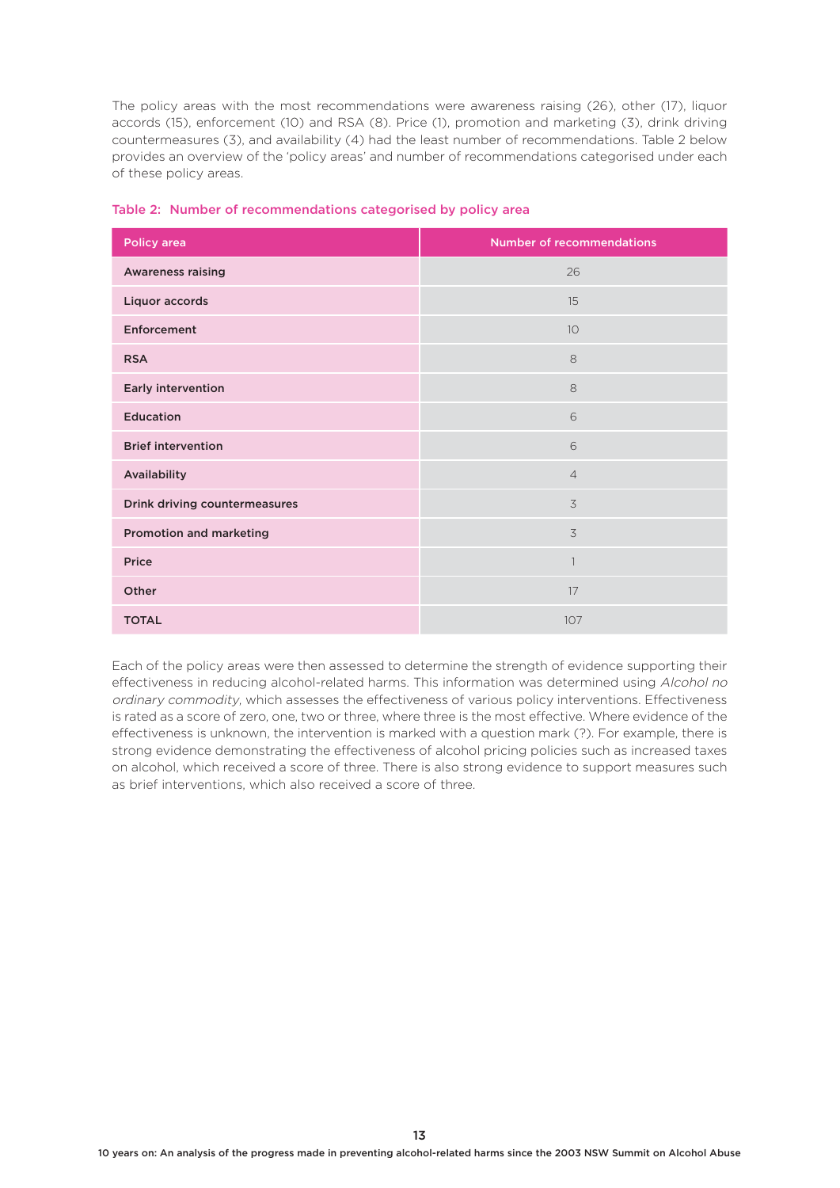The policy areas with the most recommendations were awareness raising (26), other (17), liquor accords (15), enforcement (10) and RSA (8). Price (1), promotion and marketing (3), drink driving countermeasures (3), and availability (4) had the least number of recommendations. Table 2 below provides an overview of the 'policy areas' and number of recommendations categorised under each of these policy areas.

Table 2: Number of recommendations categorised by policy area

| Policy area | Number of recommendations |
|---|---|
| **Awareness raising** | 26 |
| **Liquor accords** | 15 |
| **Enforcement** | 10 |
| **RSA** | 8 |
| **Early intervention** | 8 |
| **Education** | 6 |
| **Brief intervention** | 6 |
| **Availability** | 4 |
| **Drink driving countermeasures** | 3 |
| **Promotion and marketing** | 3 |
| **Price** | 1 |
| **Other** | 17 |
| **TOTAL** | 107 |

Each of the policy areas were then assessed to determine the strength of evidence supporting their effectiveness in reducing alcohol-related harms. This information was determined using *Alcohol no ordinary commodity*, which assesses the effectiveness of various policy interventions. Effectiveness is rated as a score of zero, one, two or three, where three is the most effective. Where evidence of the effectiveness is unknown, the intervention is marked with a question mark (?). For example, there is strong evidence demonstrating the effectiveness of alcohol pricing policies such as increased taxes on alcohol, which received a score of three. There is also strong evidence to support measures such as brief interventions, which also received a score of three.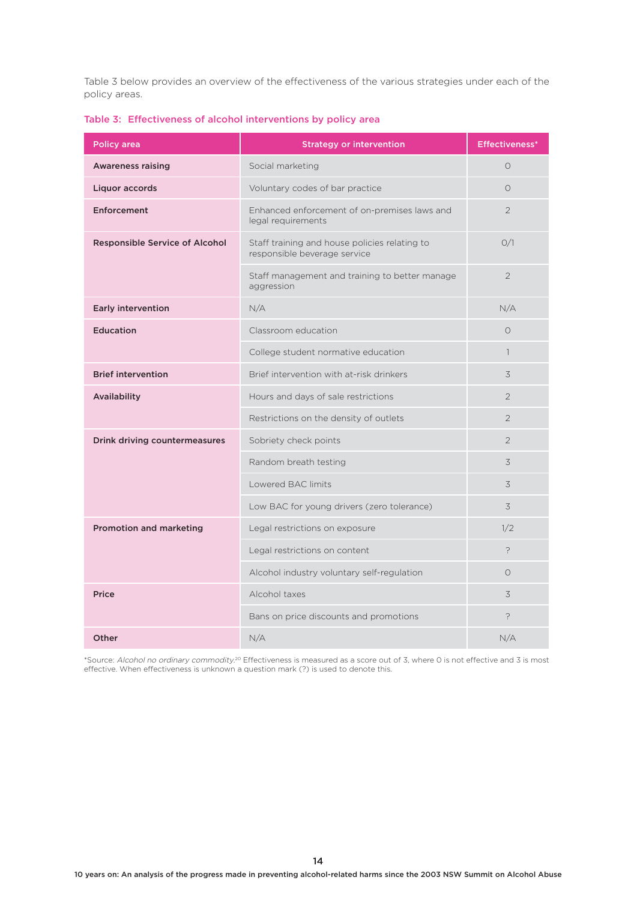Table 3 below provides an overview of the effectiveness of the various strategies under each of the policy areas.

**Table 3: Effectiveness of alcohol interventions by policy area**

| Policy area | Strategy or intervention | Effectiveness* |
|---|---|---|
| **Awareness raising** | Social marketing | 0 |
| **Liquor accords** | Voluntary codes of bar practice | 0 |
| **Enforcement** | Enhanced enforcement of on-premises laws and legal requirements | 2 |
| **Responsible Service of Alcohol** | Staff training and house policies relating to responsible beverage service | 0/1 |
| | Staff management and training to better manage aggression | 2 |
| **Early intervention** | N/A | N/A |
| **Education** | Classroom education | 0 |
| | College student normative education | 1 |
| **Brief intervention** | Brief intervention with at-risk drinkers | 3 |
| **Availability** | Hours and days of sale restrictions | 2 |
| | Restrictions on the density of outlets | 2 |
| **Drink driving countermeasures** | Sobriety check points | 2 |
| | Random breath testing | 3 |
| | Lowered BAC limits | 3 |
| | Low BAC for young drivers (zero tolerance) | 3 |
| **Promotion and marketing** | Legal restrictions on exposure | 1/2 |
| | Legal restrictions on content | ? |
| | Alcohol industry voluntary self-regulation | 0 |
| **Price** | Alcohol taxes | 3 |
| | Bans on price discounts and promotions | ? |
| **Other** | N/A | N/A |

*Source: *Alcohol no ordinary commodity.*[20] Effectiveness is measured as a score out of 3, where 0 is not effective and 3 is most effective. When effectiveness is unknown a question mark (?) is used to denote this.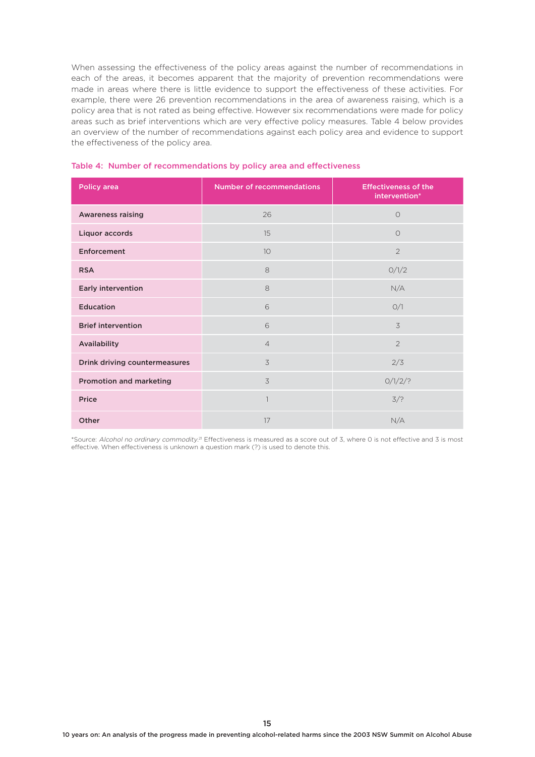When assessing the effectiveness of the policy areas against the number of recommendations in each of the areas, it becomes apparent that the majority of prevention recommendations were made in areas where there is little evidence to support the effectiveness of these activities. For example, there were 26 prevention recommendations in the area of awareness raising, which is a policy area that is not rated as being effective. However six recommendations were made for policy areas such as brief interventions which are very effective policy measures. Table 4 below provides an overview of the number of recommendations against each policy area and evidence to support the effectiveness of the policy area.

**Table 4: Number of recommendations by policy area and effectiveness**

| Policy area | Number of recommendations | Effectiveness of the intervention* |
|---|---|---|
| **Awareness raising** | 26 | 0 |
| **Liquor accords** | 15 | 0 |
| **Enforcement** | 10 | 2 |
| **RSA** | 8 | 0/1/2 |
| **Early intervention** | 8 | N/A |
| **Education** | 6 | 0/1 |
| **Brief intervention** | 6 | 3 |
| **Availability** | 4 | 2 |
| **Drink driving countermeasures** | 3 | 2/3 |
| **Promotion and marketing** | 3 | 0/1/2/? |
| **Price** | 1 | 3/? |
| **Other** | 17 | N/A |

*Source: *Alcohol no ordinary commodity.*[21] Effectiveness is measured as a score out of 3, where 0 is not effective and 3 is most effective. When effectiveness is unknown a question mark (?) is used to denote this.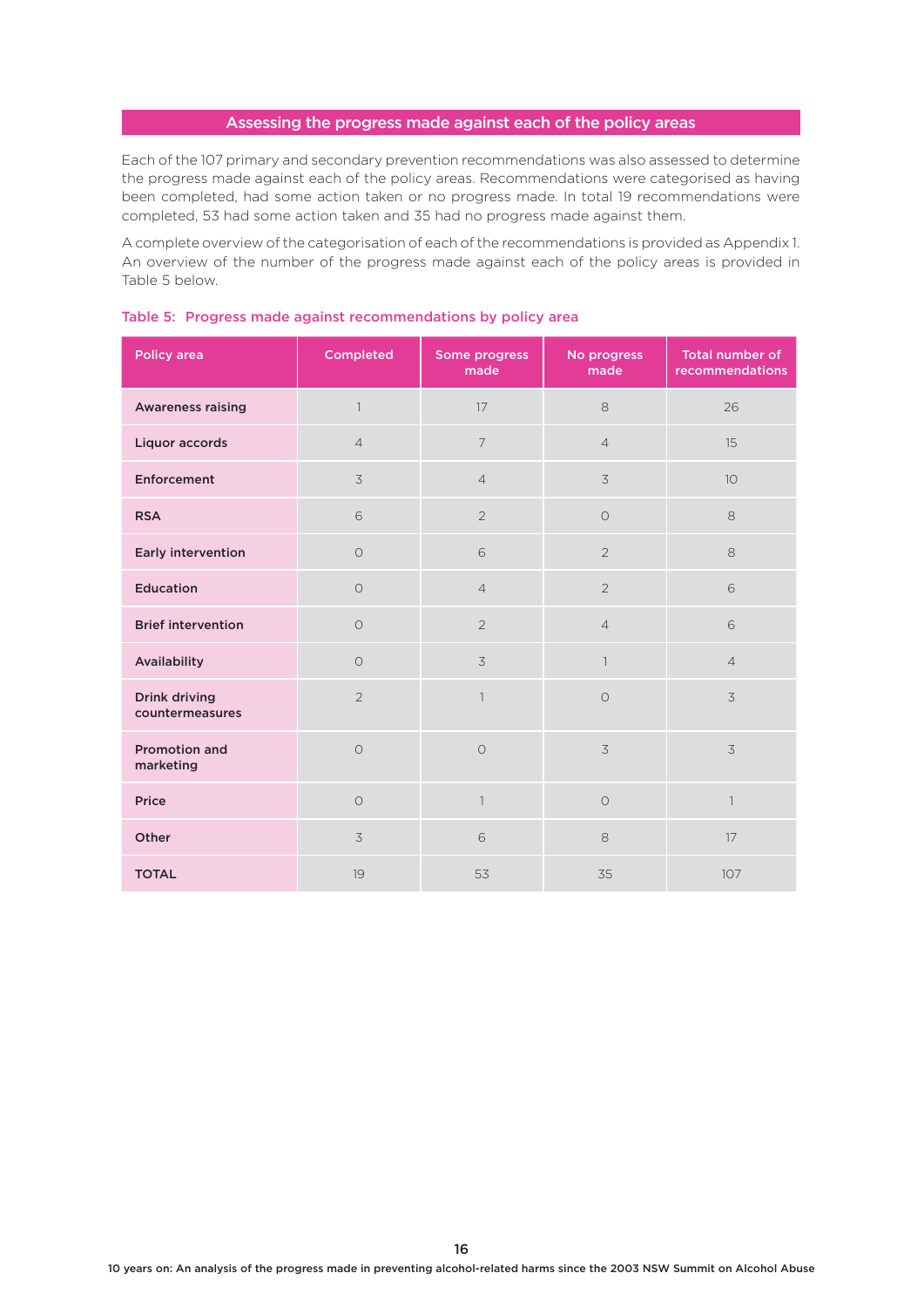## Assessing the progress made against each of the policy areas

Each of the 107 primary and secondary prevention recommendations was also assessed to determine the progress made against each of the policy areas. Recommendations were categorised as having been completed, had some action taken or no progress made. In total 19 recommendations were completed, 53 had some action taken and 35 had no progress made against them.

A complete overview of the categorisation of each of the recommendations is provided as Appendix 1. An overview of the number of the progress made against each of the policy areas is provided in Table 5 below.

**Table 5: Progress made against recommendations by policy area**

| Policy area | Completed | Some progress made | No progress made | Total number of recommendations |
|---|---|---|---|---|
| Awareness raising | 1 | 17 | 8 | 26 |
| Liquor accords | 4 | 7 | 4 | 15 |
| Enforcement | 3 | 4 | 3 | 10 |
| RSA | 6 | 2 | 0 | 8 |
| Early intervention | 0 | 6 | 2 | 8 |
| Education | 0 | 4 | 2 | 6 |
| Brief intervention | 0 | 2 | 4 | 6 |
| Availability | 0 | 3 | 1 | 4 |
| Drink driving countermeasures | 2 | 1 | 0 | 3 |
| Promotion and marketing | 0 | 0 | 3 | 3 |
| Price | 0 | 1 | 0 | 1 |
| Other | 3 | 6 | 8 | 17 |
| TOTAL | 19 | 53 | 35 | 107 |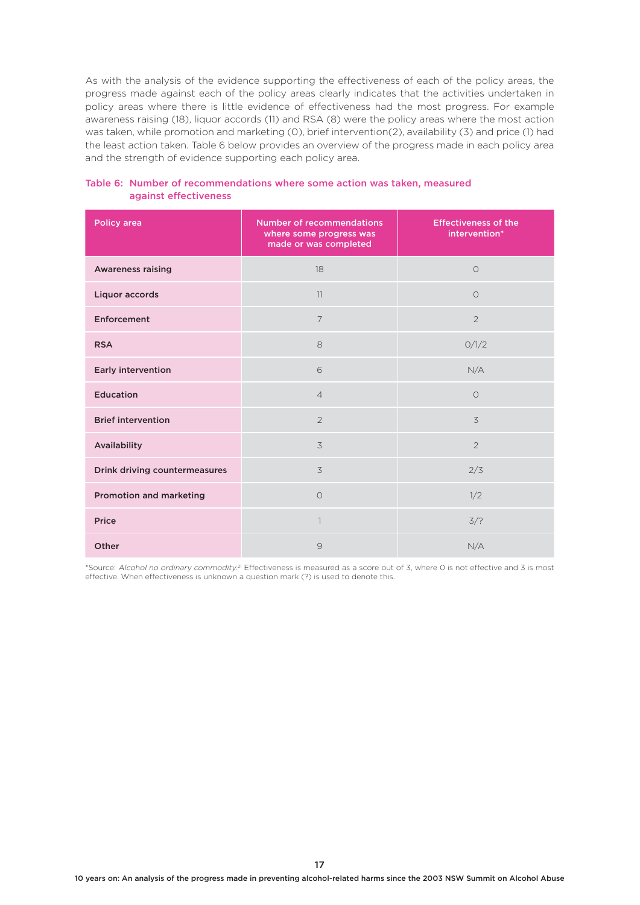As with the analysis of the evidence supporting the effectiveness of each of the policy areas, the progress made against each of the policy areas clearly indicates that the activities undertaken in policy areas where there is little evidence of effectiveness had the most progress. For example awareness raising (18), liquor accords (11) and RSA (8) were the policy areas where the most action was taken, while promotion and marketing (0), brief intervention(2), availability (3) and price (1) had the least action taken. Table 6 below provides an overview of the progress made in each policy area and the strength of evidence supporting each policy area.

**Table 6: Number of recommendations where some action was taken, measured against effectiveness**

| Policy area | Number of recommendations where some progress was made or was completed | Effectiveness of the intervention* |
|---|---|---|
| Awareness raising | 18 | 0 |
| Liquor accords | 11 | 0 |
| Enforcement | 7 | 2 |
| RSA | 8 | 0/1/2 |
| Early intervention | 6 | N/A |
| Education | 4 | 0 |
| Brief intervention | 2 | 3 |
| Availability | 3 | 2 |
| Drink driving countermeasures | 3 | 2/3 |
| Promotion and marketing | 0 | 1/2 |
| Price | 1 | 3/? |
| Other | 9 | N/A |

*Source: *Alcohol no ordinary commodity.*[21] Effectiveness is measured as a score out of 3, where 0 is not effective and 3 is most effective. When effectiveness is unknown a question mark (?) is used to denote this.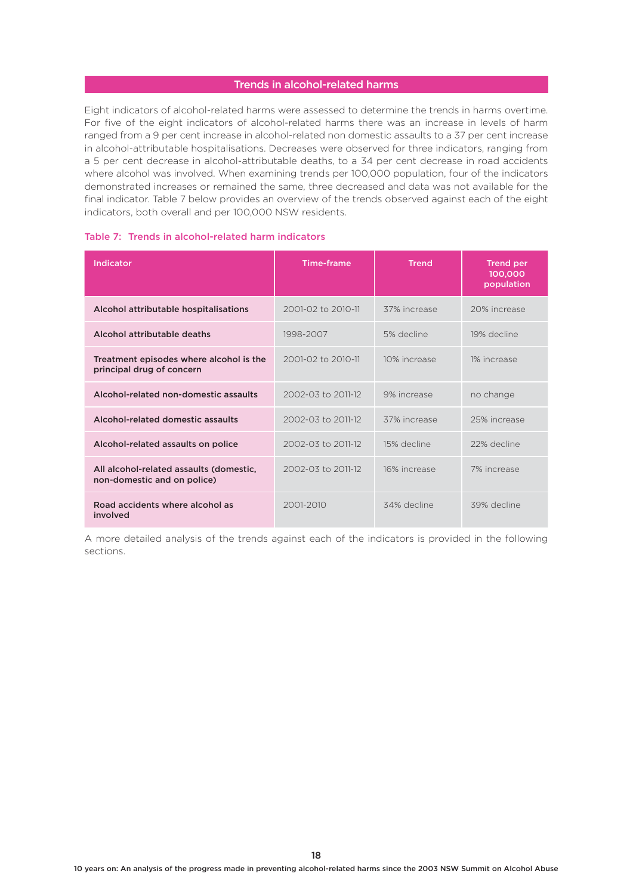## Trends in alcohol-related harms

Eight indicators of alcohol-related harms were assessed to determine the trends in harms overtime. For five of the eight indicators of alcohol-related harms there was an increase in levels of harm ranged from a 9 per cent increase in alcohol-related non domestic assaults to a 37 per cent increase in alcohol-attributable hospitalisations. Decreases were observed for three indicators, ranging from a 5 per cent decrease in alcohol-attributable deaths, to a 34 per cent decrease in road accidents where alcohol was involved. When examining trends per 100,000 population, four of the indicators demonstrated increases or remained the same, three decreased and data was not available for the final indicator. Table 7 below provides an overview of the trends observed against each of the eight indicators, both overall and per 100,000 NSW residents.

**Table 7: Trends in alcohol-related harm indicators**

| Indicator | Time-frame | Trend | Trend per 100,000 population |
|---|---|---|---|
| **Alcohol attributable hospitalisations** | 2001-02 to 2010-11 | 37% increase | 20% increase |
| **Alcohol attributable deaths** | 1998-2007 | 5% decline | 19% decline |
| **Treatment episodes where alcohol is the principal drug of concern** | 2001-02 to 2010-11 | 10% increase | 1% increase |
| **Alcohol-related non-domestic assaults** | 2002-03 to 2011-12 | 9% increase | no change |
| **Alcohol-related domestic assaults** | 2002-03 to 2011-12 | 37% increase | 25% increase |
| **Alcohol-related assaults on police** | 2002-03 to 2011-12 | 15% decline | 22% decline |
| **All alcohol-related assaults (domestic, non-domestic and on police)** | 2002-03 to 2011-12 | 16% increase | 7% increase |
| **Road accidents where alcohol as involved** | 2001-2010 | 34% decline | 39% decline |

A more detailed analysis of the trends against each of the indicators is provided in the following sections.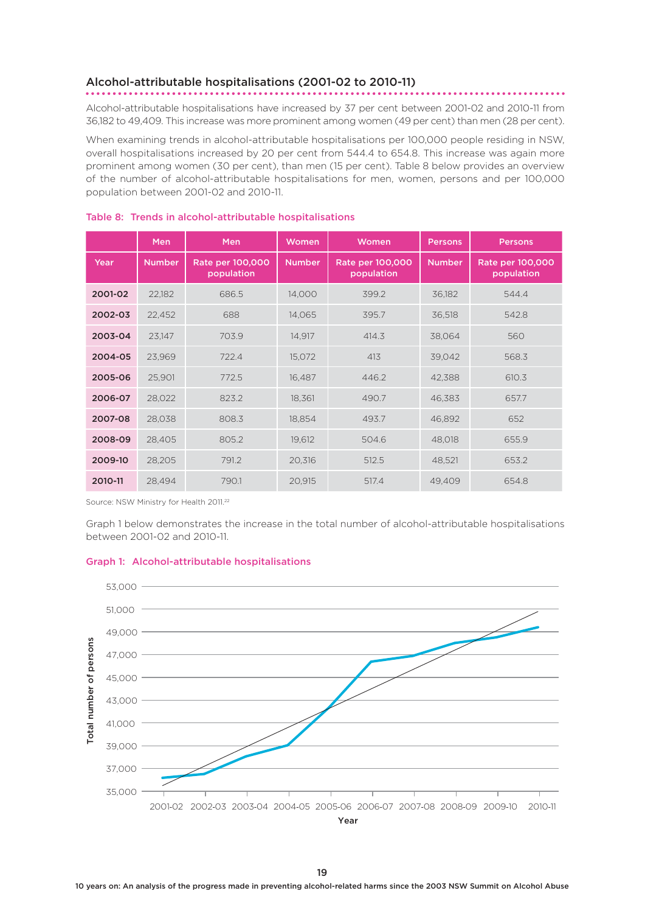## Alcohol-attributable hospitalisations (2001-02 to 2010-11)

Alcohol-attributable hospitalisations have increased by 37 per cent between 2001-02 and 2010-11 from 36,182 to 49,409. This increase was more prominent among women (49 per cent) than men (28 per cent).

When examining trends in alcohol-attributable hospitalisations per 100,000 people residing in NSW, overall hospitalisations increased by 20 per cent from 544.4 to 654.8. This increase was again more prominent among women (30 per cent), than men (15 per cent). Table 8 below provides an overview of the number of alcohol-attributable hospitalisations for men, women, persons and per 100,000 population between 2001-02 and 2010-11.

**Table 8: Trends in alcohol-attributable hospitalisations**

| | Men | Men | Women | Women | Persons | Persons |
|---|---|---|---|---|---|---|
| **Year** | **Number** | **Rate per 100,000 population** | **Number** | **Rate per 100,000 population** | **Number** | **Rate per 100,000 population** |
| **2001-02** | 22,182 | 686.5 | 14,000 | 399.2 | 36,182 | 544.4 |
| **2002-03** | 22,452 | 688 | 14,065 | 395.7 | 36,518 | 542.8 |
| **2003-04** | 23,147 | 703.9 | 14,917 | 414.3 | 38,064 | 560 |
| **2004-05** | 23,969 | 722.4 | 15,072 | 413 | 39,042 | 568.3 |
| **2005-06** | 25,901 | 772.5 | 16,487 | 446.2 | 42,388 | 610.3 |
| **2006-07** | 28,022 | 823.2 | 18,361 | 490.7 | 46,383 | 657.7 |
| **2007-08** | 28,038 | 808.3 | 18,854 | 493.7 | 46,892 | 652 |
| **2008-09** | 28,405 | 805.2 | 19,612 | 504.6 | 48,018 | 655.9 |
| **2009-10** | 28,205 | 791.2 | 20,316 | 512.5 | 48,521 | 653.2 |
| **2010-11** | 28,494 | 790.1 | 20,915 | 517.4 | 49,409 | 654.8 |

Source: NSW Ministry for Health 2011.[22]

Graph 1 below demonstrates the increase in the total number of alcohol-attributable hospitalisations between 2001-02 and 2010-11.

**Graph 1: Alcohol-attributable hospitalisations**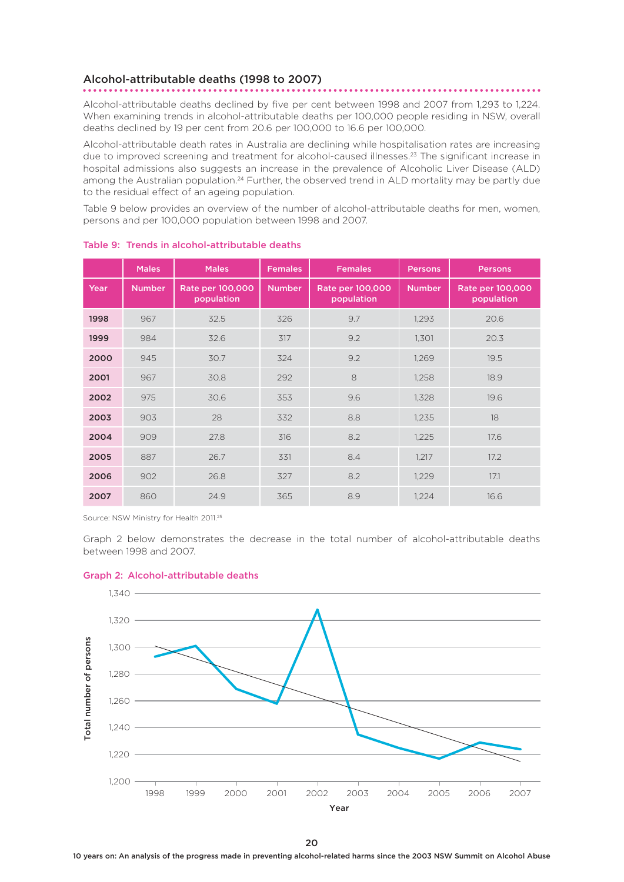## Alcohol-attributable deaths (1998 to 2007)

Alcohol-attributable deaths declined by five per cent between 1998 and 2007 from 1,293 to 1,224. When examining trends in alcohol-attributable deaths per 100,000 people residing in NSW, overall deaths declined by 19 per cent from 20.6 per 100,000 to 16.6 per 100,000.

Alcohol-attributable death rates in Australia are declining while hospitalisation rates are increasing due to improved screening and treatment for alcohol-caused illnesses.[23] The significant increase in hospital admissions also suggests an increase in the prevalence of Alcoholic Liver Disease (ALD) among the Australian population.[24] Further, the observed trend in ALD mortality may be partly due to the residual effect of an ageing population.

Table 9 below provides an overview of the number of alcohol-attributable deaths for men, women, persons and per 100,000 population between 1998 and 2007.

**Table 9: Trends in alcohol-attributable deaths**

| | Males | Males | Females | Females | Persons | Persons |
|---|---|---|---|---|---|---|
| **Year** | **Number** | **Rate per 100,000 population** | **Number** | **Rate per 100,000 population** | **Number** | **Rate per 100,000 population** |
| **1998** | 967 | 32.5 | 326 | 9.7 | 1,293 | 20.6 |
| **1999** | 984 | 32.6 | 317 | 9.2 | 1,301 | 20.3 |
| **2000** | 945 | 30.7 | 324 | 9.2 | 1,269 | 19.5 |
| **2001** | 967 | 30.8 | 292 | 8 | 1,258 | 18.9 |
| **2002** | 975 | 30.6 | 353 | 9.6 | 1,328 | 19.6 |
| **2003** | 903 | 28 | 332 | 8.8 | 1,235 | 18 |
| **2004** | 909 | 27.8 | 316 | 8.2 | 1,225 | 17.6 |
| **2005** | 887 | 26.7 | 331 | 8.4 | 1,217 | 17.2 |
| **2006** | 902 | 26.8 | 327 | 8.2 | 1,229 | 17.1 |
| **2007** | 860 | 24.9 | 365 | 8.9 | 1,224 | 16.6 |

Source: NSW Ministry for Health 2011.[25]

Graph 2 below demonstrates the decrease in the total number of alcohol-attributable deaths between 1998 and 2007.

**Graph 2: Alcohol-attributable deaths**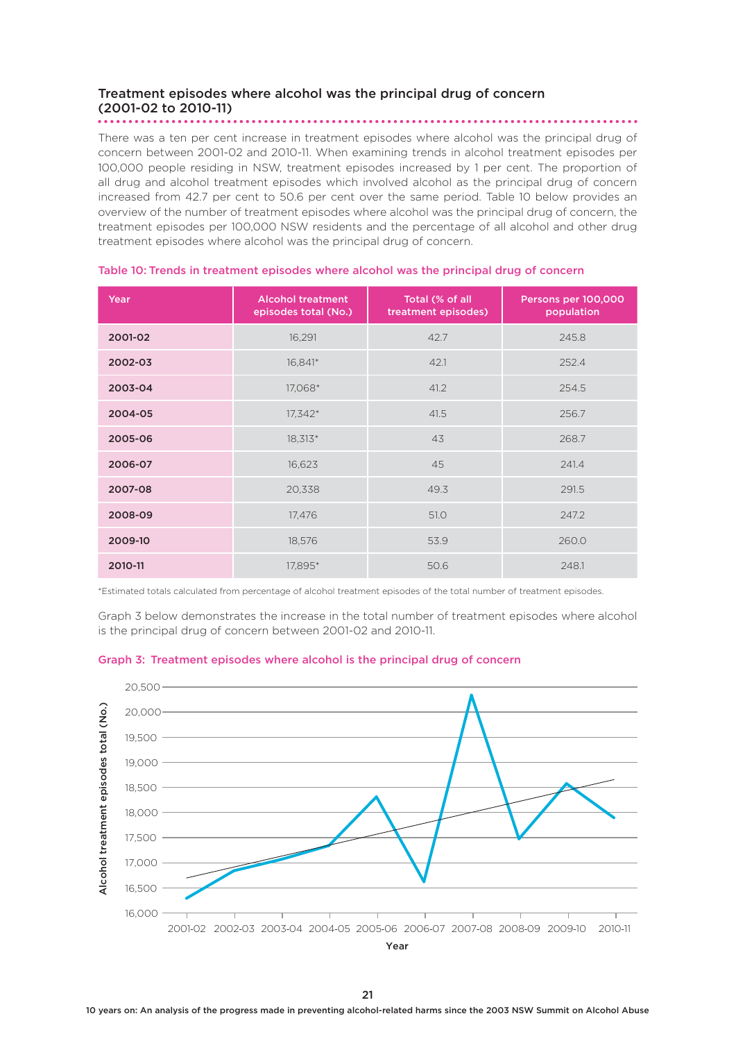## Treatment episodes where alcohol was the principal drug of concern (2001-02 to 2010-11)

There was a ten per cent increase in treatment episodes where alcohol was the principal drug of concern between 2001-02 and 2010-11. When examining trends in alcohol treatment episodes per 100,000 people residing in NSW, treatment episodes increased by 1 per cent. The proportion of all drug and alcohol treatment episodes which involved alcohol as the principal drug of concern increased from 42.7 per cent to 50.6 per cent over the same period. Table 10 below provides an overview of the number of treatment episodes where alcohol was the principal drug of concern, the treatment episodes per 100,000 NSW residents and the percentage of all alcohol and other drug treatment episodes where alcohol was the principal drug of concern.

**Table 10: Trends in treatment episodes where alcohol was the principal drug of concern**

| Year | Alcohol treatment episodes total (No.) | Total (% of all treatment episodes) | Persons per 100,000 population |
|---|---|---|---|
| 2001-02 | 16,291 | 42.7 | 245.8 |
| 2002-03 | 16,841* | 42.1 | 252.4 |
| 2003-04 | 17,068* | 41.2 | 254.5 |
| 2004-05 | 17,342* | 41.5 | 256.7 |
| 2005-06 | 18,313* | 43 | 268.7 |
| 2006-07 | 16,623 | 45 | 241.4 |
| 2007-08 | 20,338 | 49.3 | 291.5 |
| 2008-09 | 17,476 | 51.0 | 247.2 |
| 2009-10 | 18,576 | 53.9 | 260.0 |
| 2010-11 | 17,895* | 50.6 | 248.1 |

*Estimated totals calculated from percentage of alcohol treatment episodes of the total number of treatment episodes.

Graph 3 below demonstrates the increase in the total number of treatment episodes where alcohol is the principal drug of concern between 2001-02 and 2010-11.

**Graph 3: Treatment episodes where alcohol is the principal drug of concern**

Alcohol treatment episodes total (No.)

20,500
20,000
19,500
19,000
18,500
18,000
17,500
17,000
16,500
16,000

2001-02 2002-03 2003-04 2004-05 2005-06 2006-07 2007-08 2008-09 2009-10 2010-11

Year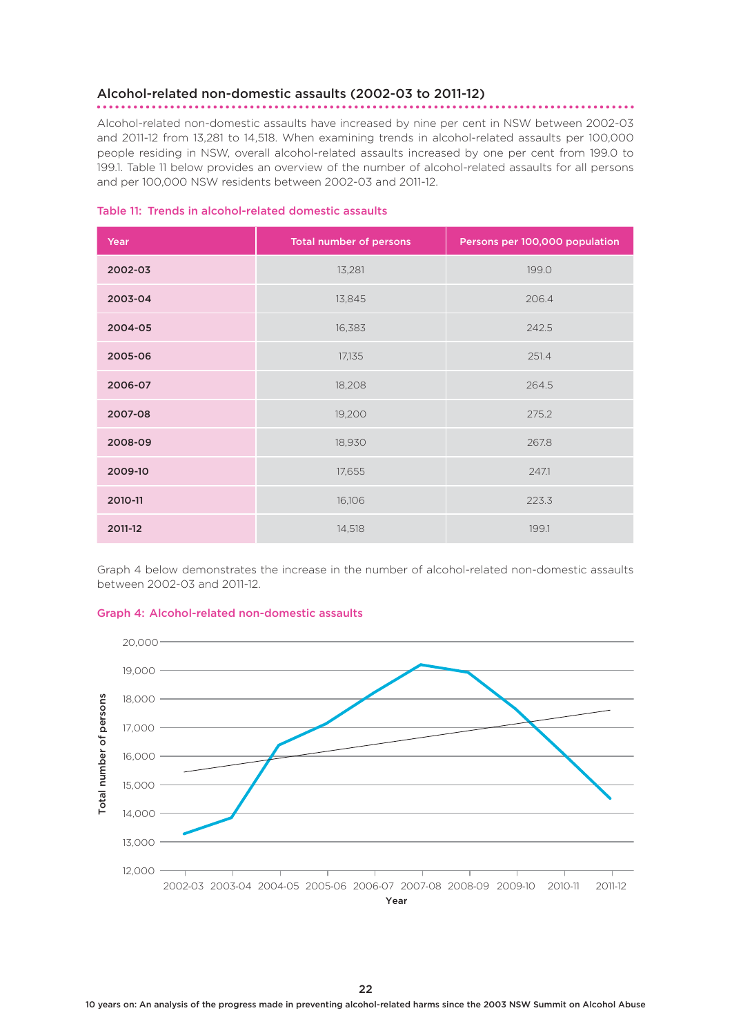## Alcohol-related non-domestic assaults (2002-03 to 2011-12)

Alcohol-related non-domestic assaults have increased by nine per cent in NSW between 2002-03 and 2011-12 from 13,281 to 14,518. When examining trends in alcohol-related assaults per 100,000 people residing in NSW, overall alcohol-related assaults increased by one per cent from 199.0 to 199.1. Table 11 below provides an overview of the number of alcohol-related assaults for all persons and per 100,000 NSW residents between 2002-03 and 2011-12.

**Table 11: Trends in alcohol-related domestic assaults**

| Year | Total number of persons | Persons per 100,000 population |
|---|---|---|
| **2002-03** | 13,281 | 199.0 |
| **2003-04** | 13,845 | 206.4 |
| **2004-05** | 16,383 | 242.5 |
| **2005-06** | 17,135 | 251.4 |
| **2006-07** | 18,208 | 264.5 |
| **2007-08** | 19,200 | 275.2 |
| **2008-09** | 18,930 | 267.8 |
| **2009-10** | 17,655 | 247.1 |
| **2010-11** | 16,106 | 223.3 |
| **2011-12** | 14,518 | 199.1 |

Graph 4 below demonstrates the increase in the number of alcohol-related non-domestic assaults between 2002-03 and 2011-12.

**Graph 4: Alcohol-related non-domestic assaults**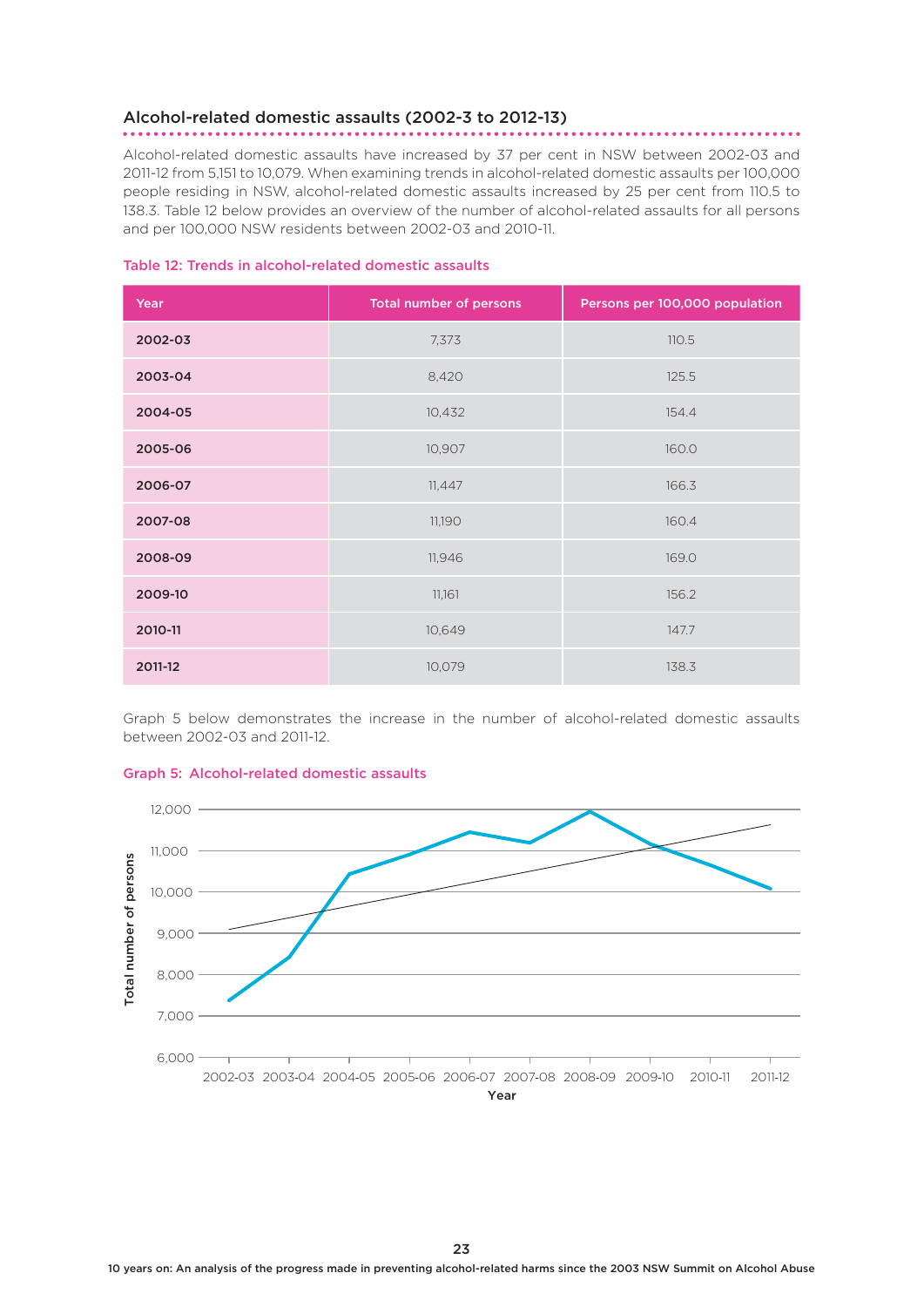## Alcohol-related domestic assaults (2002-3 to 2012-13)

Alcohol-related domestic assaults have increased by 37 per cent in NSW between 2002-03 and 2011-12 from 5,151 to 10,079. When examining trends in alcohol-related domestic assaults per 100,000 people residing in NSW, alcohol-related domestic assaults increased by 25 per cent from 110.5 to 138.3. Table 12 below provides an overview of the number of alcohol-related assaults for all persons and per 100,000 NSW residents between 2002-03 and 2010-11.

**Table 12: Trends in alcohol-related domestic assaults**

| Year | Total number of persons | Persons per 100,000 population |
|---|---|---|
| **2002-03** | 7,373 | 110.5 |
| **2003-04** | 8,420 | 125.5 |
| **2004-05** | 10,432 | 154.4 |
| **2005-06** | 10,907 | 160.0 |
| **2006-07** | 11,447 | 166.3 |
| **2007-08** | 11,190 | 160.4 |
| **2008-09** | 11,946 | 169.0 |
| **2009-10** | 11,161 | 156.2 |
| **2010-11** | 10,649 | 147.7 |
| **2011-12** | 10,079 | 138.3 |

Graph 5 below demonstrates the increase in the number of alcohol-related domestic assaults between 2002-03 and 2011-12.

**Graph 5: Alcohol-related domestic assaults**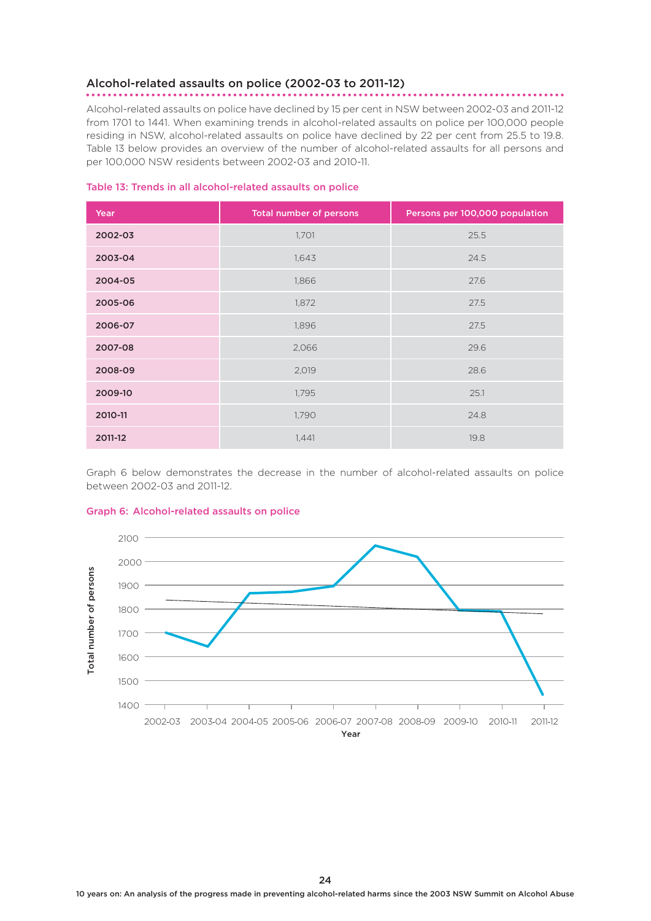## Alcohol-related assaults on police (2002-03 to 2011-12)

Alcohol-related assaults on police have declined by 15 per cent in NSW between 2002-03 and 2011-12 from 1701 to 1441. When examining trends in alcohol-related assaults on police per 100,000 people residing in NSW, alcohol-related assaults on police have declined by 22 per cent from 25.5 to 19.8. Table 13 below provides an overview of the number of alcohol-related assaults for all persons and per 100,000 NSW residents between 2002-03 and 2010-11.

**Table 13: Trends in all alcohol-related assaults on police**

| Year | Total number of persons | Persons per 100,000 population |
|---|---|---|
| **2002-03** | 1,701 | 25.5 |
| **2003-04** | 1,643 | 24.5 |
| **2004-05** | 1,866 | 27.6 |
| **2005-06** | 1,872 | 27.5 |
| **2006-07** | 1,896 | 27.5 |
| **2007-08** | 2,066 | 29.6 |
| **2008-09** | 2,019 | 28.6 |
| **2009-10** | 1,795 | 25.1 |
| **2010-11** | 1,790 | 24.8 |
| **2011-12** | 1,441 | 19.8 |

Graph 6 below demonstrates the decrease in the number of alcohol-related assaults on police between 2002-03 and 2011-12.

**Graph 6: Alcohol-related assaults on police**

| Year | Total number of persons |
|---|---|
| 2002-03 | 1,701 |
| 2003-04 | 1,643 |
| 2004-05 | 1,866 |
| 2005-06 | 1,872 |
| 2006-07 | 1,896 |
| 2007-08 | 2,066 |
| 2008-09 | 2,019 |
| 2009-10 | 1,795 |
| 2010-11 | 1,790 |
| 2011-12 | 1,441 |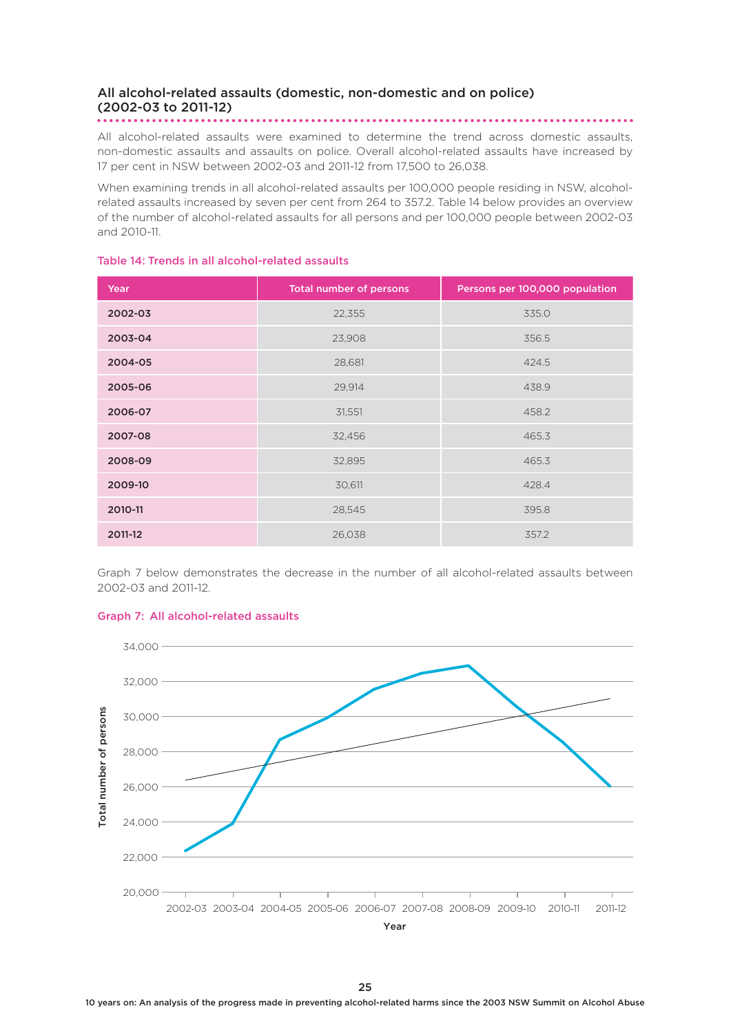## All alcohol-related assaults (domestic, non-domestic and on police) (2002-03 to 2011-12)

All alcohol-related assaults were examined to determine the trend across domestic assaults, non-domestic assaults and assaults on police. Overall alcohol-related assaults have increased by 17 per cent in NSW between 2002-03 and 2011-12 from 17,500 to 26,038.

When examining trends in all alcohol-related assaults per 100,000 people residing in NSW, alcohol-related assaults increased by seven per cent from 264 to 357.2. Table 14 below provides an overview of the number of alcohol-related assaults for all persons and per 100,000 people between 2002-03 and 2010-11.

**Table 14: Trends in all alcohol-related assaults**

| Year | Total number of persons | Persons per 100,000 population |
|---|---|---|
| 2002-03 | 22,355 | 335.0 |
| 2003-04 | 23,908 | 356.5 |
| 2004-05 | 28,681 | 424.5 |
| 2005-06 | 29,914 | 438.9 |
| 2006-07 | 31,551 | 458.2 |
| 2007-08 | 32,456 | 465.3 |
| 2008-09 | 32,895 | 465.3 |
| 2009-10 | 30,611 | 428.4 |
| 2010-11 | 28,545 | 395.8 |
| 2011-12 | 26,038 | 357.2 |

Graph 7 below demonstrates the decrease in the number of all alcohol-related assaults between 2002-03 and 2011-12.

**Graph 7: All alcohol-related assaults**

Total number of persons (y-axis: 20,000 to 34,000); Year (x-axis: 2002-03 to 2011-12)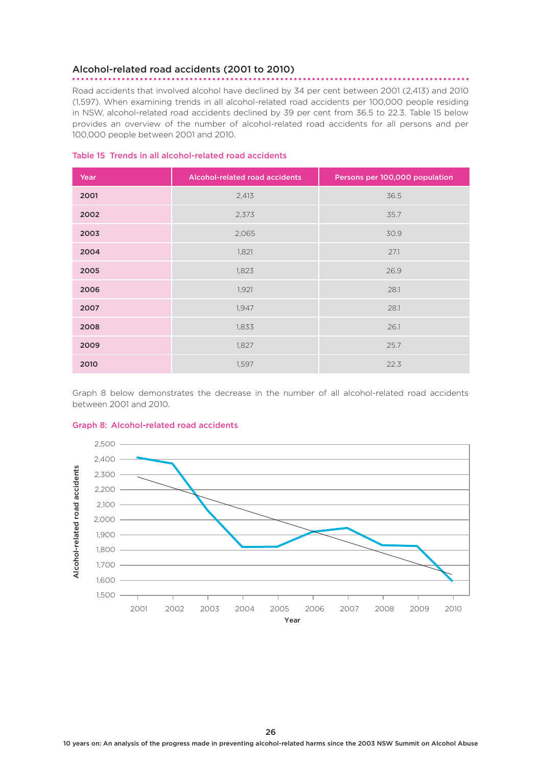## Alcohol-related road accidents (2001 to 2010)

Road accidents that involved alcohol have declined by 34 per cent between 2001 (2,413) and 2010 (1,597). When examining trends in all alcohol-related road accidents per 100,000 people residing in NSW, alcohol-related road accidents declined by 39 per cent from 36.5 to 22.3. Table 15 below provides an overview of the number of alcohol-related road accidents for all persons and per 100,000 people between 2001 and 2010.

**Table 15 Trends in all alcohol-related road accidents**

| Year | Alcohol-related road accidents | Persons per 100,000 population |
|---|---|---|
| **2001** | 2,413 | 36.5 |
| **2002** | 2,373 | 35.7 |
| **2003** | 2,065 | 30.9 |
| **2004** | 1,821 | 27.1 |
| **2005** | 1,823 | 26.9 |
| **2006** | 1,921 | 28.1 |
| **2007** | 1,947 | 28.1 |
| **2008** | 1,833 | 26.1 |
| **2009** | 1,827 | 25.7 |
| **2010** | 1,597 | 22.3 |

Graph 8 below demonstrates the decrease in the number of all alcohol-related road accidents between 2001 and 2010.

**Graph 8: Alcohol-related road accidents**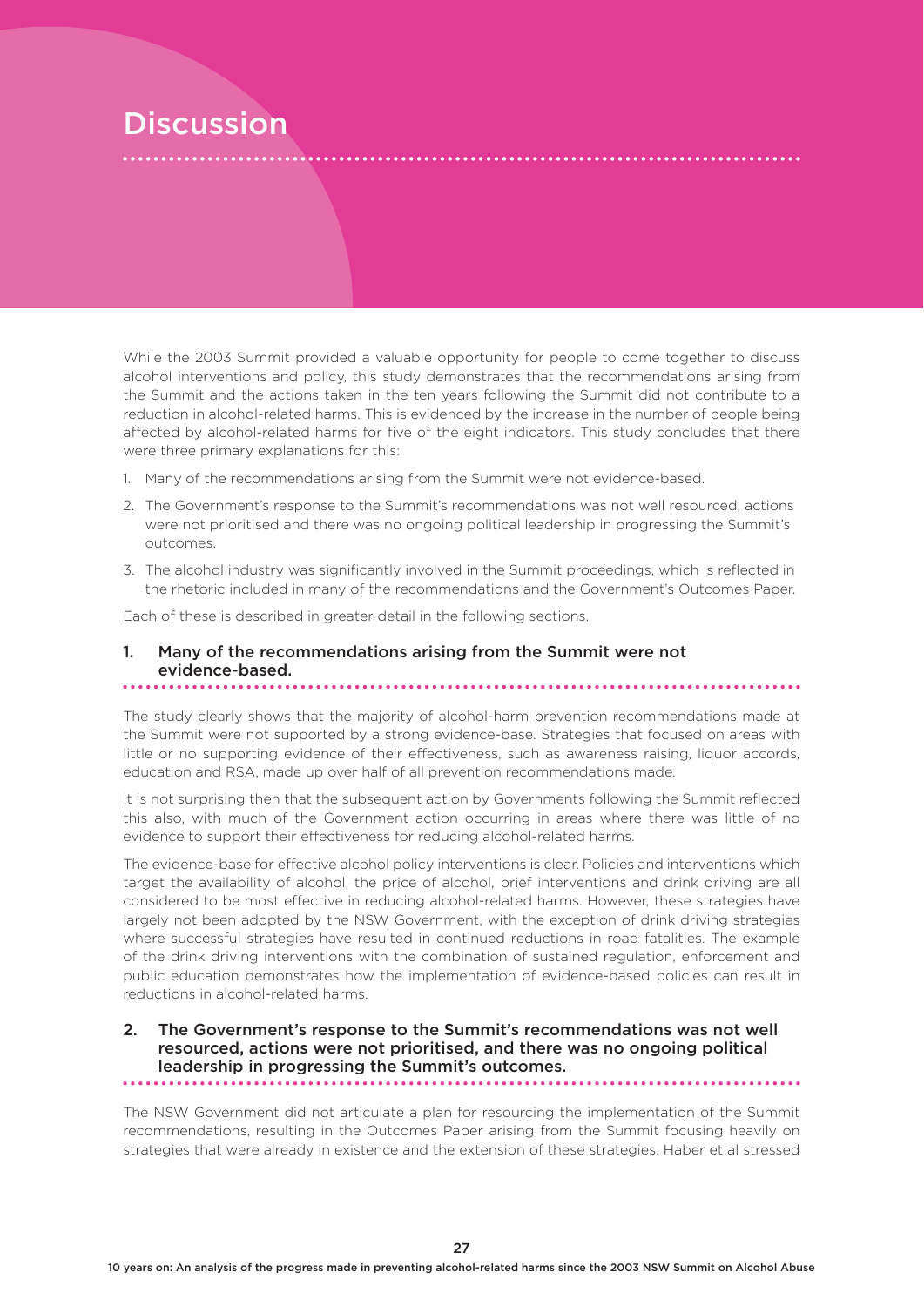# Discussion

While the 2003 Summit provided a valuable opportunity for people to come together to discuss alcohol interventions and policy, this study demonstrates that the recommendations arising from the Summit and the actions taken in the ten years following the Summit did not contribute to a reduction in alcohol-related harms. This is evidenced by the increase in the number of people being affected by alcohol-related harms for five of the eight indicators. This study concludes that there were three primary explanations for this:

1. Many of the recommendations arising from the Summit were not evidence-based.
2. The Government's response to the Summit's recommendations was not well resourced, actions were not prioritised and there was no ongoing political leadership in progressing the Summit's outcomes.
3. The alcohol industry was significantly involved in the Summit proceedings, which is reflected in the rhetoric included in many of the recommendations and the Government's Outcomes Paper.

Each of these is described in greater detail in the following sections.

## 1. Many of the recommendations arising from the Summit were not evidence-based.

The study clearly shows that the majority of alcohol-harm prevention recommendations made at the Summit were not supported by a strong evidence-base. Strategies that focused on areas with little or no supporting evidence of their effectiveness, such as awareness raising, liquor accords, education and RSA, made up over half of all prevention recommendations made.

It is not surprising then that the subsequent action by Governments following the Summit reflected this also, with much of the Government action occurring in areas where there was little of no evidence to support their effectiveness for reducing alcohol-related harms.

The evidence-base for effective alcohol policy interventions is clear. Policies and interventions which target the availability of alcohol, the price of alcohol, brief interventions and drink driving are all considered to be most effective in reducing alcohol-related harms. However, these strategies have largely not been adopted by the NSW Government, with the exception of drink driving strategies where successful strategies have resulted in continued reductions in road fatalities. The example of the drink driving interventions with the combination of sustained regulation, enforcement and public education demonstrates how the implementation of evidence-based policies can result in reductions in alcohol-related harms.

## 2. The Government's response to the Summit's recommendations was not well resourced, actions were not prioritised, and there was no ongoing political leadership in progressing the Summit's outcomes.

The NSW Government did not articulate a plan for resourcing the implementation of the Summit recommendations, resulting in the Outcomes Paper arising from the Summit focusing heavily on strategies that were already in existence and the extension of these strategies. Haber et al stressed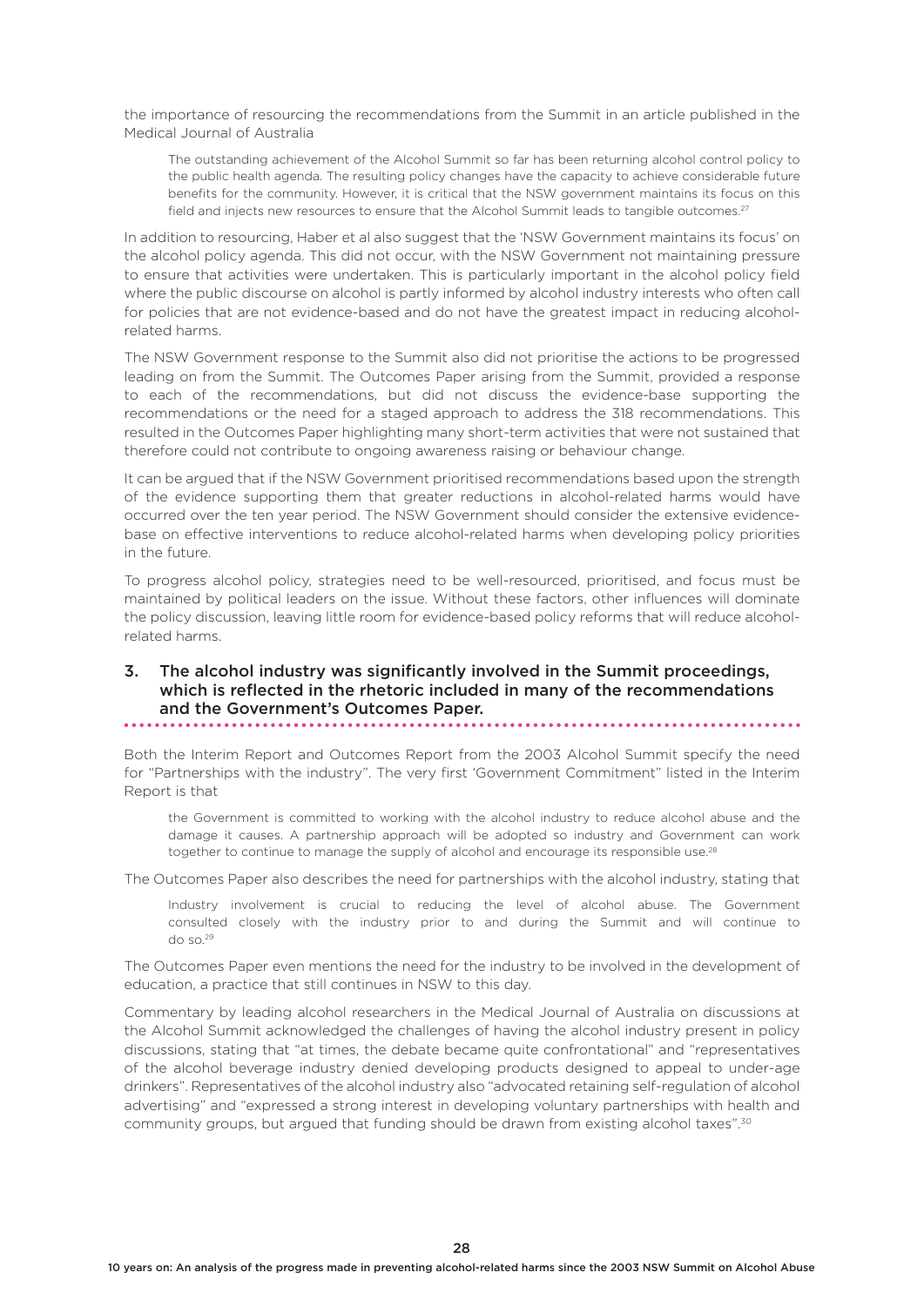the importance of resourcing the recommendations from the Summit in an article published in the Medical Journal of Australia

> The outstanding achievement of the Alcohol Summit so far has been returning alcohol control policy to the public health agenda. The resulting policy changes have the capacity to achieve considerable future benefits for the community. However, it is critical that the NSW government maintains its focus on this field and injects new resources to ensure that the Alcohol Summit leads to tangible outcomes.[27]

In addition to resourcing, Haber et al also suggest that the 'NSW Government maintains its focus' on the alcohol policy agenda. This did not occur, with the NSW Government not maintaining pressure to ensure that activities were undertaken. This is particularly important in the alcohol policy field where the public discourse on alcohol is partly informed by alcohol industry interests who often call for policies that are not evidence-based and do not have the greatest impact in reducing alcohol-related harms.

The NSW Government response to the Summit also did not prioritise the actions to be progressed leading on from the Summit. The Outcomes Paper arising from the Summit, provided a response to each of the recommendations, but did not discuss the evidence-base supporting the recommendations or the need for a staged approach to address the 318 recommendations. This resulted in the Outcomes Paper highlighting many short-term activities that were not sustained that therefore could not contribute to ongoing awareness raising or behaviour change.

It can be argued that if the NSW Government prioritised recommendations based upon the strength of the evidence supporting them that greater reductions in alcohol-related harms would have occurred over the ten year period. The NSW Government should consider the extensive evidence-base on effective interventions to reduce alcohol-related harms when developing policy priorities in the future.

To progress alcohol policy, strategies need to be well-resourced, prioritised, and focus must be maintained by political leaders on the issue. Without these factors, other influences will dominate the policy discussion, leaving little room for evidence-based policy reforms that will reduce alcohol-related harms.

### 3. The alcohol industry was significantly involved in the Summit proceedings, which is reflected in the rhetoric included in many of the recommendations and the Government's Outcomes Paper.

Both the Interim Report and Outcomes Report from the 2003 Alcohol Summit specify the need for "Partnerships with the industry". The very first 'Government Commitment" listed in the Interim Report is that

> the Government is committed to working with the alcohol industry to reduce alcohol abuse and the damage it causes. A partnership approach will be adopted so industry and Government can work together to continue to manage the supply of alcohol and encourage its responsible use.[28]

The Outcomes Paper also describes the need for partnerships with the alcohol industry, stating that

> Industry involvement is crucial to reducing the level of alcohol abuse. The Government consulted closely with the industry prior to and during the Summit and will continue to do so.[29]

The Outcomes Paper even mentions the need for the industry to be involved in the development of education, a practice that still continues in NSW to this day.

Commentary by leading alcohol researchers in the Medical Journal of Australia on discussions at the Alcohol Summit acknowledged the challenges of having the alcohol industry present in policy discussions, stating that "at times, the debate became quite confrontational" and "representatives of the alcohol beverage industry denied developing products designed to appeal to under-age drinkers". Representatives of the alcohol industry also "advocated retaining self-regulation of alcohol advertising" and "expressed a strong interest in developing voluntary partnerships with health and community groups, but argued that funding should be drawn from existing alcohol taxes".[30]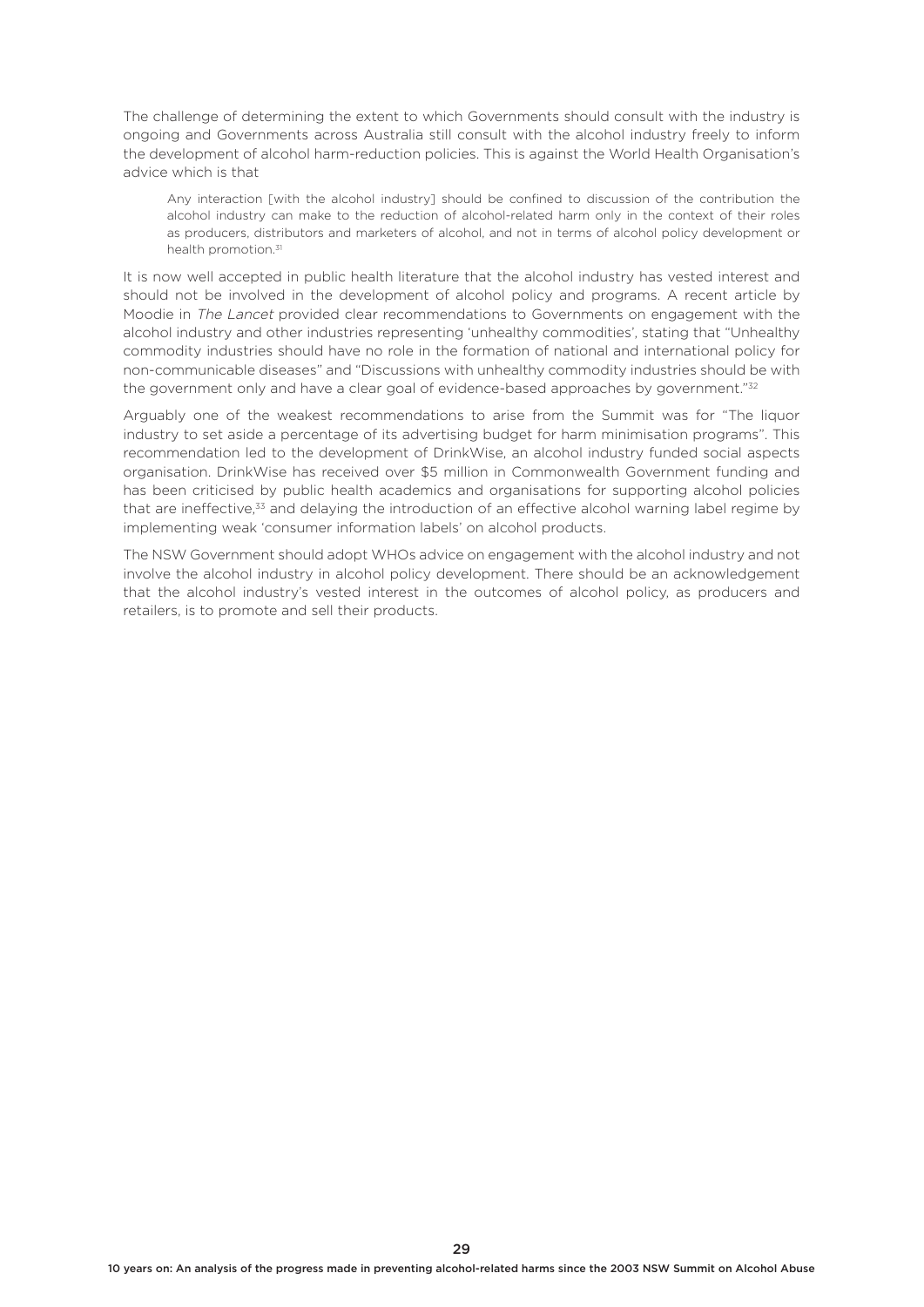The challenge of determining the extent to which Governments should consult with the industry is ongoing and Governments across Australia still consult with the alcohol industry freely to inform the development of alcohol harm-reduction policies. This is against the World Health Organisation's advice which is that

> Any interaction [with the alcohol industry] should be confined to discussion of the contribution the alcohol industry can make to the reduction of alcohol-related harm only in the context of their roles as producers, distributors and marketers of alcohol, and not in terms of alcohol policy development or health promotion.[31]

It is now well accepted in public health literature that the alcohol industry has vested interest and should not be involved in the development of alcohol policy and programs. A recent article by Moodie in *The Lancet* provided clear recommendations to Governments on engagement with the alcohol industry and other industries representing 'unhealthy commodities', stating that "Unhealthy commodity industries should have no role in the formation of national and international policy for non-communicable diseases" and "Discussions with unhealthy commodity industries should be with the government only and have a clear goal of evidence-based approaches by government."[32]

Arguably one of the weakest recommendations to arise from the Summit was for "The liquor industry to set aside a percentage of its advertising budget for harm minimisation programs". This recommendation led to the development of DrinkWise, an alcohol industry funded social aspects organisation. DrinkWise has received over $5 million in Commonwealth Government funding and has been criticised by public health academics and organisations for supporting alcohol policies that are ineffective,[33] and delaying the introduction of an effective alcohol warning label regime by implementing weak 'consumer information labels' on alcohol products.

The NSW Government should adopt WHOs advice on engagement with the alcohol industry and not involve the alcohol industry in alcohol policy development. There should be an acknowledgement that the alcohol industry's vested interest in the outcomes of alcohol policy, as producers and retailers, is to promote and sell their products.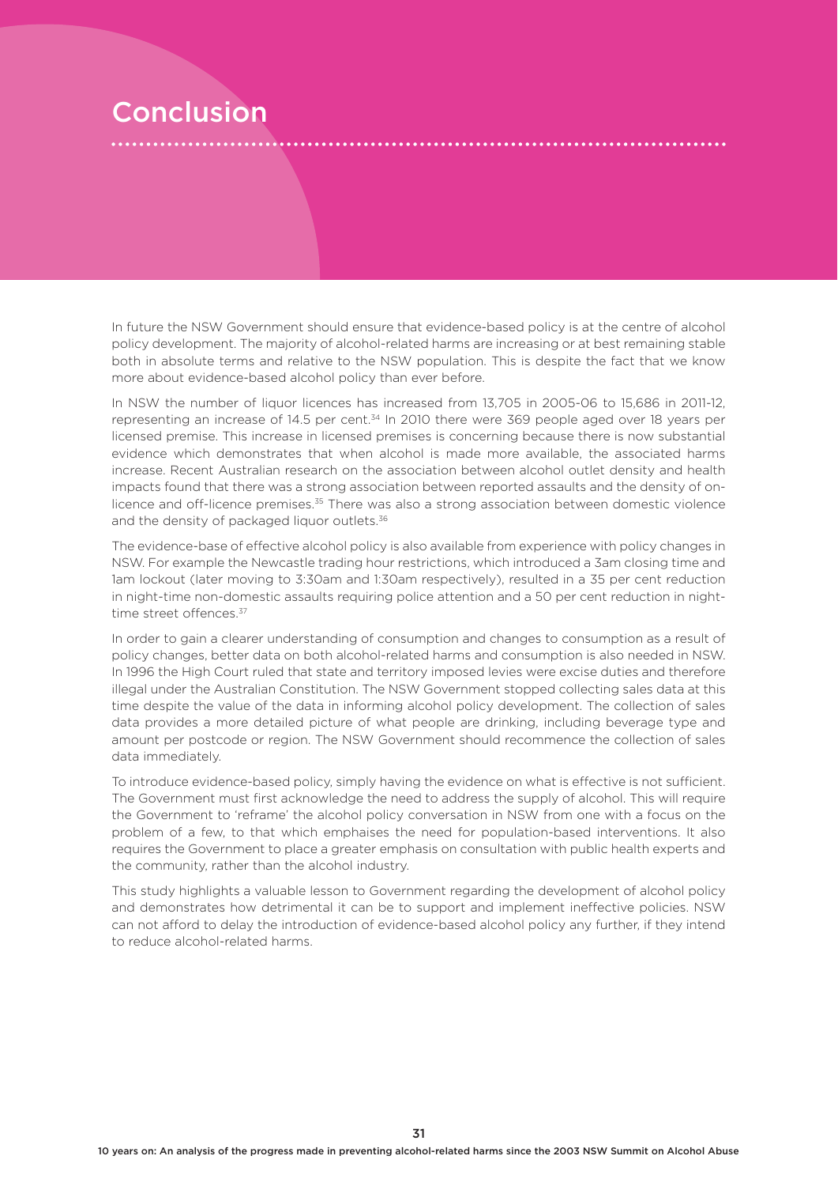# Conclusion

In future the NSW Government should ensure that evidence-based policy is at the centre of alcohol policy development. The majority of alcohol-related harms are increasing or at best remaining stable both in absolute terms and relative to the NSW population. This is despite the fact that we know more about evidence-based alcohol policy than ever before.

In NSW the number of liquor licences has increased from 13,705 in 2005-06 to 15,686 in 2011-12, representing an increase of 14.5 per cent.[34] In 2010 there were 369 people aged over 18 years per licensed premise. This increase in licensed premises is concerning because there is now substantial evidence which demonstrates that when alcohol is made more available, the associated harms increase. Recent Australian research on the association between alcohol outlet density and health impacts found that there was a strong association between reported assaults and the density of on-licence and off-licence premises.[35] There was also a strong association between domestic violence and the density of packaged liquor outlets.[36]

The evidence-base of effective alcohol policy is also available from experience with policy changes in NSW. For example the Newcastle trading hour restrictions, which introduced a 3am closing time and 1am lockout (later moving to 3:30am and 1:30am respectively), resulted in a 35 per cent reduction in night-time non-domestic assaults requiring police attention and a 50 per cent reduction in night-time street offences.[37]

In order to gain a clearer understanding of consumption and changes to consumption as a result of policy changes, better data on both alcohol-related harms and consumption is also needed in NSW. In 1996 the High Court ruled that state and territory imposed levies were excise duties and therefore illegal under the Australian Constitution. The NSW Government stopped collecting sales data at this time despite the value of the data in informing alcohol policy development. The collection of sales data provides a more detailed picture of what people are drinking, including beverage type and amount per postcode or region. The NSW Government should recommence the collection of sales data immediately.

To introduce evidence-based policy, simply having the evidence on what is effective is not sufficient. The Government must first acknowledge the need to address the supply of alcohol. This will require the Government to 'reframe' the alcohol policy conversation in NSW from one with a focus on the problem of a few, to that which emphaises the need for population-based interventions. It also requires the Government to place a greater emphasis on consultation with public health experts and the community, rather than the alcohol industry.

This study highlights a valuable lesson to Government regarding the development of alcohol policy and demonstrates how detrimental it can be to support and implement ineffective policies. NSW can not afford to delay the introduction of evidence-based alcohol policy any further, if they intend to reduce alcohol-related harms.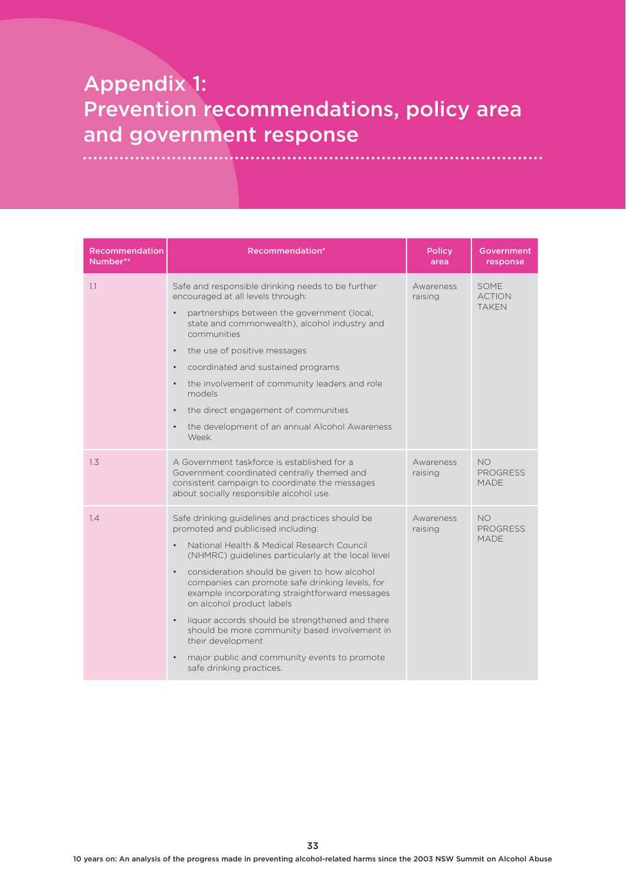# Appendix 1: Prevention recommendations, policy area and government response

| Recommendation Number** | Recommendation* | Policy area | Government response |
|---|---|---|---|
| 1.1 | Safe and responsible drinking needs to be further encouraged at all levels through:<br>• partnerships between the government (local, state and commonwealth), alcohol industry and communities<br>• the use of positive messages<br>• coordinated and sustained programs<br>• the involvement of community leaders and role models<br>• the direct engagement of communities<br>• the development of an annual Alcohol Awareness Week. | Awareness raising | SOME ACTION TAKEN |
| 1.3 | A Government taskforce is established for a Government coordinated centrally themed and consistent campaign to coordinate the messages about socially responsible alcohol use. | Awareness raising | NO PROGRESS MADE |
| 1.4 | Safe drinking guidelines and practices should be promoted and publicised including:<br>• National Health & Medical Research Council (NHMRC) guidelines particularly at the local level<br>• consideration should be given to how alcohol companies can promote safe drinking levels, for example incorporating straightforward messages on alcohol product labels<br>• liquor accords should be strengthened and there should be more community based involvement in their development<br>• major public and community events to promote safe drinking practices. | Awareness raising | NO PROGRESS MADE |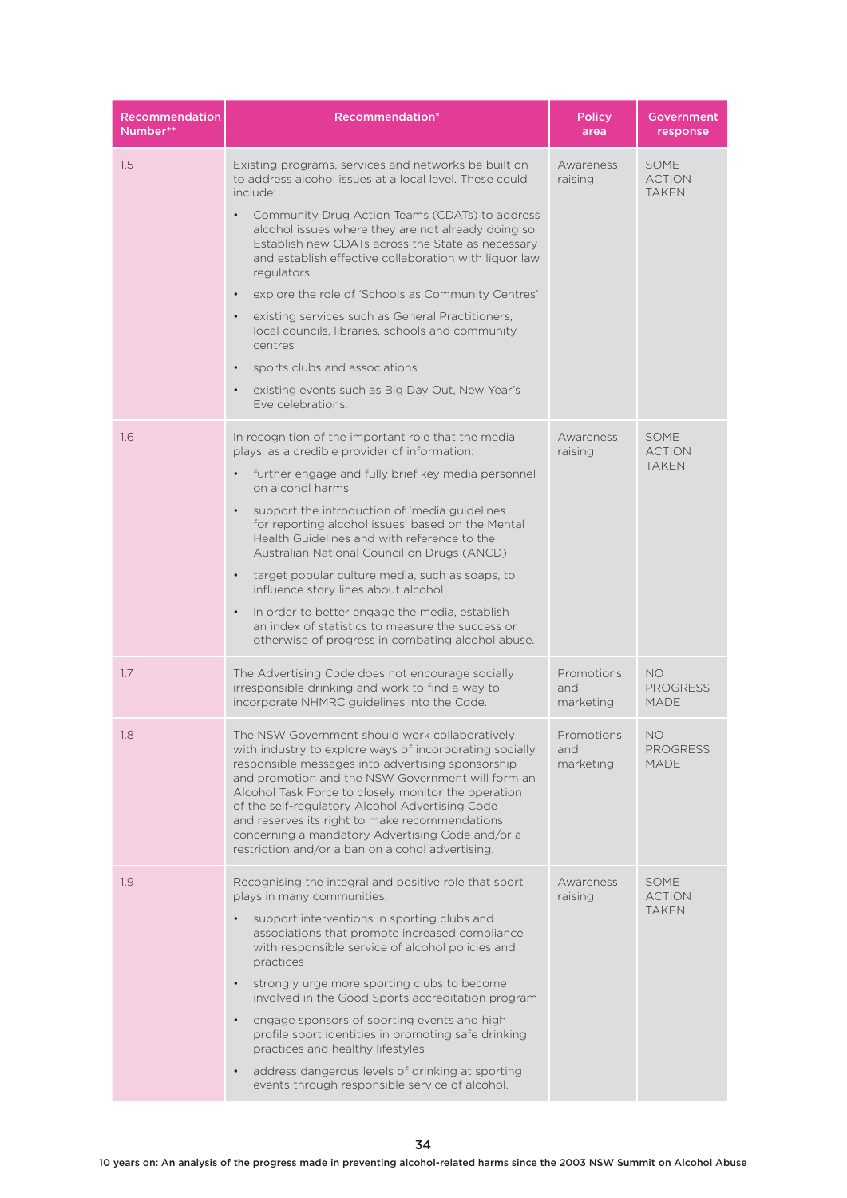| Recommendation Number** | Recommendation* | Policy area | Government response |
|---|---|---|---|
| 1.5 | Existing programs, services and networks be built on to address alcohol issues at a local level. These could include:<br>• Community Drug Action Teams (CDATs) to address alcohol issues where they are not already doing so. Establish new CDATs across the State as necessary and establish effective collaboration with liquor law regulators.<br>• explore the role of 'Schools as Community Centres'<br>• existing services such as General Practitioners, local councils, libraries, schools and community centres<br>• sports clubs and associations<br>• existing events such as Big Day Out, New Year's Eve celebrations. | Awareness raising | SOME ACTION TAKEN |
| 1.6 | In recognition of the important role that the media plays, as a credible provider of information:<br>• further engage and fully brief key media personnel on alcohol harms<br>• support the introduction of 'media guidelines for reporting alcohol issues' based on the Mental Health Guidelines and with reference to the Australian National Council on Drugs (ANCD)<br>• target popular culture media, such as soaps, to influence story lines about alcohol<br>• in order to better engage the media, establish an index of statistics to measure the success or otherwise of progress in combating alcohol abuse. | Awareness raising | SOME ACTION TAKEN |
| 1.7 | The Advertising Code does not encourage socially irresponsible drinking and work to find a way to incorporate NHMRC guidelines into the Code. | Promotions and marketing | NO PROGRESS MADE |
| 1.8 | The NSW Government should work collaboratively with industry to explore ways of incorporating socially responsible messages into advertising sponsorship and promotion and the NSW Government will form an Alcohol Task Force to closely monitor the operation of the self-regulatory Alcohol Advertising Code and reserves its right to make recommendations concerning a mandatory Advertising Code and/or a restriction and/or a ban on alcohol advertising. | Promotions and marketing | NO PROGRESS MADE |
| 1.9 | Recognising the integral and positive role that sport plays in many communities:<br>• support interventions in sporting clubs and associations that promote increased compliance with responsible service of alcohol policies and practices<br>• strongly urge more sporting clubs to become involved in the Good Sports accreditation program<br>• engage sponsors of sporting events and high profile sport identities in promoting safe drinking practices and healthy lifestyles<br>• address dangerous levels of drinking at sporting events through responsible service of alcohol. | Awareness raising | SOME ACTION TAKEN |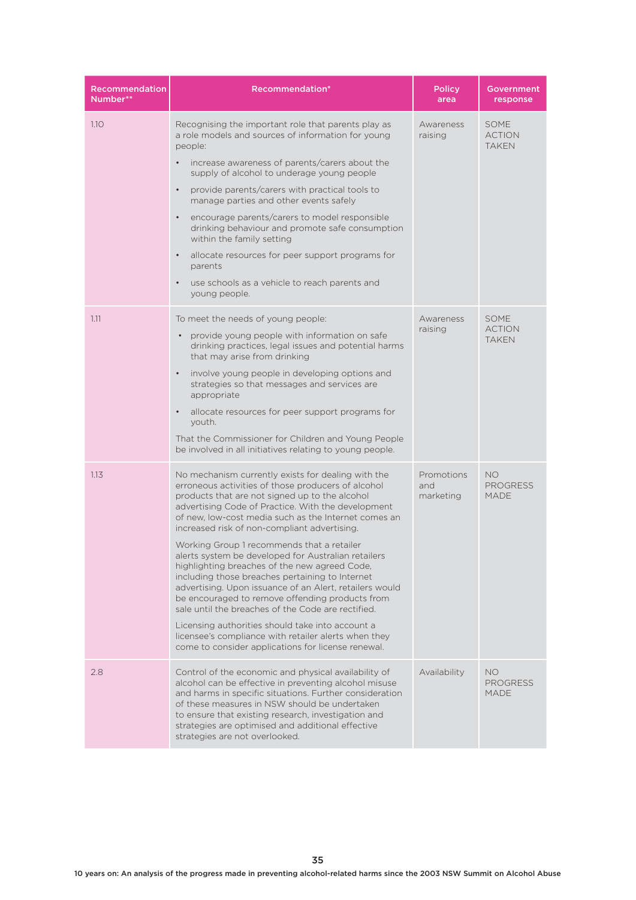| Recommendation Number** | Recommendation* | Policy area | Government response |
|---|---|---|---|
| 1.10 | Recognising the important role that parents play as a role models and sources of information for young people:<br>• increase awareness of parents/carers about the supply of alcohol to underage young people<br>• provide parents/carers with practical tools to manage parties and other events safely<br>• encourage parents/carers to model responsible drinking behaviour and promote safe consumption within the family setting<br>• allocate resources for peer support programs for parents<br>• use schools as a vehicle to reach parents and young people. | Awareness raising | SOME ACTION TAKEN |
| 1.11 | To meet the needs of young people:<br>• provide young people with information on safe drinking practices, legal issues and potential harms that may arise from drinking<br>• involve young people in developing options and strategies so that messages and services are appropriate<br>• allocate resources for peer support programs for youth.<br>That the Commissioner for Children and Young People be involved in all initiatives relating to young people. | Awareness raising | SOME ACTION TAKEN |
| 1.13 | No mechanism currently exists for dealing with the erroneous activities of those producers of alcohol products that are not signed up to the alcohol advertising Code of Practice. With the development of new, low-cost media such as the Internet comes an increased risk of non-compliant advertising.<br>Working Group 1 recommends that a retailer alerts system be developed for Australian retailers highlighting breaches of the new agreed Code, including those breaches pertaining to Internet advertising. Upon issuance of an Alert, retailers would be encouraged to remove offending products from sale until the breaches of the Code are rectified.<br>Licensing authorities should take into account a licensee's compliance with retailer alerts when they come to consider applications for license renewal. | Promotions and marketing | NO PROGRESS MADE |
| 2.8 | Control of the economic and physical availability of alcohol can be effective in preventing alcohol misuse and harms in specific situations. Further consideration of these measures in NSW should be undertaken to ensure that existing research, investigation and strategies are optimised and additional effective strategies are not overlooked. | Availability | NO PROGRESS MADE |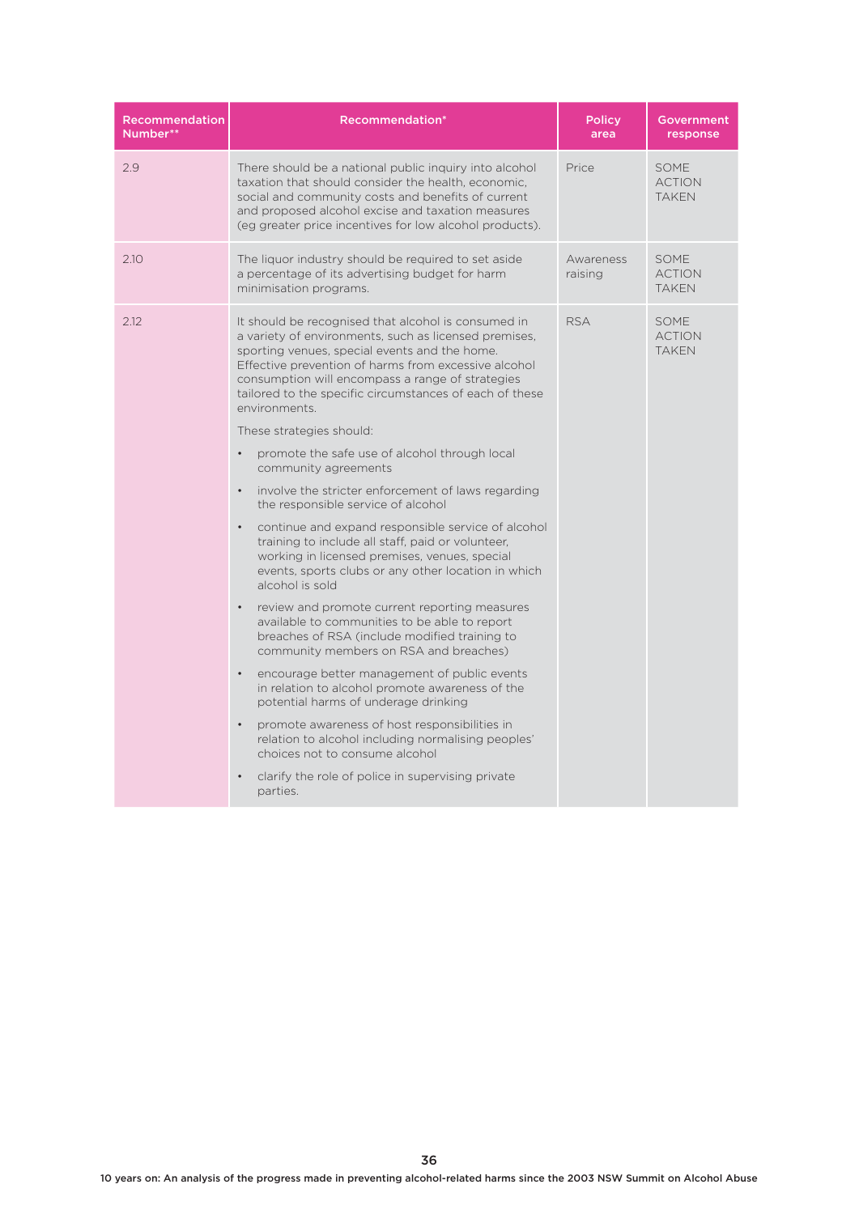| Recommendation Number** | Recommendation* | Policy area | Government response |
|---|---|---|---|
| 2.9 | There should be a national public inquiry into alcohol taxation that should consider the health, economic, social and community costs and benefits of current and proposed alcohol excise and taxation measures (eg greater price incentives for low alcohol products). | Price | SOME ACTION TAKEN |
| 2.10 | The liquor industry should be required to set aside a percentage of its advertising budget for harm minimisation programs. | Awareness raising | SOME ACTION TAKEN |
| 2.12 | It should be recognised that alcohol is consumed in a variety of environments, such as licensed premises, sporting venues, special events and the home. Effective prevention of harms from excessive alcohol consumption will encompass a range of strategies tailored to the specific circumstances of each of these environments.<br><br>These strategies should:<br><br>• promote the safe use of alcohol through local community agreements<br>• involve the stricter enforcement of laws regarding the responsible service of alcohol<br>• continue and expand responsible service of alcohol training to include all staff, paid or volunteer, working in licensed premises, venues, special events, sports clubs or any other location in which alcohol is sold<br>• review and promote current reporting measures available to communities to be able to report breaches of RSA (include modified training to community members on RSA and breaches)<br>• encourage better management of public events in relation to alcohol promote awareness of the potential harms of underage drinking<br>• promote awareness of host responsibilities in relation to alcohol including normalising peoples' choices not to consume alcohol<br>• clarify the role of police in supervising private parties. | RSA | SOME ACTION TAKEN |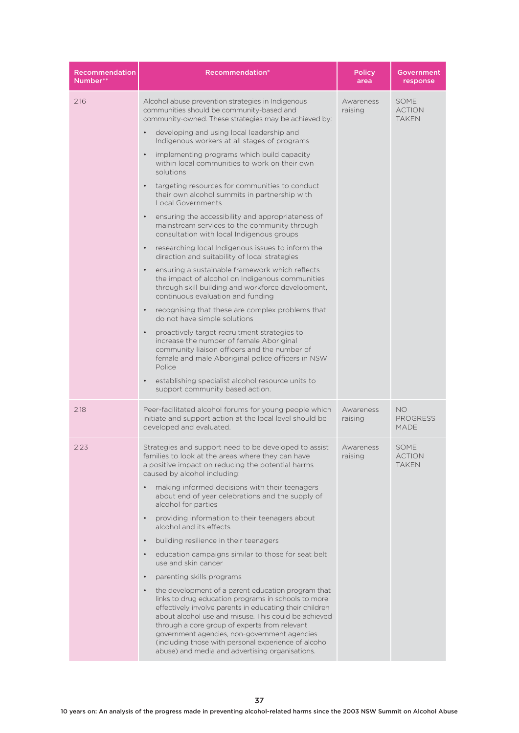| Recommendation Number** | Recommendation* | Policy area | Government response |
|---|---|---|---|
| 2.16 | Alcohol abuse prevention strategies in Indigenous communities should be community-based and community-owned. These strategies may be achieved by:<br>• developing and using local leadership and Indigenous workers at all stages of programs<br>• implementing programs which build capacity within local communities to work on their own solutions<br>• targeting resources for communities to conduct their own alcohol summits in partnership with Local Governments<br>• ensuring the accessibility and appropriateness of mainstream services to the community through consultation with local Indigenous groups<br>• researching local Indigenous issues to inform the direction and suitability of local strategies<br>• ensuring a sustainable framework which reflects the impact of alcohol on Indigenous communities through skill building and workforce development, continuous evaluation and funding<br>• recognising that these are complex problems that do not have simple solutions<br>• proactively target recruitment strategies to increase the number of female Aboriginal community liaison officers and the number of female and male Aboriginal police officers in NSW Police<br>• establishing specialist alcohol resource units to support community based action. | Awareness raising | SOME ACTION TAKEN |
| 2.18 | Peer-facilitated alcohol forums for young people which initiate and support action at the local level should be developed and evaluated. | Awareness raising | NO PROGRESS MADE |
| 2.23 | Strategies and support need to be developed to assist families to look at the areas where they can have a positive impact on reducing the potential harms caused by alcohol including:<br>• making informed decisions with their teenagers about end of year celebrations and the supply of alcohol for parties<br>• providing information to their teenagers about alcohol and its effects<br>• building resilience in their teenagers<br>• education campaigns similar to those for seat belt use and skin cancer<br>• parenting skills programs<br>• the development of a parent education program that links to drug education programs in schools to more effectively involve parents in educating their children about alcohol use and misuse. This could be achieved through a core group of experts from relevant government agencies, non-government agencies (including those with personal experience of alcohol abuse) and media and advertising organisations. | Awareness raising | SOME ACTION TAKEN |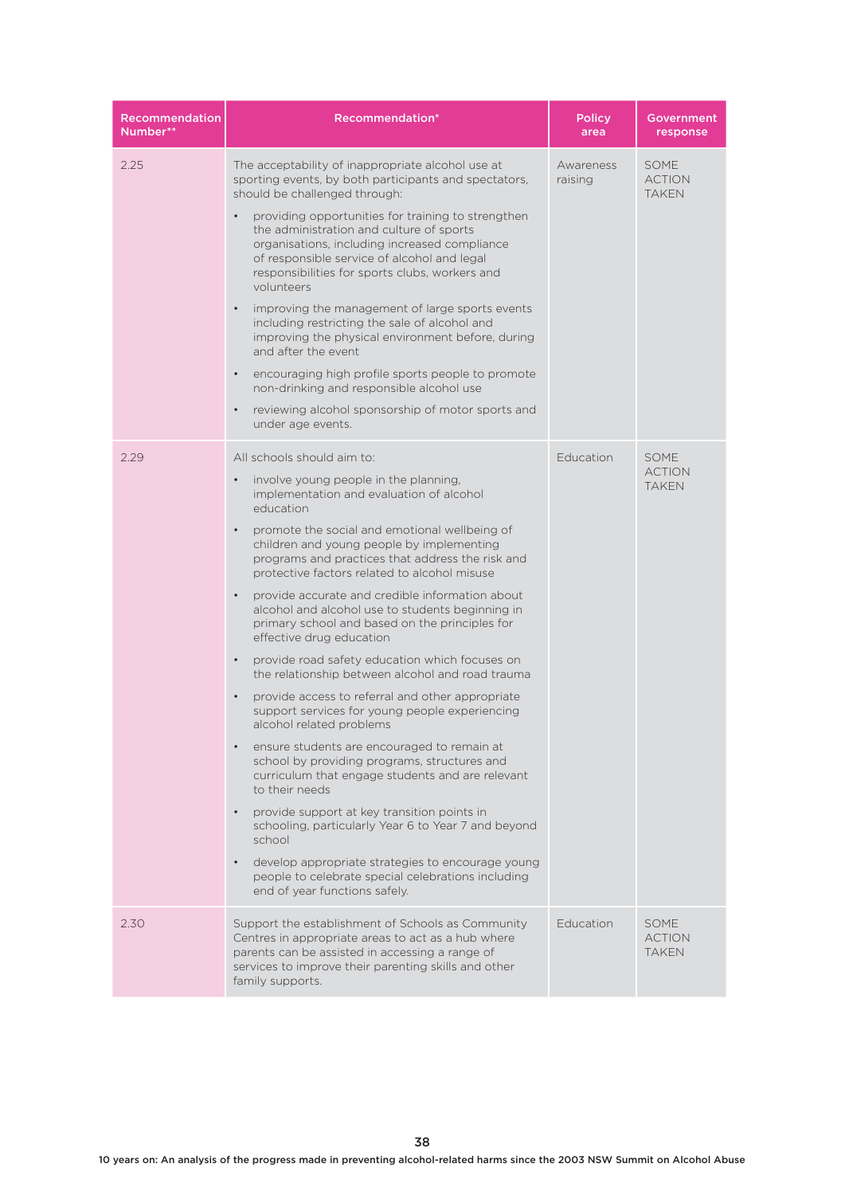| Recommendation Number** | Recommendation* | Policy area | Government response |
|---|---|---|---|
| 2.25 | The acceptability of inappropriate alcohol use at sporting events, by both participants and spectators, should be challenged through:<br>• providing opportunities for training to strengthen the administration and culture of sports organisations, including increased compliance of responsible service of alcohol and legal responsibilities for sports clubs, workers and volunteers<br>• improving the management of large sports events including restricting the sale of alcohol and improving the physical environment before, during and after the event<br>• encouraging high profile sports people to promote non-drinking and responsible alcohol use<br>• reviewing alcohol sponsorship of motor sports and under age events. | Awareness raising | SOME ACTION TAKEN |
| 2.29 | All schools should aim to:<br>• involve young people in the planning, implementation and evaluation of alcohol education<br>• promote the social and emotional wellbeing of children and young people by implementing programs and practices that address the risk and protective factors related to alcohol misuse<br>• provide accurate and credible information about alcohol and alcohol use to students beginning in primary school and based on the principles for effective drug education<br>• provide road safety education which focuses on the relationship between alcohol and road trauma<br>• provide access to referral and other appropriate support services for young people experiencing alcohol related problems<br>• ensure students are encouraged to remain at school by providing programs, structures and curriculum that engage students and are relevant to their needs<br>• provide support at key transition points in schooling, particularly Year 6 to Year 7 and beyond school<br>• develop appropriate strategies to encourage young people to celebrate special celebrations including end of year functions safely. | Education | SOME ACTION TAKEN |
| 2.30 | Support the establishment of Schools as Community Centres in appropriate areas to act as a hub where parents can be assisted in accessing a range of services to improve their parenting skills and other family supports. | Education | SOME ACTION TAKEN |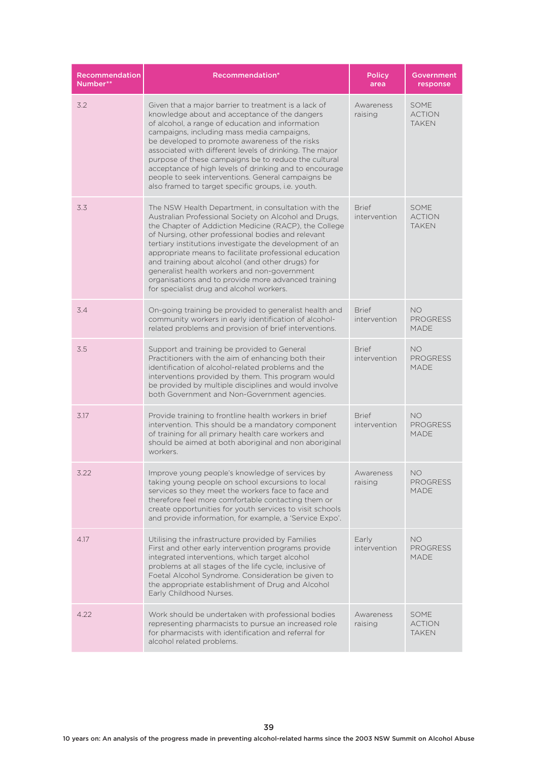| Recommendation Number** | Recommendation* | Policy area | Government response |
|---|---|---|---|
| 3.2 | Given that a major barrier to treatment is a lack of knowledge about and acceptance of the dangers of alcohol, a range of education and information campaigns, including mass media campaigns, be developed to promote awareness of the risks associated with different levels of drinking. The major purpose of these campaigns be to reduce the cultural acceptance of high levels of drinking and to encourage people to seek interventions. General campaigns be also framed to target specific groups, i.e. youth. | Awareness raising | SOME ACTION TAKEN |
| 3.3 | The NSW Health Department, in consultation with the Australian Professional Society on Alcohol and Drugs, the Chapter of Addiction Medicine (RACP), the College of Nursing, other professional bodies and relevant tertiary institutions investigate the development of an appropriate means to facilitate professional education and training about alcohol (and other drugs) for generalist health workers and non-government organisations and to provide more advanced training for specialist drug and alcohol workers. | Brief intervention | SOME ACTION TAKEN |
| 3.4 | On-going training be provided to generalist health and community workers in early identification of alcohol-related problems and provision of brief interventions. | Brief intervention | NO PROGRESS MADE |
| 3.5 | Support and training be provided to General Practitioners with the aim of enhancing both their identification of alcohol-related problems and the interventions provided by them. This program would be provided by multiple disciplines and would involve both Government and Non-Government agencies. | Brief intervention | NO PROGRESS MADE |
| 3.17 | Provide training to frontline health workers in brief intervention. This should be a mandatory component of training for all primary health care workers and should be aimed at both aboriginal and non aboriginal workers. | Brief intervention | NO PROGRESS MADE |
| 3.22 | Improve young people's knowledge of services by taking young people on school excursions to local services so they meet the workers face to face and therefore feel more comfortable contacting them or create opportunities for youth services to visit schools and provide information, for example, a 'Service Expo'. | Awareness raising | NO PROGRESS MADE |
| 4.17 | Utilising the infrastructure provided by Families First and other early intervention programs provide integrated interventions, which target alcohol problems at all stages of the life cycle, inclusive of Foetal Alcohol Syndrome. Consideration be given to the appropriate establishment of Drug and Alcohol Early Childhood Nurses. | Early intervention | NO PROGRESS MADE |
| 4.22 | Work should be undertaken with professional bodies representing pharmacists to pursue an increased role for pharmacists with identification and referral for alcohol related problems. | Awareness raising | SOME ACTION TAKEN |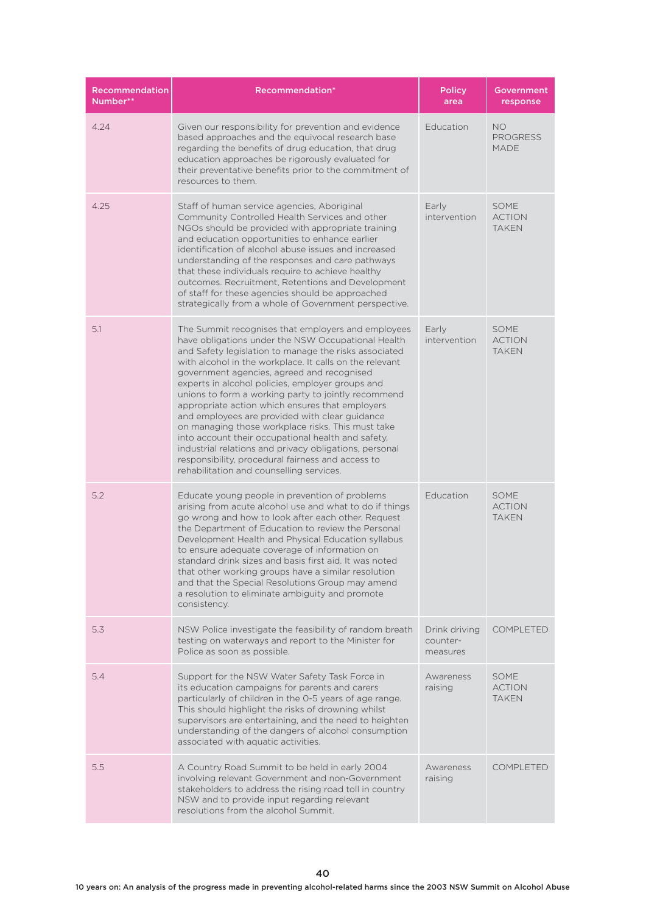| Recommendation Number** | Recommendation* | Policy area | Government response |
|---|---|---|---|
| 4.24 | Given our responsibility for prevention and evidence based approaches and the equivocal research base regarding the benefits of drug education, that drug education approaches be rigorously evaluated for their preventative benefits prior to the commitment of resources to them. | Education | NO PROGRESS MADE |
| 4.25 | Staff of human service agencies, Aboriginal Community Controlled Health Services and other NGOs should be provided with appropriate training and education opportunities to enhance earlier identification of alcohol abuse issues and increased understanding of the responses and care pathways that these individuals require to achieve healthy outcomes. Recruitment, Retentions and Development of staff for these agencies should be approached strategically from a whole of Government perspective. | Early intervention | SOME ACTION TAKEN |
| 5.1 | The Summit recognises that employers and employees have obligations under the NSW Occupational Health and Safety legislation to manage the risks associated with alcohol in the workplace. It calls on the relevant government agencies, agreed and recognised experts in alcohol policies, employer groups and unions to form a working party to jointly recommend appropriate action which ensures that employers and employees are provided with clear guidance on managing those workplace risks. This must take into account their occupational health and safety, industrial relations and privacy obligations, personal responsibility, procedural fairness and access to rehabilitation and counselling services. | Early intervention | SOME ACTION TAKEN |
| 5.2 | Educate young people in prevention of problems arising from acute alcohol use and what to do if things go wrong and how to look after each other. Request the Department of Education to review the Personal Development Health and Physical Education syllabus to ensure adequate coverage of information on standard drink sizes and basis first aid. It was noted that other working groups have a similar resolution and that the Special Resolutions Group may amend a resolution to eliminate ambiguity and promote consistency. | Education | SOME ACTION TAKEN |
| 5.3 | NSW Police investigate the feasibility of random breath testing on waterways and report to the Minister for Police as soon as possible. | Drink driving counter-measures | COMPLETED |
| 5.4 | Support for the NSW Water Safety Task Force in its education campaigns for parents and carers particularly of children in the 0-5 years of age range. This should highlight the risks of drowning whilst supervisors are entertaining, and the need to heighten understanding of the dangers of alcohol consumption associated with aquatic activities. | Awareness raising | SOME ACTION TAKEN |
| 5.5 | A Country Road Summit to be held in early 2004 involving relevant Government and non-Government stakeholders to address the rising road toll in country NSW and to provide input regarding relevant resolutions from the alcohol Summit. | Awareness raising | COMPLETED |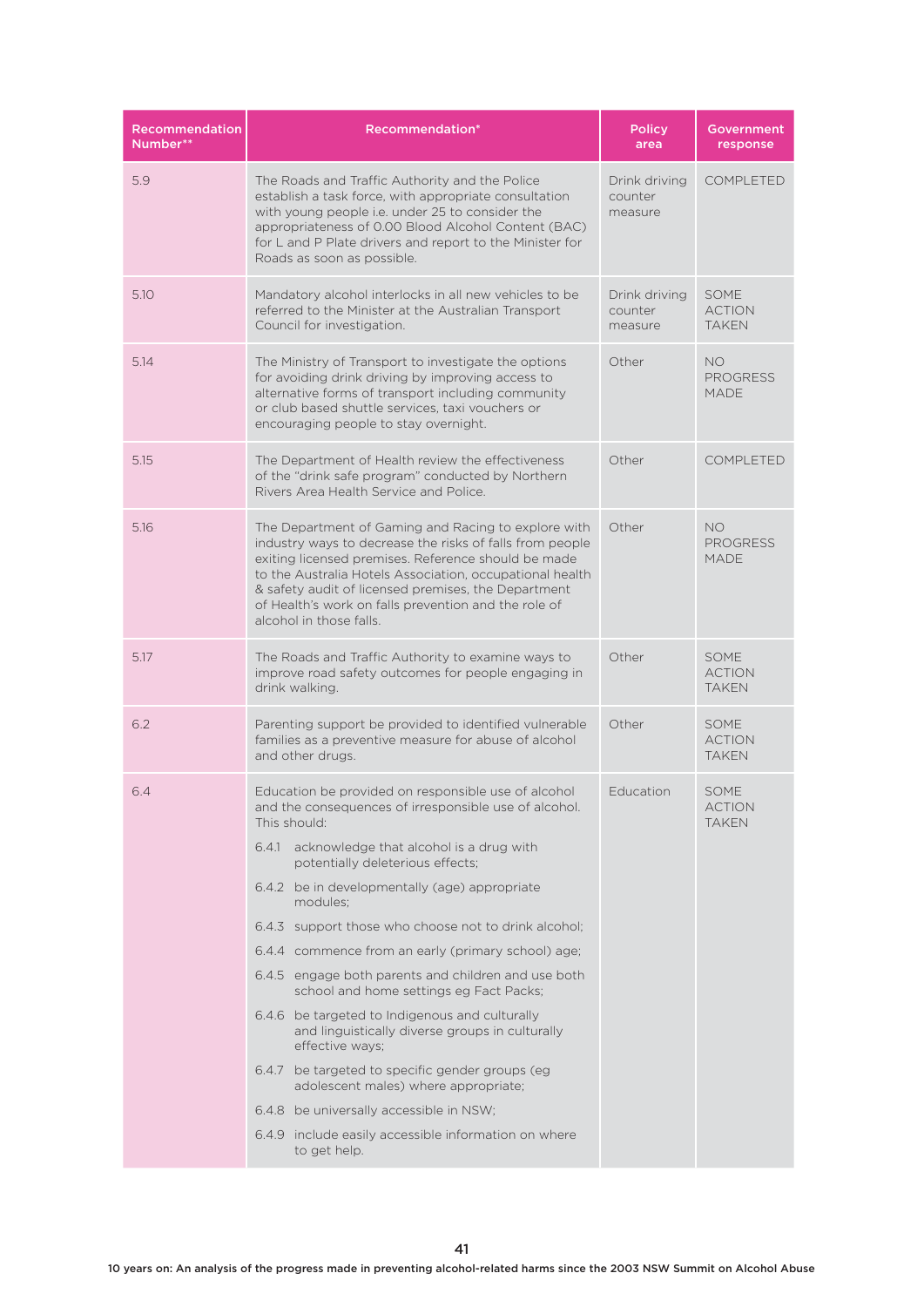| Recommendation Number** | Recommendation* | Policy area | Government response |
|---|---|---|---|
| 5.9 | The Roads and Traffic Authority and the Police establish a task force, with appropriate consultation with young people i.e. under 25 to consider the appropriateness of 0.00 Blood Alcohol Content (BAC) for L and P Plate drivers and report to the Minister for Roads as soon as possible. | Drink driving counter measure | COMPLETED |
| 5.10 | Mandatory alcohol interlocks in all new vehicles to be referred to the Minister at the Australian Transport Council for investigation. | Drink driving counter measure | SOME ACTION TAKEN |
| 5.14 | The Ministry of Transport to investigate the options for avoiding drink driving by improving access to alternative forms of transport including community or club based shuttle services, taxi vouchers or encouraging people to stay overnight. | Other | NO PROGRESS MADE |
| 5.15 | The Department of Health review the effectiveness of the "drink safe program" conducted by Northern Rivers Area Health Service and Police. | Other | COMPLETED |
| 5.16 | The Department of Gaming and Racing to explore with industry ways to decrease the risks of falls from people exiting licensed premises. Reference should be made to the Australia Hotels Association, occupational health & safety audit of licensed premises, the Department of Health's work on falls prevention and the role of alcohol in those falls. | Other | NO PROGRESS MADE |
| 5.17 | The Roads and Traffic Authority to examine ways to improve road safety outcomes for people engaging in drink walking. | Other | SOME ACTION TAKEN |
| 6.2 | Parenting support be provided to identified vulnerable families as a preventive measure for abuse of alcohol and other drugs. | Other | SOME ACTION TAKEN |
| 6.4 | Education be provided on responsible use of alcohol and the consequences of irresponsible use of alcohol. This should:<br>6.4.1 acknowledge that alcohol is a drug with potentially deleterious effects;<br>6.4.2 be in developmentally (age) appropriate modules;<br>6.4.3 support those who choose not to drink alcohol;<br>6.4.4 commence from an early (primary school) age;<br>6.4.5 engage both parents and children and use both school and home settings eg Fact Packs;<br>6.4.6 be targeted to Indigenous and culturally and linguistically diverse groups in culturally effective ways;<br>6.4.7 be targeted to specific gender groups (eg adolescent males) where appropriate;<br>6.4.8 be universally accessible in NSW;<br>6.4.9 include easily accessible information on where to get help. | Education | SOME ACTION TAKEN |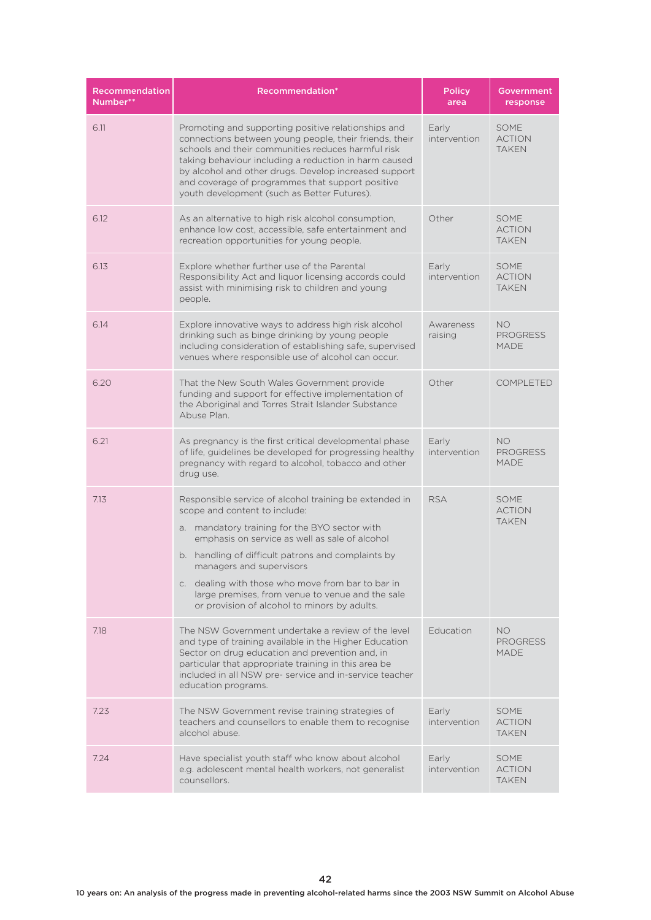| Recommendation Number** | Recommendation* | Policy area | Government response |
|---|---|---|---|
| 6.11 | Promoting and supporting positive relationships and connections between young people, their friends, their schools and their communities reduces harmful risk taking behaviour including a reduction in harm caused by alcohol and other drugs. Develop increased support and coverage of programmes that support positive youth development (such as Better Futures). | Early intervention | SOME ACTION TAKEN |
| 6.12 | As an alternative to high risk alcohol consumption, enhance low cost, accessible, safe entertainment and recreation opportunities for young people. | Other | SOME ACTION TAKEN |
| 6.13 | Explore whether further use of the Parental Responsibility Act and liquor licensing accords could assist with minimising risk to children and young people. | Early intervention | SOME ACTION TAKEN |
| 6.14 | Explore innovative ways to address high risk alcohol drinking such as binge drinking by young people including consideration of establishing safe, supervised venues where responsible use of alcohol can occur. | Awareness raising | NO PROGRESS MADE |
| 6.20 | That the New South Wales Government provide funding and support for effective implementation of the Aboriginal and Torres Strait Islander Substance Abuse Plan. | Other | COMPLETED |
| 6.21 | As pregnancy is the first critical developmental phase of life, guidelines be developed for progressing healthy pregnancy with regard to alcohol, tobacco and other drug use. | Early intervention | NO PROGRESS MADE |
| 7.13 | Responsible service of alcohol training be extended in scope and content to include:<br>a. mandatory training for the BYO sector with emphasis on service as well as sale of alcohol<br>b. handling of difficult patrons and complaints by managers and supervisors<br>c. dealing with those who move from bar to bar in large premises, from venue to venue and the sale or provision of alcohol to minors by adults. | RSA | SOME ACTION TAKEN |
| 7.18 | The NSW Government undertake a review of the level and type of training available in the Higher Education Sector on drug education and prevention and, in particular that appropriate training in this area be included in all NSW pre- service and in-service teacher education programs. | Education | NO PROGRESS MADE |
| 7.23 | The NSW Government revise training strategies of teachers and counsellors to enable them to recognise alcohol abuse. | Early intervention | SOME ACTION TAKEN |
| 7.24 | Have specialist youth staff who know about alcohol e.g. adolescent mental health workers, not generalist counsellors. | Early intervention | SOME ACTION TAKEN |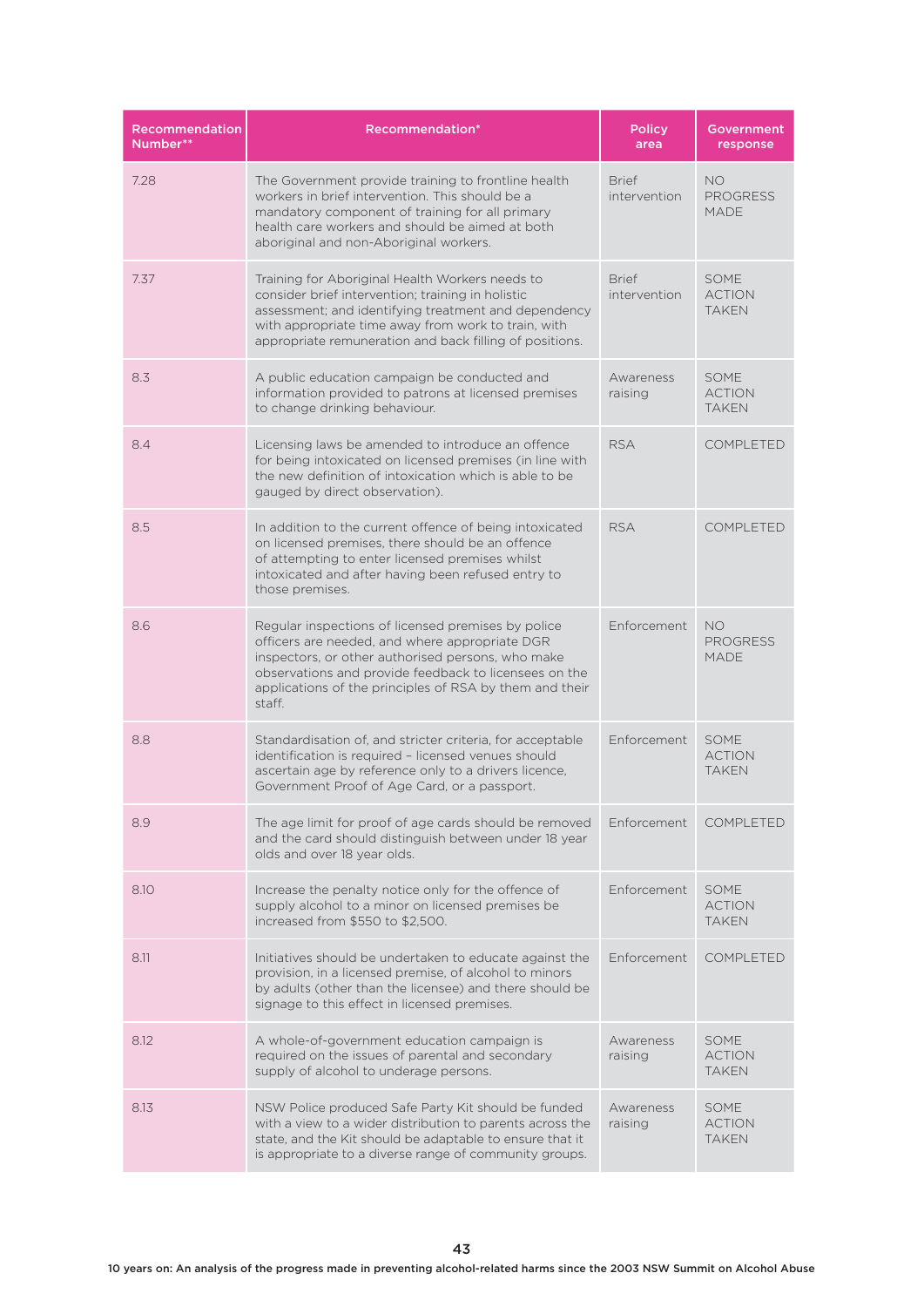| Recommendation Number** | Recommendation* | Policy area | Government response |
|---|---|---|---|
| 7.28 | The Government provide training to frontline health workers in brief intervention. This should be a mandatory component of training for all primary health care workers and should be aimed at both aboriginal and non-Aboriginal workers. | Brief intervention | NO PROGRESS MADE |
| 7.37 | Training for Aboriginal Health Workers needs to consider brief intervention; training in holistic assessment; and identifying treatment and dependency with appropriate time away from work to train, with appropriate remuneration and back filling of positions. | Brief intervention | SOME ACTION TAKEN |
| 8.3 | A public education campaign be conducted and information provided to patrons at licensed premises to change drinking behaviour. | Awareness raising | SOME ACTION TAKEN |
| 8.4 | Licensing laws be amended to introduce an offence for being intoxicated on licensed premises (in line with the new definition of intoxication which is able to be gauged by direct observation). | RSA | COMPLETED |
| 8.5 | In addition to the current offence of being intoxicated on licensed premises, there should be an offence of attempting to enter licensed premises whilst intoxicated and after having been refused entry to those premises. | RSA | COMPLETED |
| 8.6 | Regular inspections of licensed premises by police officers are needed, and where appropriate DGR inspectors, or other authorised persons, who make observations and provide feedback to licensees on the applications of the principles of RSA by them and their staff. | Enforcement | NO PROGRESS MADE |
| 8.8 | Standardisation of, and stricter criteria, for acceptable identification is required – licensed venues should ascertain age by reference only to a drivers licence, Government Proof of Age Card, or a passport. | Enforcement | SOME ACTION TAKEN |
| 8.9 | The age limit for proof of age cards should be removed and the card should distinguish between under 18 year olds and over 18 year olds. | Enforcement | COMPLETED |
| 8.10 | Increase the penalty notice only for the offence of supply alcohol to a minor on licensed premises be increased from $550 to $2,500. | Enforcement | SOME ACTION TAKEN |
| 8.11 | Initiatives should be undertaken to educate against the provision, in a licensed premise, of alcohol to minors by adults (other than the licensee) and there should be signage to this effect in licensed premises. | Enforcement | COMPLETED |
| 8.12 | A whole-of-government education campaign is required on the issues of parental and secondary supply of alcohol to underage persons. | Awareness raising | SOME ACTION TAKEN |
| 8.13 | NSW Police produced Safe Party Kit should be funded with a view to a wider distribution to parents across the state, and the Kit should be adaptable to ensure that it is appropriate to a diverse range of community groups. | Awareness raising | SOME ACTION TAKEN |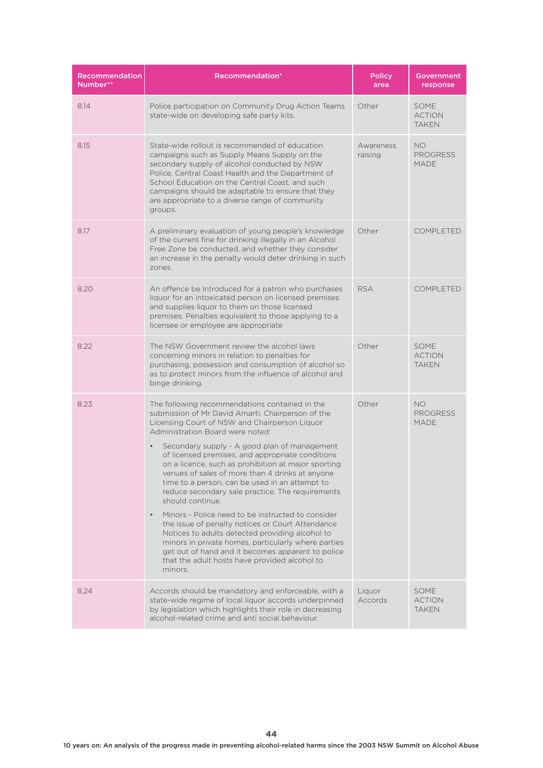| Recommendation Number** | Recommendation* | Policy area | Government response |
|---|---|---|---|
| 8.14 | Police participation on Community Drug Action Teams state-wide on developing safe party kits. | Other | SOME ACTION TAKEN |
| 8.15 | State-wide rollout is recommended of education campaigns such as Supply Means Supply on the secondary supply of alcohol conducted by NSW Police, Central Coast Health and the Department of School Education on the Central Coast, and such campaigns should be adaptable to ensure that they are appropriate to a diverse range of community groups. | Awareness raising | NO PROGRESS MADE |
| 8.17 | A preliminary evaluation of young people's knowledge of the current fine for drinking illegally in an Alcohol Free Zone be conducted, and whether they consider an increase in the penalty would deter drinking in such zones. | Other | COMPLETED |
| 8.20 | An offence be Introduced for a patron who purchases liquor for an intoxicated person on licensed premises and supplies liquor to them on those licensed premises. Penalties equivalent to those applying to a licensee or employee are appropriate | RSA | COMPLETED |
| 8.22 | The NSW Government review the alcohol laws concerning minors in relation to penalties for purchasing, possession and consumption of alcohol so as to protect minors from the influence of alcohol and binge drinking. | Other | SOME ACTION TAKEN |
| 8.23 | The following recommendations contained in the submission of Mr David Amarti, Chairperson of the Licensing Court of NSW and Chairperson Liquor Administration Board were noted:<br>• Secondary supply - A good plan of management of licensed premises, and appropriate conditions on a licence, such as prohibition at major sporting venues of sales of more than 4 drinks at anyone time to a person, can be used in an attempt to reduce secondary sale practice. The requirements should continue.<br>• Minors - Police need to be instructed to consider the issue of penalty notices or Court Attendance Notices to adults detected providing alcohol to minors in private homes, particularly where parties get out of hand and it becomes apparent to police that the adult hosts have provided alcohol to minors. | Other | NO PROGRESS MADE |
| 8.24 | Accords should be mandatory and enforceable, with a state-wide regime of local liquor accords underpinned by legislation which highlights their role in decreasing alcohol-related crime and anti social behaviour. | Liquor Accords | SOME ACTION TAKEN |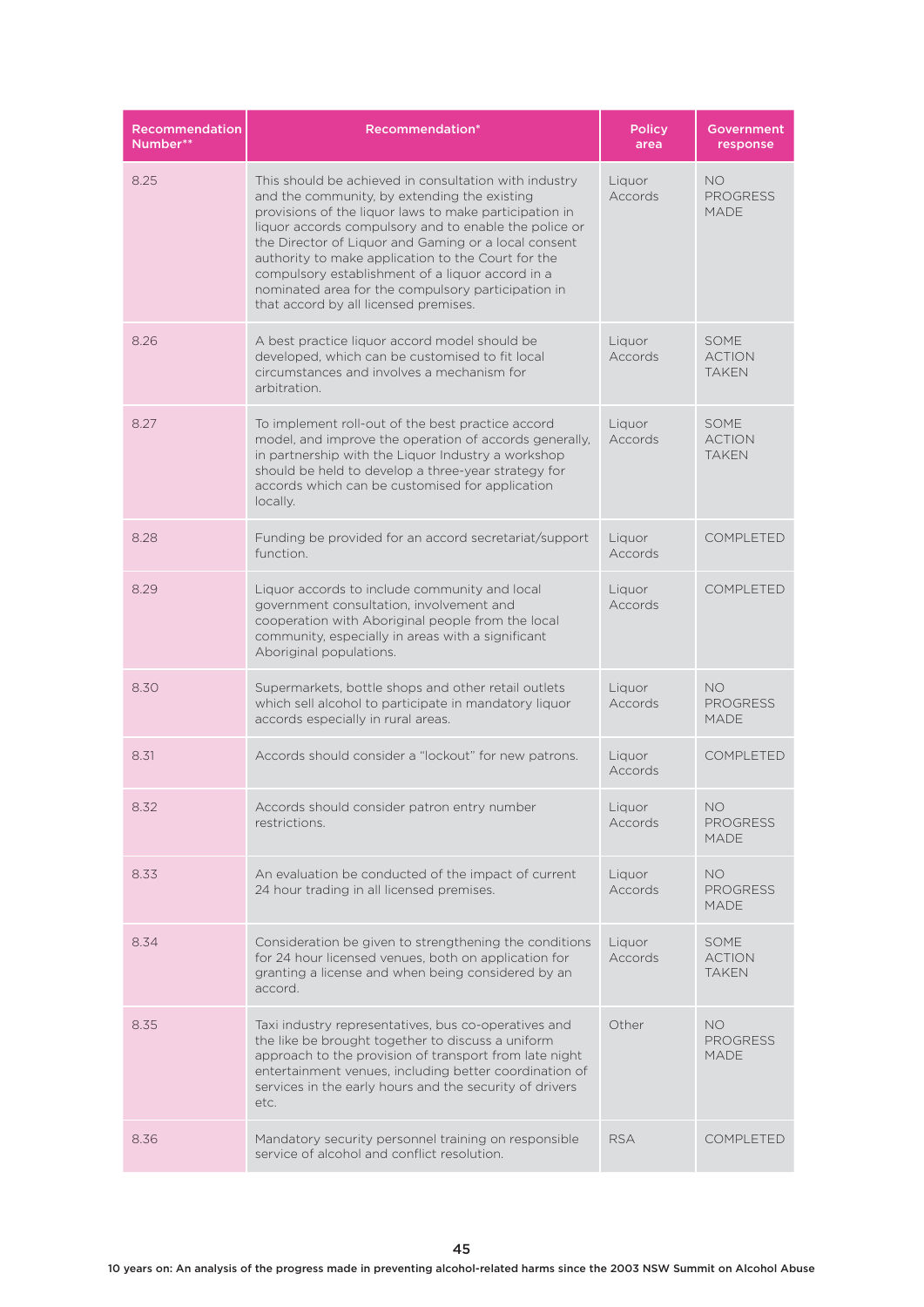| Recommendation Number** | Recommendation* | Policy area | Government response |
|---|---|---|---|
| 8.25 | This should be achieved in consultation with industry and the community, by extending the existing provisions of the liquor laws to make participation in liquor accords compulsory and to enable the police or the Director of Liquor and Gaming or a local consent authority to make application to the Court for the compulsory establishment of a liquor accord in a nominated area for the compulsory participation in that accord by all licensed premises. | Liquor Accords | NO PROGRESS MADE |
| 8.26 | A best practice liquor accord model should be developed, which can be customised to fit local circumstances and involves a mechanism for arbitration. | Liquor Accords | SOME ACTION TAKEN |
| 8.27 | To implement roll-out of the best practice accord model, and improve the operation of accords generally, in partnership with the Liquor Industry a workshop should be held to develop a three-year strategy for accords which can be customised for application locally. | Liquor Accords | SOME ACTION TAKEN |
| 8.28 | Funding be provided for an accord secretariat/support function. | Liquor Accords | COMPLETED |
| 8.29 | Liquor accords to include community and local government consultation, involvement and cooperation with Aboriginal people from the local community, especially in areas with a significant Aboriginal populations. | Liquor Accords | COMPLETED |
| 8.30 | Supermarkets, bottle shops and other retail outlets which sell alcohol to participate in mandatory liquor accords especially in rural areas. | Liquor Accords | NO PROGRESS MADE |
| 8.31 | Accords should consider a "lockout" for new patrons. | Liquor Accords | COMPLETED |
| 8.32 | Accords should consider patron entry number restrictions. | Liquor Accords | NO PROGRESS MADE |
| 8.33 | An evaluation be conducted of the impact of current 24 hour trading in all licensed premises. | Liquor Accords | NO PROGRESS MADE |
| 8.34 | Consideration be given to strengthening the conditions for 24 hour licensed venues, both on application for granting a license and when being considered by an accord. | Liquor Accords | SOME ACTION TAKEN |
| 8.35 | Taxi industry representatives, bus co-operatives and the like be brought together to discuss a uniform approach to the provision of transport from late night entertainment venues, including better coordination of services in the early hours and the security of drivers etc. | Other | NO PROGRESS MADE |
| 8.36 | Mandatory security personnel training on responsible service of alcohol and conflict resolution. | RSA | COMPLETED |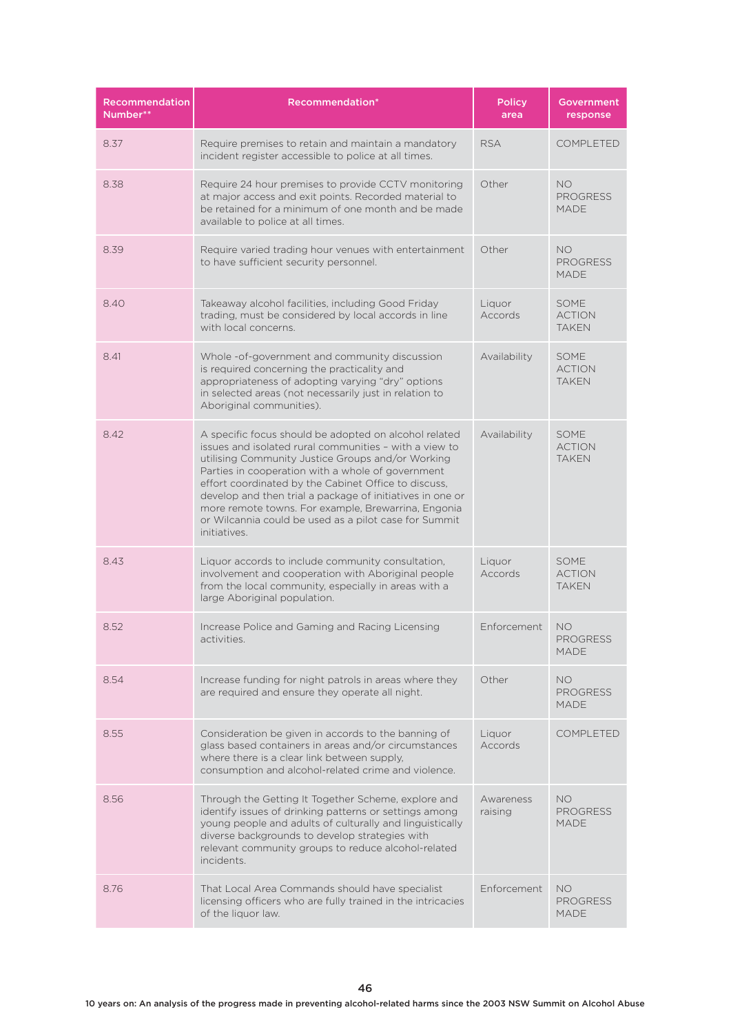| Recommendation Number** | Recommendation* | Policy area | Government response |
|---|---|---|---|
| 8.37 | Require premises to retain and maintain a mandatory incident register accessible to police at all times. | RSA | COMPLETED |
| 8.38 | Require 24 hour premises to provide CCTV monitoring at major access and exit points. Recorded material to be retained for a minimum of one month and be made available to police at all times. | Other | NO PROGRESS MADE |
| 8.39 | Require varied trading hour venues with entertainment to have sufficient security personnel. | Other | NO PROGRESS MADE |
| 8.40 | Takeaway alcohol facilities, including Good Friday trading, must be considered by local accords in line with local concerns. | Liquor Accords | SOME ACTION TAKEN |
| 8.41 | Whole -of-government and community discussion is required concerning the practicality and appropriateness of adopting varying "dry" options in selected areas (not necessarily just in relation to Aboriginal communities). | Availability | SOME ACTION TAKEN |
| 8.42 | A specific focus should be adopted on alcohol related issues and isolated rural communities – with a view to utilising Community Justice Groups and/or Working Parties in cooperation with a whole of government effort coordinated by the Cabinet Office to discuss, develop and then trial a package of initiatives in one or more remote towns. For example, Brewarrina, Engonia or Wilcannia could be used as a pilot case for Summit initiatives. | Availability | SOME ACTION TAKEN |
| 8.43 | Liquor accords to include community consultation, involvement and cooperation with Aboriginal people from the local community, especially in areas with a large Aboriginal population. | Liquor Accords | SOME ACTION TAKEN |
| 8.52 | Increase Police and Gaming and Racing Licensing activities. | Enforcement | NO PROGRESS MADE |
| 8.54 | Increase funding for night patrols in areas where they are required and ensure they operate all night. | Other | NO PROGRESS MADE |
| 8.55 | Consideration be given in accords to the banning of glass based containers in areas and/or circumstances where there is a clear link between supply, consumption and alcohol-related crime and violence. | Liquor Accords | COMPLETED |
| 8.56 | Through the Getting It Together Scheme, explore and identify issues of drinking patterns or settings among young people and adults of culturally and linguistically diverse backgrounds to develop strategies with relevant community groups to reduce alcohol-related incidents. | Awareness raising | NO PROGRESS MADE |
| 8.76 | That Local Area Commands should have specialist licensing officers who are fully trained in the intricacies of the liquor law. | Enforcement | NO PROGRESS MADE |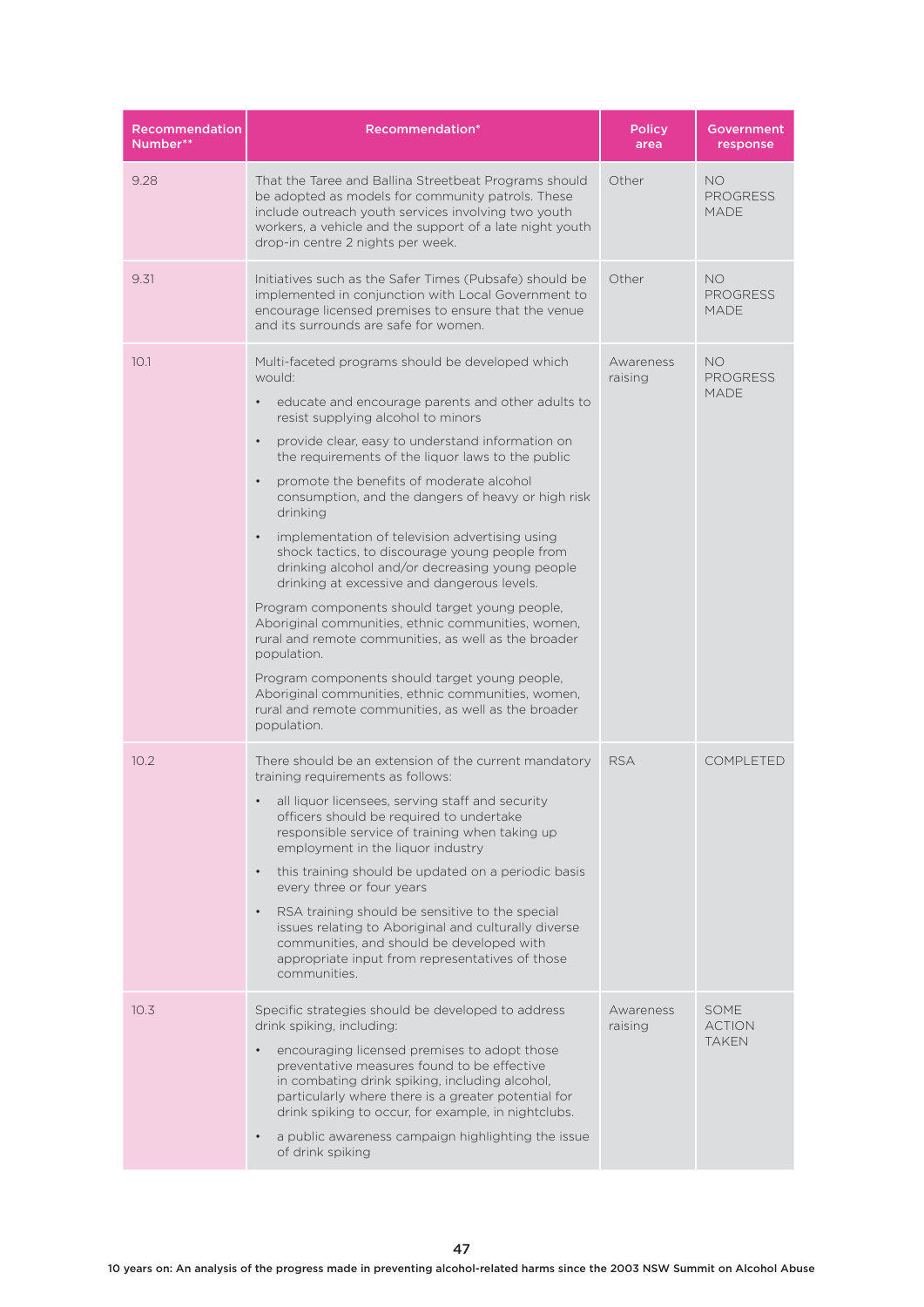| Recommendation Number** | Recommendation* | Policy area | Government response |
|---|---|---|---|
| 9.28 | That the Taree and Ballina Streetbeat Programs should be adopted as models for community patrols. These include outreach youth services involving two youth workers, a vehicle and the support of a late night youth drop-in centre 2 nights per week. | Other | NO PROGRESS MADE |
| 9.31 | Initiatives such as the Safer Times (Pubsafe) should be implemented in conjunction with Local Government to encourage licensed premises to ensure that the venue and its surrounds are safe for women. | Other | NO PROGRESS MADE |
| 10.1 | Multi-faceted programs should be developed which would:<br>• educate and encourage parents and other adults to resist supplying alcohol to minors<br>• provide clear, easy to understand information on the requirements of the liquor laws to the public<br>• promote the benefits of moderate alcohol consumption, and the dangers of heavy or high risk drinking<br>• implementation of television advertising using shock tactics, to discourage young people from drinking alcohol and/or decreasing young people drinking at excessive and dangerous levels.<br>Program components should target young people, Aboriginal communities, ethnic communities, women, rural and remote communities, as well as the broader population.<br>Program components should target young people, Aboriginal communities, ethnic communities, women, rural and remote communities, as well as the broader population. | Awareness raising | NO PROGRESS MADE |
| 10.2 | There should be an extension of the current mandatory training requirements as follows:<br>• all liquor licensees, serving staff and security officers should be required to undertake responsible service of training when taking up employment in the liquor industry<br>• this training should be updated on a periodic basis every three or four years<br>• RSA training should be sensitive to the special issues relating to Aboriginal and culturally diverse communities, and should be developed with appropriate input from representatives of those communities. | RSA | COMPLETED |
| 10.3 | Specific strategies should be developed to address drink spiking, including:<br>• encouraging licensed premises to adopt those preventative measures found to be effective in combating drink spiking, including alcohol, particularly where there is a greater potential for drink spiking to occur, for example, in nightclubs.<br>• a public awareness campaign highlighting the issue of drink spiking | Awareness raising | SOME ACTION TAKEN |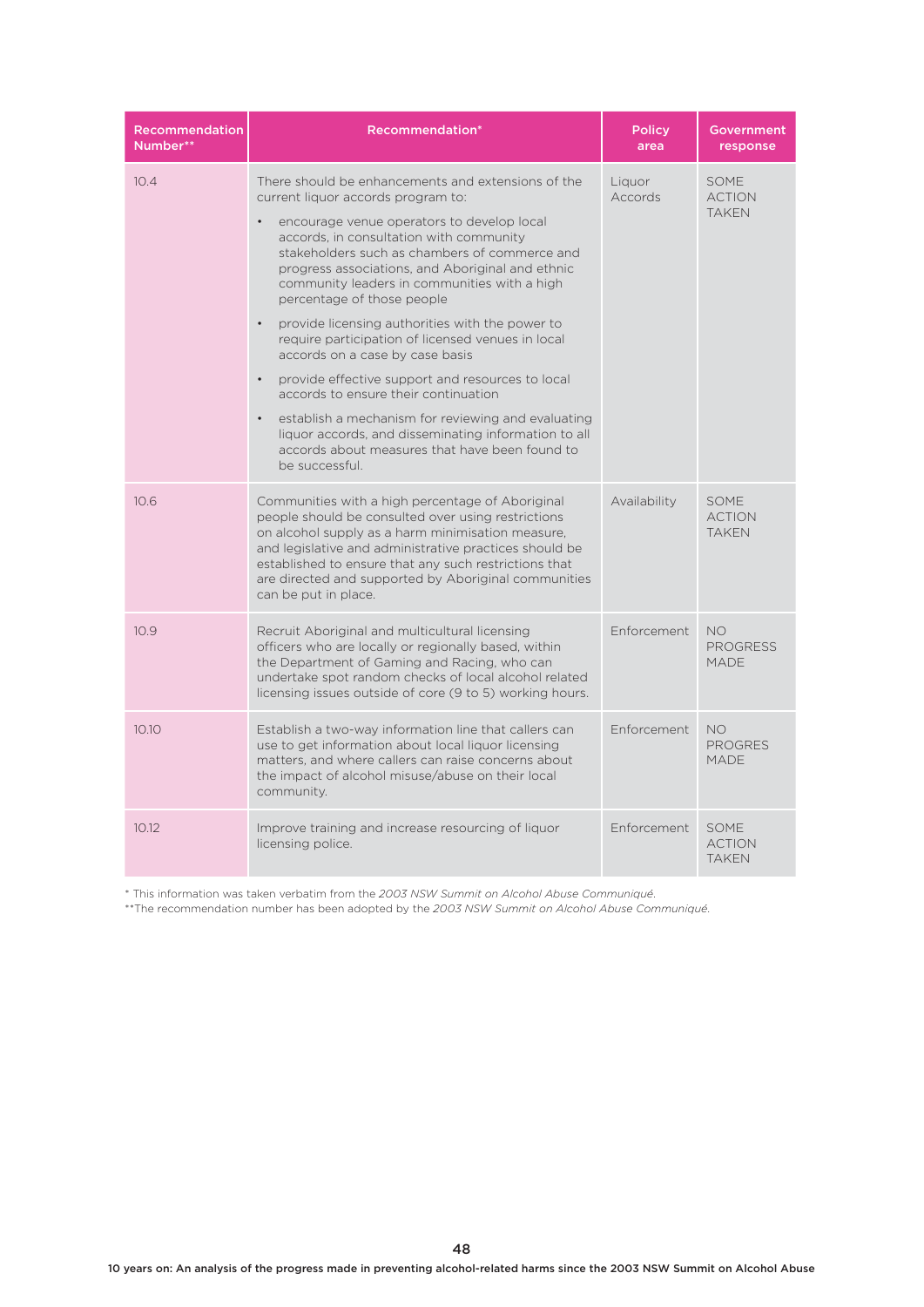| Recommendation Number** | Recommendation* | Policy area | Government response |
|---|---|---|---|
| 10.4 | There should be enhancements and extensions of the current liquor accords program to:<br>• encourage venue operators to develop local accords, in consultation with community stakeholders such as chambers of commerce and progress associations, and Aboriginal and ethnic community leaders in communities with a high percentage of those people<br>• provide licensing authorities with the power to require participation of licensed venues in local accords on a case by case basis<br>• provide effective support and resources to local accords to ensure their continuation<br>• establish a mechanism for reviewing and evaluating liquor accords, and disseminating information to all accords about measures that have been found to be successful. | Liquor Accords | SOME ACTION TAKEN |
| 10.6 | Communities with a high percentage of Aboriginal people should be consulted over using restrictions on alcohol supply as a harm minimisation measure, and legislative and administrative practices should be established to ensure that any such restrictions that are directed and supported by Aboriginal communities can be put in place. | Availability | SOME ACTION TAKEN |
| 10.9 | Recruit Aboriginal and multicultural licensing officers who are locally or regionally based, within the Department of Gaming and Racing, who can undertake spot random checks of local alcohol related licensing issues outside of core (9 to 5) working hours. | Enforcement | NO PROGRESS MADE |
| 10.10 | Establish a two-way information line that callers can use to get information about local liquor licensing matters, and where callers can raise concerns about the impact of alcohol misuse/abuse on their local community. | Enforcement | NO PROGRES MADE |
| 10.12 | Improve training and increase resourcing of liquor licensing police. | Enforcement | SOME ACTION TAKEN |

* This information was taken verbatim from the *2003 NSW Summit on Alcohol Abuse Communiqué*.

**The recommendation number has been adopted by the *2003 NSW Summit on Alcohol Abuse Communiqué*.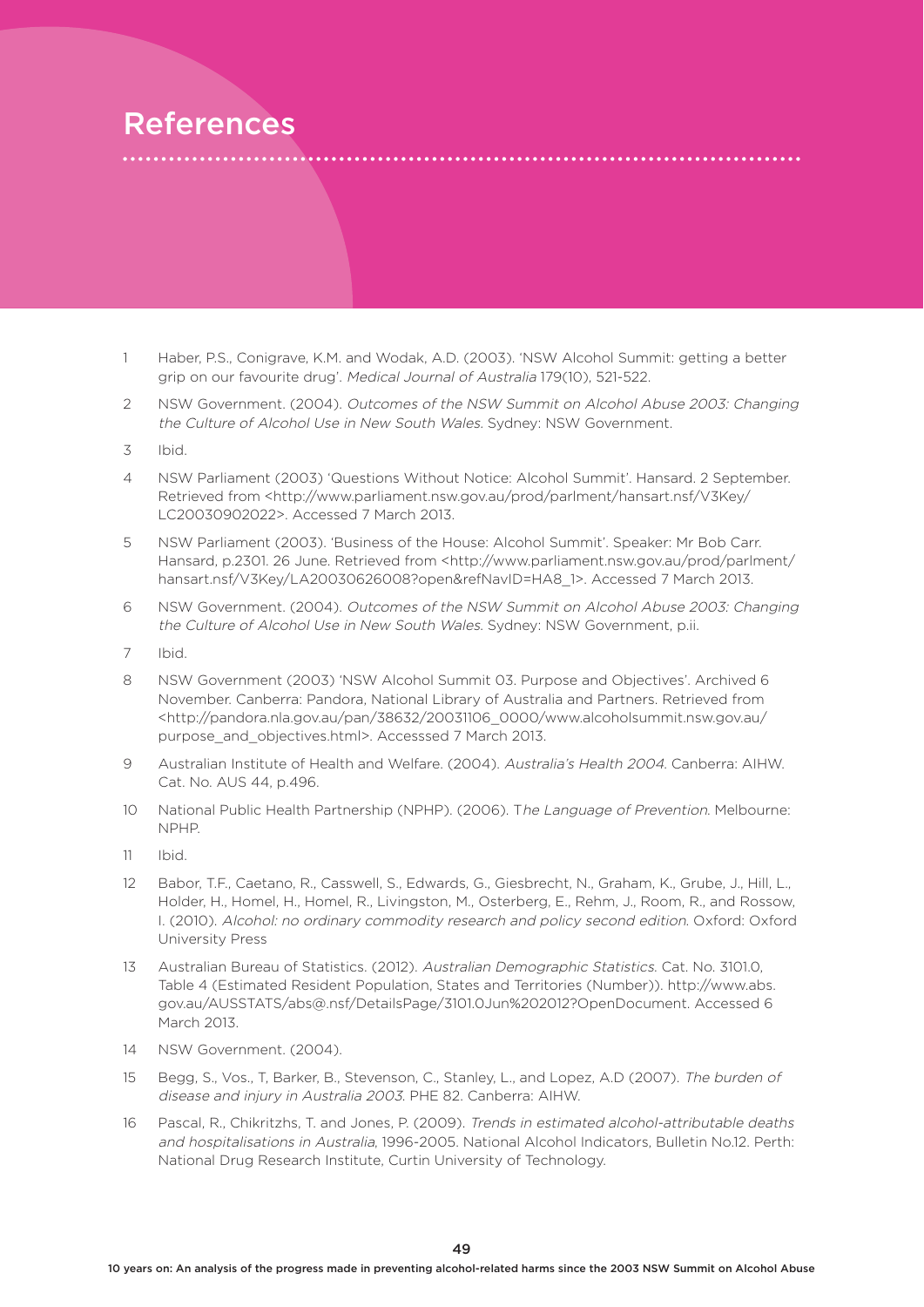# References

1. Haber, P.S., Conigrave, K.M. and Wodak, A.D. (2003). 'NSW Alcohol Summit: getting a better grip on our favourite drug'. *Medical Journal of Australia* 179(10), 521-522.
2. NSW Government. (2004). *Outcomes of the NSW Summit on Alcohol Abuse 2003: Changing the Culture of Alcohol Use in New South Wales*. Sydney: NSW Government.
3. Ibid.
4. NSW Parliament (2003) 'Questions Without Notice: Alcohol Summit'. Hansard. 2 September. Retrieved from <http://www.parliament.nsw.gov.au/prod/parlment/hansart.nsf/V3Key/LC20030902022>. Accessed 7 March 2013.
5. NSW Parliament (2003). 'Business of the House: Alcohol Summit'. Speaker: Mr Bob Carr. Hansard, p.2301. 26 June. Retrieved from <http://www.parliament.nsw.gov.au/prod/parlment/hansart.nsf/V3Key/LA20030626008?open&refNavID=HA8_1>. Accessed 7 March 2013.
6. NSW Government. (2004). *Outcomes of the NSW Summit on Alcohol Abuse 2003: Changing the Culture of Alcohol Use in New South Wales*. Sydney: NSW Government, p.ii.
7. Ibid.
8. NSW Government (2003) 'NSW Alcohol Summit 03. Purpose and Objectives'. Archived 6 November. Canberra: Pandora, National Library of Australia and Partners. Retrieved from <http://pandora.nla.gov.au/pan/38632/20031106_0000/www.alcoholsummit.nsw.gov.au/purpose_and_objectives.html>. Accesssed 7 March 2013.
9. Australian Institute of Health and Welfare. (2004). *Australia's Health 2004*. Canberra: AIHW. Cat. No. AUS 44, p.496.
10. National Public Health Partnership (NPHP). (2006). T*he Language of Prevention*. Melbourne: NPHP.
11. Ibid.
12. Babor, T.F., Caetano, R., Casswell, S., Edwards, G., Giesbrecht, N., Graham, K., Grube, J., Hill, L., Holder, H., Homel, H., Homel, R., Livingston, M., Osterberg, E., Rehm, J., Room, R., and Rossow, I. (2010). *Alcohol: no ordinary commodity research and policy second edition*. Oxford: Oxford University Press
13. Australian Bureau of Statistics. (2012). *Australian Demographic Statistics*. Cat. No. 3101.0, Table 4 (Estimated Resident Population, States and Territories (Number)). http://www.abs.gov.au/AUSSTATS/abs@.nsf/DetailsPage/3101.0Jun%202012?OpenDocument. Accessed 6 March 2013.
14. NSW Government. (2004).
15. Begg, S., Vos., T, Barker, B., Stevenson, C., Stanley, L., and Lopez, A.D (2007). *The burden of disease and injury in Australia 2003*. PHE 82. Canberra: AIHW.
16. Pascal, R., Chikritzhs, T. and Jones, P. (2009). *Trends in estimated alcohol-attributable deaths and hospitalisations in Australia*, 1996-2005. National Alcohol Indicators, Bulletin No.12. Perth: National Drug Research Institute, Curtin University of Technology.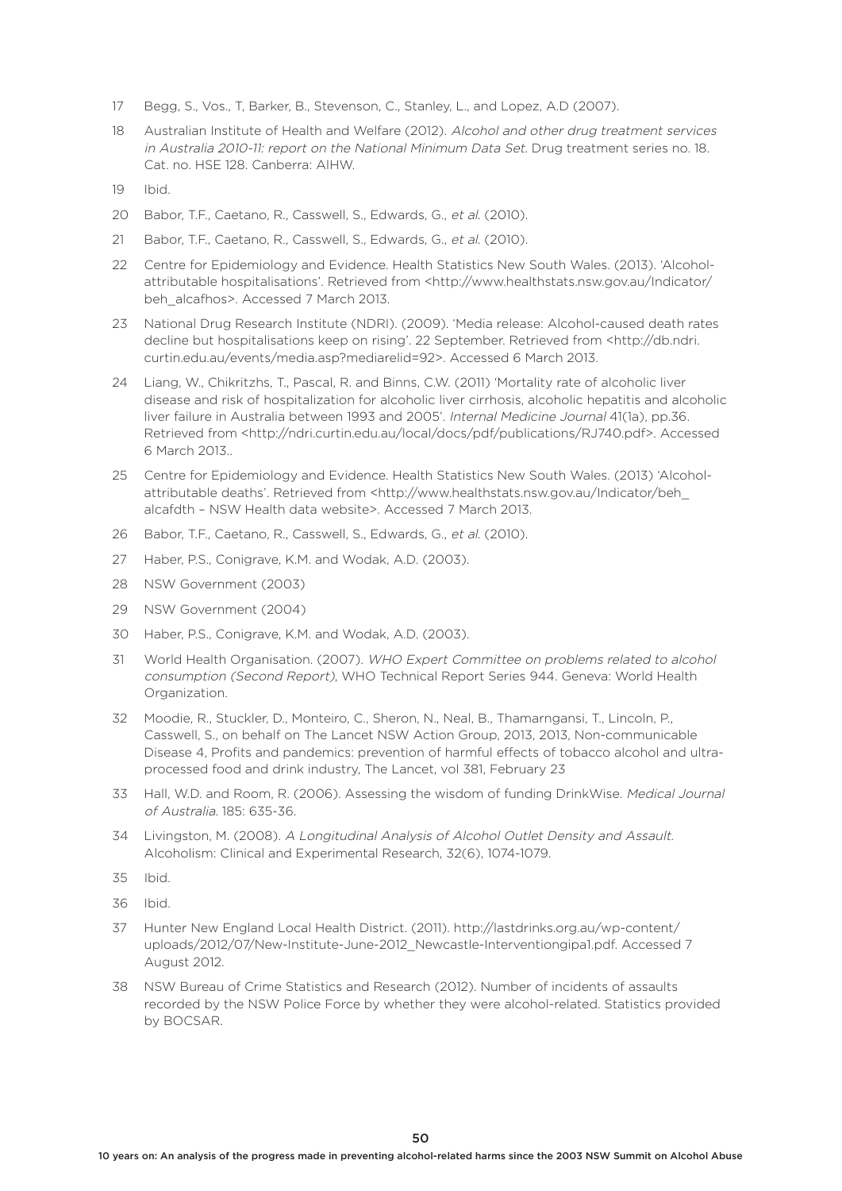17 Begg, S., Vos., T, Barker, B., Stevenson, C., Stanley, L., and Lopez, A.D (2007).

18 Australian Institute of Health and Welfare (2012). *Alcohol and other drug treatment services in Australia 2010-11: report on the National Minimum Data Set.* Drug treatment series no. 18. Cat. no. HSE 128. Canberra: AIHW.

19 Ibid.

20 Babor, T.F., Caetano, R., Casswell, S., Edwards, G., *et al.* (2010).

21 Babor, T.F., Caetano, R., Casswell, S., Edwards, G., *et al.* (2010).

22 Centre for Epidemiology and Evidence. Health Statistics New South Wales. (2013). 'Alcohol-attributable hospitalisations'. Retrieved from <http://www.healthstats.nsw.gov.au/Indicator/beh_alcafhos>. Accessed 7 March 2013.

23 National Drug Research Institute (NDRI). (2009). 'Media release: Alcohol-caused death rates decline but hospitalisations keep on rising'. 22 September. Retrieved from <http://db.ndri.curtin.edu.au/events/media.asp?mediarelid=92>. Accessed 6 March 2013.

24 Liang, W., Chikritzhs, T., Pascal, R. and Binns, C.W. (2011) 'Mortality rate of alcoholic liver disease and risk of hospitalization for alcoholic liver cirrhosis, alcoholic hepatitis and alcoholic liver failure in Australia between 1993 and 2005'. *Internal Medicine Journal* 41(1a), pp.36. Retrieved from <http://ndri.curtin.edu.au/local/docs/pdf/publications/RJ740.pdf>. Accessed 6 March 2013..

25 Centre for Epidemiology and Evidence. Health Statistics New South Wales. (2013) 'Alcohol-attributable deaths'. Retrieved from <http://www.healthstats.nsw.gov.au/Indicator/beh_alcafdth – NSW Health data website>. Accessed 7 March 2013.

26 Babor, T.F., Caetano, R., Casswell, S., Edwards, G., *et al.* (2010).

27 Haber, P.S., Conigrave, K.M. and Wodak, A.D. (2003).

28 NSW Government (2003)

29 NSW Government (2004)

30 Haber, P.S., Conigrave, K.M. and Wodak, A.D. (2003).

31 World Health Organisation. (2007). *WHO Expert Committee on problems related to alcohol consumption (Second Report)*, WHO Technical Report Series 944. Geneva: World Health Organization.

32 Moodie, R., Stuckler, D., Monteiro, C., Sheron, N., Neal, B., Thamarngansi, T., Lincoln, P., Casswell, S., on behalf on The Lancet NSW Action Group, 2013, 2013, Non-communicable Disease 4, Profits and pandemics: prevention of harmful effects of tobacco alcohol and ultra-processed food and drink industry, The Lancet, vol 381, February 23

33 Hall, W.D. and Room, R. (2006). Assessing the wisdom of funding DrinkWise. *Medical Journal of Australia.* 185: 635-36.

34 Livingston, M. (2008). *A Longitudinal Analysis of Alcohol Outlet Density and Assault.* Alcoholism: Clinical and Experimental Research, 32(6), 1074-1079.

35 Ibid.

36 Ibid.

37 Hunter New England Local Health District. (2011). http://lastdrinks.org.au/wp-content/uploads/2012/07/New-Institute-June-2012_Newcastle-Interventiongipa1.pdf. Accessed 7 August 2012.

38 NSW Bureau of Crime Statistics and Research (2012). Number of incidents of assaults recorded by the NSW Police Force by whether they were alcohol-related. Statistics provided by BOCSAR.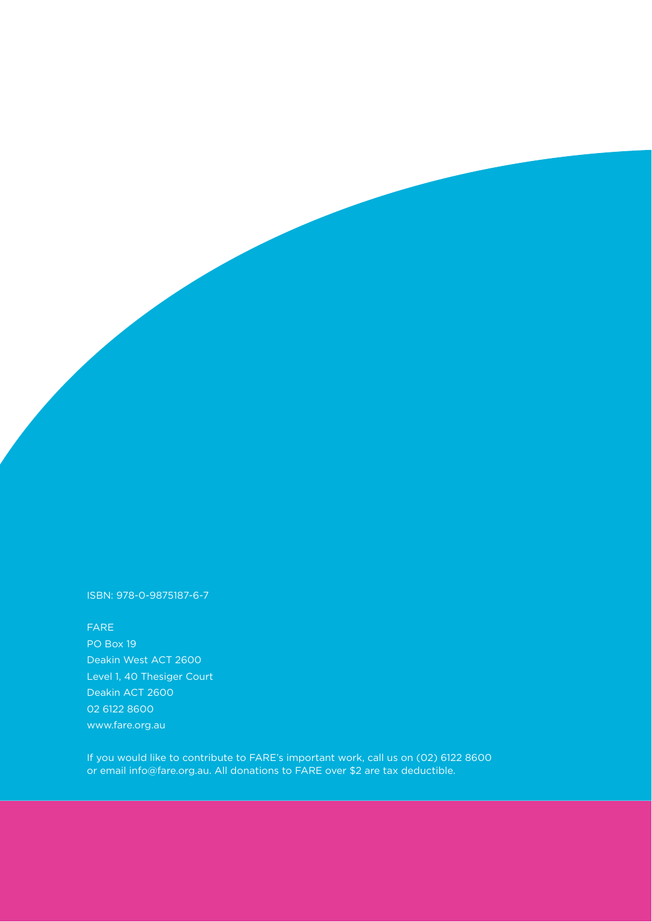ISBN: 978-0-9875187-6-7

FARE
PO Box 19
Deakin West ACT 2600
Level 1, 40 Thesiger Court
Deakin ACT 2600
02 6122 8600
www.fare.org.au

If you would like to contribute to FARE's important work, call us on (02) 6122 8600 or email info@fare.org.au. All donations to FARE over $2 are tax deductible.